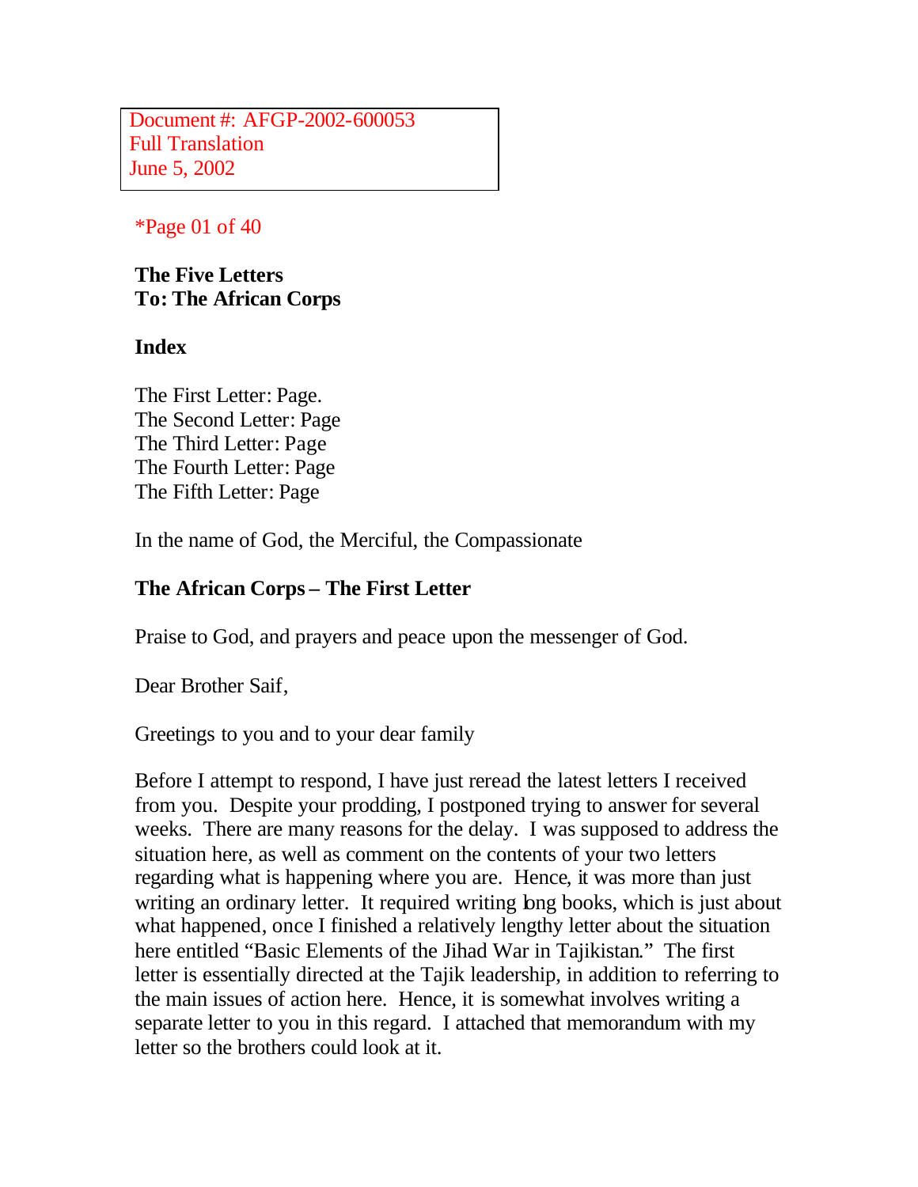Document #: AFGP-2002-600053
Full Translation
June 5, 2002

*Page 01 of 40

**The Five Letters**
**To: The African Corps**

**Index**

The First Letter: Page.
The Second Letter: Page
The Third Letter: Page
The Fourth Letter: Page
The Fifth Letter: Page

In the name of God, the Merciful, the Compassionate

**The African Corps – The First Letter**

Praise to God, and prayers and peace upon the messenger of God.

Dear Brother Saif,

Greetings to you and to your dear family

Before I attempt to respond, I have just reread the latest letters I received from you. Despite your prodding, I postponed trying to answer for several weeks. There are many reasons for the delay. I was supposed to address the situation here, as well as comment on the contents of your two letters regarding what is happening where you are. Hence, it was more than just writing an ordinary letter. It required writing long books, which is just about what happened, once I finished a relatively lengthy letter about the situation here entitled "Basic Elements of the Jihad War in Tajikistan." The first letter is essentially directed at the Tajik leadership, in addition to referring to the main issues of action here. Hence, it is somewhat involves writing a separate letter to you in this regard. I attached that memorandum with my letter so the brothers could look at it.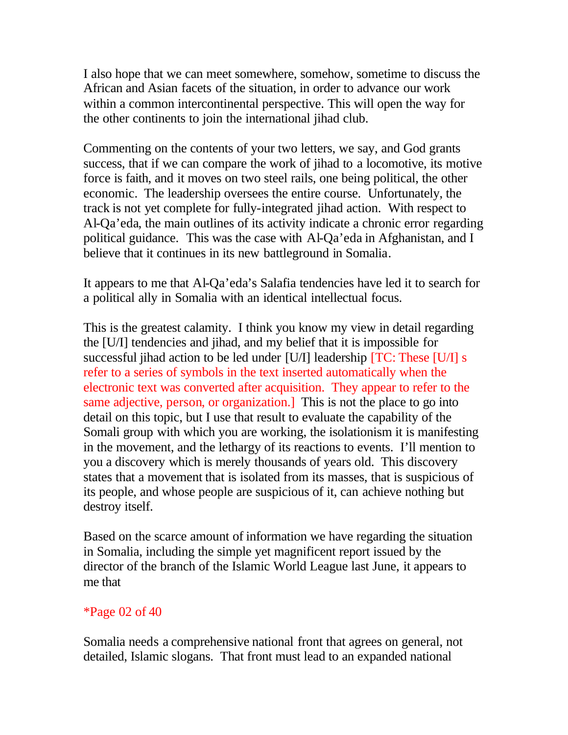I also hope that we can meet somewhere, somehow, sometime to discuss the African and Asian facets of the situation, in order to advance our work within a common intercontinental perspective. This will open the way for the other continents to join the international jihad club.

Commenting on the contents of your two letters, we say, and God grants success, that if we can compare the work of jihad to a locomotive, its motive force is faith, and it moves on two steel rails, one being political, the other economic. The leadership oversees the entire course. Unfortunately, the track is not yet complete for fully-integrated jihad action. With respect to Al-Qa'eda, the main outlines of its activity indicate a chronic error regarding political guidance. This was the case with Al-Qa'eda in Afghanistan, and I believe that it continues in its new battleground in Somalia.

It appears to me that Al-Qa'eda's Salafia tendencies have led it to search for a political ally in Somalia with an identical intellectual focus.

This is the greatest calamity. I think you know my view in detail regarding the [U/I] tendencies and jihad, and my belief that it is impossible for successful jihad action to be led under [U/I] leadership [TC: These [U/I] s refer to a series of symbols in the text inserted automatically when the electronic text was converted after acquisition. They appear to refer to the same adjective, person, or organization.] This is not the place to go into detail on this topic, but I use that result to evaluate the capability of the Somali group with which you are working, the isolationism it is manifesting in the movement, and the lethargy of its reactions to events. I'll mention to you a discovery which is merely thousands of years old. This discovery states that a movement that is isolated from its masses, that is suspicious of its people, and whose people are suspicious of it, can achieve nothing but destroy itself.

Based on the scarce amount of information we have regarding the situation in Somalia, including the simple yet magnificent report issued by the director of the branch of the Islamic World League last June, it appears to me that

*Page 02 of 40

Somalia needs a comprehensive national front that agrees on general, not detailed, Islamic slogans. That front must lead to an expanded national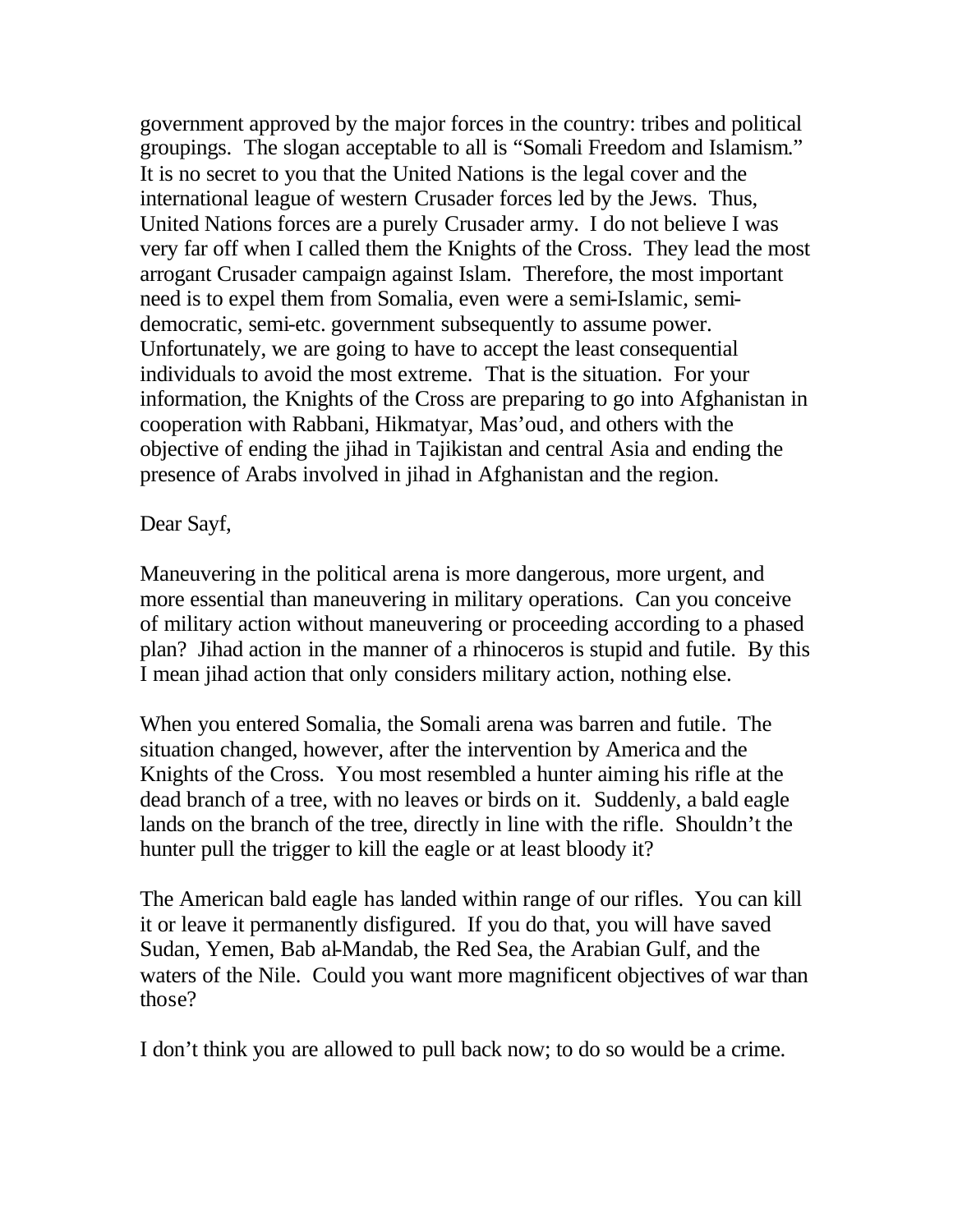government approved by the major forces in the country: tribes and political groupings. The slogan acceptable to all is "Somali Freedom and Islamism." It is no secret to you that the United Nations is the legal cover and the international league of western Crusader forces led by the Jews. Thus, United Nations forces are a purely Crusader army. I do not believe I was very far off when I called them the Knights of the Cross. They lead the most arrogant Crusader campaign against Islam. Therefore, the most important need is to expel them from Somalia, even were a semi-Islamic, semi-democratic, semi-etc. government subsequently to assume power. Unfortunately, we are going to have to accept the least consequential individuals to avoid the most extreme. That is the situation. For your information, the Knights of the Cross are preparing to go into Afghanistan in cooperation with Rabbani, Hikmatyar, Mas'oud, and others with the objective of ending the jihad in Tajikistan and central Asia and ending the presence of Arabs involved in jihad in Afghanistan and the region.

Dear Sayf,

Maneuvering in the political arena is more dangerous, more urgent, and more essential than maneuvering in military operations. Can you conceive of military action without maneuvering or proceeding according to a phased plan? Jihad action in the manner of a rhinoceros is stupid and futile. By this I mean jihad action that only considers military action, nothing else.

When you entered Somalia, the Somali arena was barren and futile. The situation changed, however, after the intervention by America and the Knights of the Cross. You most resembled a hunter aiming his rifle at the dead branch of a tree, with no leaves or birds on it. Suddenly, a bald eagle lands on the branch of the tree, directly in line with the rifle. Shouldn't the hunter pull the trigger to kill the eagle or at least bloody it?

The American bald eagle has landed within range of our rifles. You can kill it or leave it permanently disfigured. If you do that, you will have saved Sudan, Yemen, Bab al-Mandab, the Red Sea, the Arabian Gulf, and the waters of the Nile. Could you want more magnificent objectives of war than those?

I don't think you are allowed to pull back now; to do so would be a crime.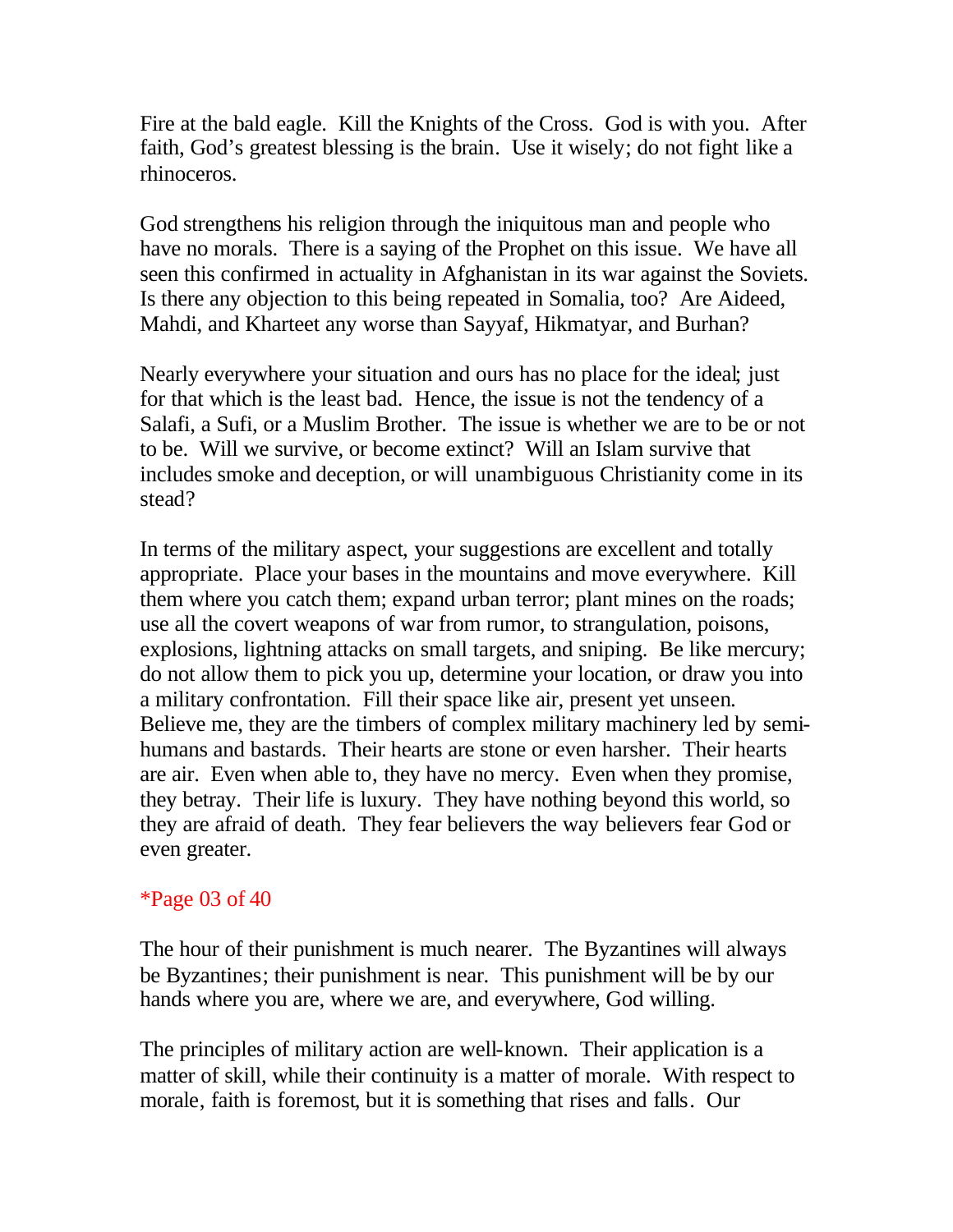Fire at the bald eagle. Kill the Knights of the Cross. God is with you. After faith, God's greatest blessing is the brain. Use it wisely; do not fight like a rhinoceros.

God strengthens his religion through the iniquitous man and people who have no morals. There is a saying of the Prophet on this issue. We have all seen this confirmed in actuality in Afghanistan in its war against the Soviets. Is there any objection to this being repeated in Somalia, too? Are Aideed, Mahdi, and Kharteet any worse than Sayyaf, Hikmatyar, and Burhan?

Nearly everywhere your situation and ours has no place for the ideal; just for that which is the least bad. Hence, the issue is not the tendency of a Salafi, a Sufi, or a Muslim Brother. The issue is whether we are to be or not to be. Will we survive, or become extinct? Will an Islam survive that includes smoke and deception, or will unambiguous Christianity come in its stead?

In terms of the military aspect, your suggestions are excellent and totally appropriate. Place your bases in the mountains and move everywhere. Kill them where you catch them; expand urban terror; plant mines on the roads; use all the covert weapons of war from rumor, to strangulation, poisons, explosions, lightning attacks on small targets, and sniping. Be like mercury; do not allow them to pick you up, determine your location, or draw you into a military confrontation. Fill their space like air, present yet unseen. Believe me, they are the timbers of complex military machinery led by semi-humans and bastards. Their hearts are stone or even harsher. Their hearts are air. Even when able to, they have no mercy. Even when they promise, they betray. Their life is luxury. They have nothing beyond this world, so they are afraid of death. They fear believers the way believers fear God or even greater.

*Page 03 of 40

The hour of their punishment is much nearer. The Byzantines will always be Byzantines; their punishment is near. This punishment will be by our hands where you are, where we are, and everywhere, God willing.

The principles of military action are well-known. Their application is a matter of skill, while their continuity is a matter of morale. With respect to morale, faith is foremost, but it is something that rises and falls. Our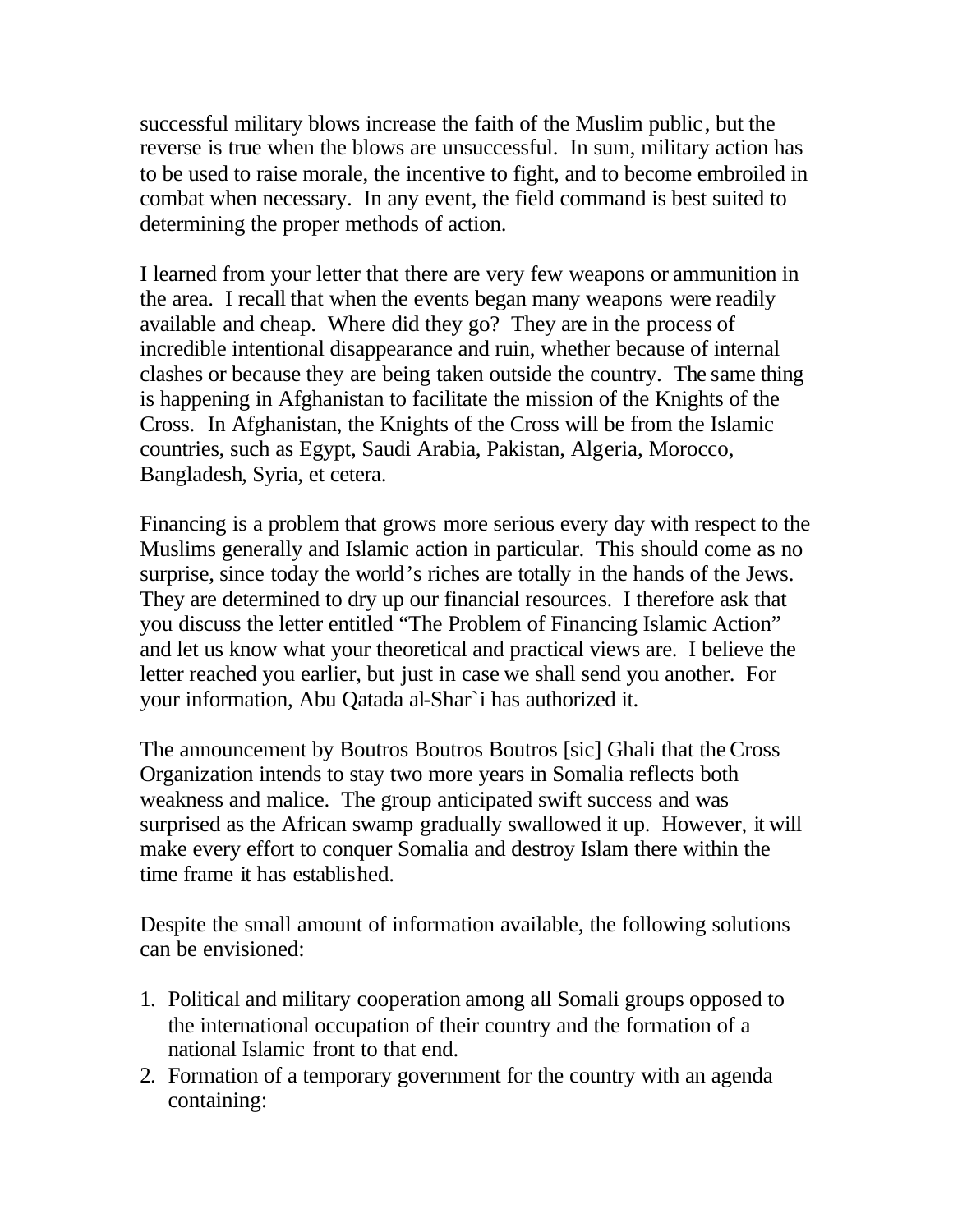successful military blows increase the faith of the Muslim public, but the reverse is true when the blows are unsuccessful. In sum, military action has to be used to raise morale, the incentive to fight, and to become embroiled in combat when necessary. In any event, the field command is best suited to determining the proper methods of action.

I learned from your letter that there are very few weapons or ammunition in the area. I recall that when the events began many weapons were readily available and cheap. Where did they go? They are in the process of incredible intentional disappearance and ruin, whether because of internal clashes or because they are being taken outside the country. The same thing is happening in Afghanistan to facilitate the mission of the Knights of the Cross. In Afghanistan, the Knights of the Cross will be from the Islamic countries, such as Egypt, Saudi Arabia, Pakistan, Algeria, Morocco, Bangladesh, Syria, et cetera.

Financing is a problem that grows more serious every day with respect to the Muslims generally and Islamic action in particular. This should come as no surprise, since today the world's riches are totally in the hands of the Jews. They are determined to dry up our financial resources. I therefore ask that you discuss the letter entitled "The Problem of Financing Islamic Action" and let us know what your theoretical and practical views are. I believe the letter reached you earlier, but just in case we shall send you another. For your information, Abu Qatada al-Shar`i has authorized it.

The announcement by Boutros Boutros Boutros [sic] Ghali that the Cross Organization intends to stay two more years in Somalia reflects both weakness and malice. The group anticipated swift success and was surprised as the African swamp gradually swallowed it up. However, it will make every effort to conquer Somalia and destroy Islam there within the time frame it has established.

Despite the small amount of information available, the following solutions can be envisioned:

1. Political and military cooperation among all Somali groups opposed to the international occupation of their country and the formation of a national Islamic front to that end.
2. Formation of a temporary government for the country with an agenda containing: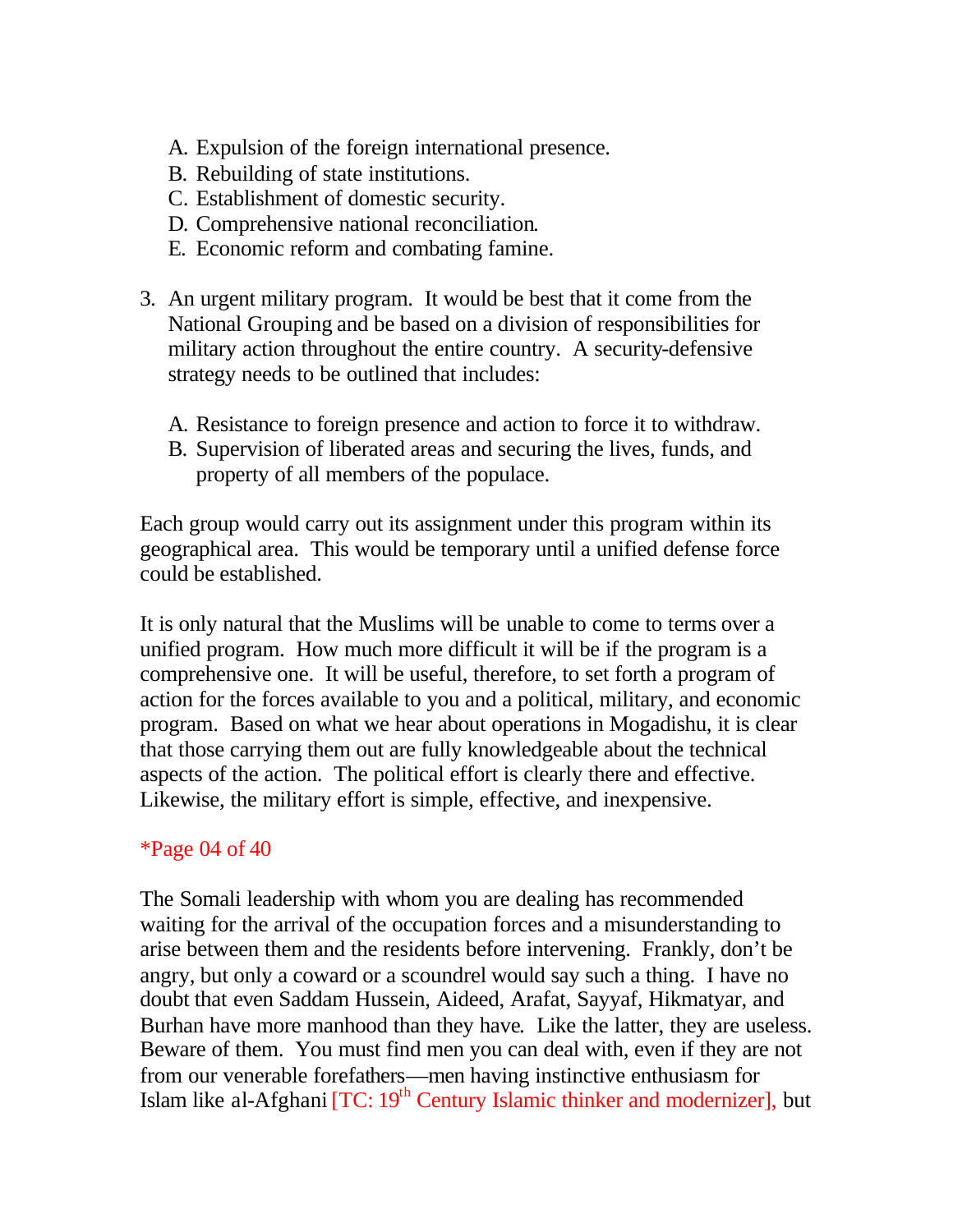A. Expulsion of the foreign international presence.
B. Rebuilding of state institutions.
C. Establishment of domestic security.
D. Comprehensive national reconciliation.
E. Economic reform and combating famine.

3. An urgent military program. It would be best that it come from the National Grouping and be based on a division of responsibilities for military action throughout the entire country. A security-defensive strategy needs to be outlined that includes:

   A. Resistance to foreign presence and action to force it to withdraw.
   B. Supervision of liberated areas and securing the lives, funds, and property of all members of the populace.

Each group would carry out its assignment under this program within its geographical area. This would be temporary until a unified defense force could be established.

It is only natural that the Muslims will be unable to come to terms over a unified program. How much more difficult it will be if the program is a comprehensive one. It will be useful, therefore, to set forth a program of action for the forces available to you and a political, military, and economic program. Based on what we hear about operations in Mogadishu, it is clear that those carrying them out are fully knowledgeable about the technical aspects of the action. The political effort is clearly there and effective. Likewise, the military effort is simple, effective, and inexpensive.

*Page 04 of 40

The Somali leadership with whom you are dealing has recommended waiting for the arrival of the occupation forces and a misunderstanding to arise between them and the residents before intervening. Frankly, don't be angry, but only a coward or a scoundrel would say such a thing. I have no doubt that even Saddam Hussein, Aideed, Arafat, Sayyaf, Hikmatyar, and Burhan have more manhood than they have. Like the latter, they are useless. Beware of them. You must find men you can deal with, even if they are not from our venerable forefathers—men having instinctive enthusiasm for Islam like al-Afghani [TC: 19th Century Islamic thinker and modernizer], but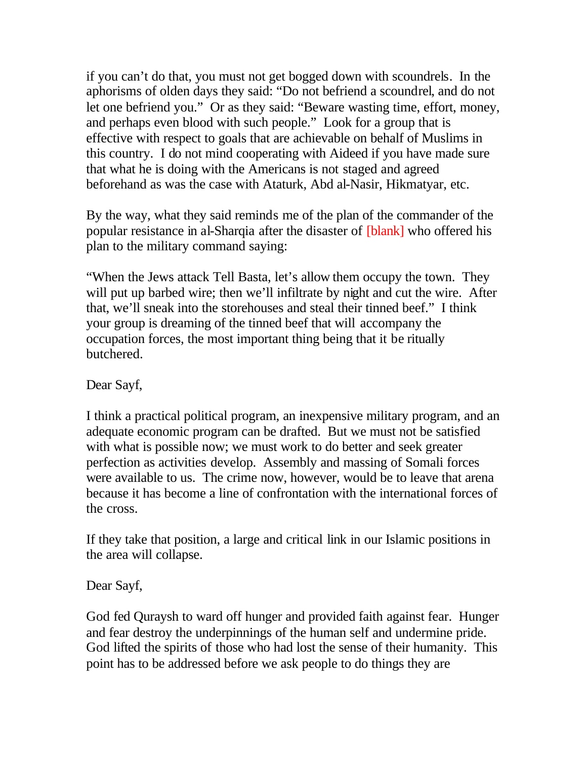if you can't do that, you must not get bogged down with scoundrels. In the aphorisms of olden days they said: "Do not befriend a scoundrel, and do not let one befriend you." Or as they said: "Beware wasting time, effort, money, and perhaps even blood with such people." Look for a group that is effective with respect to goals that are achievable on behalf of Muslims in this country. I do not mind cooperating with Aideed if you have made sure that what he is doing with the Americans is not staged and agreed beforehand as was the case with Ataturk, Abd al-Nasir, Hikmatyar, etc.

By the way, what they said reminds me of the plan of the commander of the popular resistance in al-Sharqia after the disaster of [blank] who offered his plan to the military command saying:

"When the Jews attack Tell Basta, let's allow them occupy the town. They will put up barbed wire; then we'll infiltrate by night and cut the wire. After that, we'll sneak into the storehouses and steal their tinned beef." I think your group is dreaming of the tinned beef that will accompany the occupation forces, the most important thing being that it be ritually butchered.

Dear Sayf,

I think a practical political program, an inexpensive military program, and an adequate economic program can be drafted. But we must not be satisfied with what is possible now; we must work to do better and seek greater perfection as activities develop. Assembly and massing of Somali forces were available to us. The crime now, however, would be to leave that arena because it has become a line of confrontation with the international forces of the cross.

If they take that position, a large and critical link in our Islamic positions in the area will collapse.

Dear Sayf,

God fed Quraysh to ward off hunger and provided faith against fear. Hunger and fear destroy the underpinnings of the human self and undermine pride. God lifted the spirits of those who had lost the sense of their humanity. This point has to be addressed before we ask people to do things they are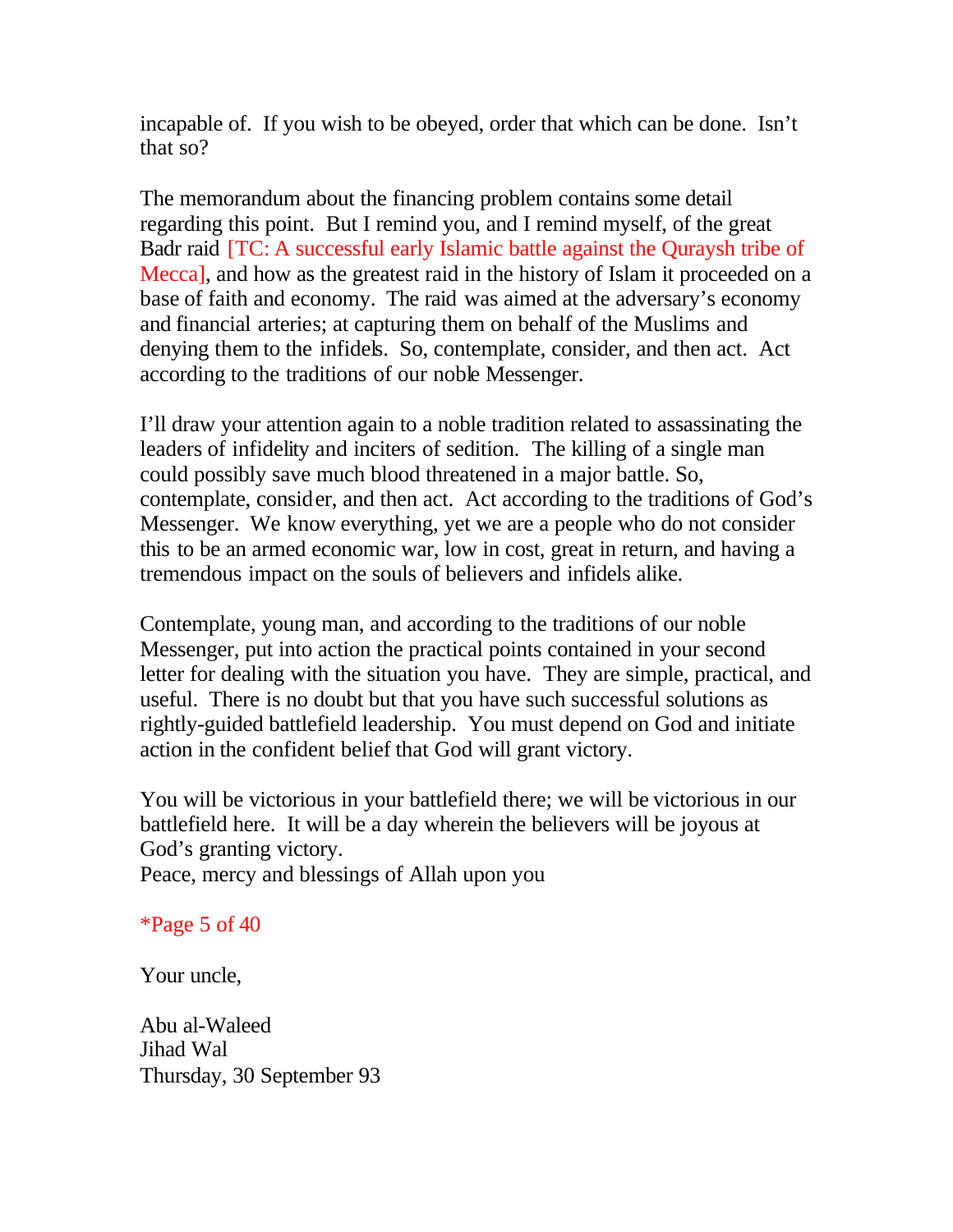incapable of. If you wish to be obeyed, order that which can be done. Isn't that so?

The memorandum about the financing problem contains some detail regarding this point. But I remind you, and I remind myself, of the great Badr raid [TC: A successful early Islamic battle against the Quraysh tribe of Mecca], and how as the greatest raid in the history of Islam it proceeded on a base of faith and economy. The raid was aimed at the adversary's economy and financial arteries; at capturing them on behalf of the Muslims and denying them to the infidels. So, contemplate, consider, and then act. Act according to the traditions of our noble Messenger.

I'll draw your attention again to a noble tradition related to assassinating the leaders of infidelity and inciters of sedition. The killing of a single man could possibly save much blood threatened in a major battle. So, contemplate, consider, and then act. Act according to the traditions of God's Messenger. We know everything, yet we are a people who do not consider this to be an armed economic war, low in cost, great in return, and having a tremendous impact on the souls of believers and infidels alike.

Contemplate, young man, and according to the traditions of our noble Messenger, put into action the practical points contained in your second letter for dealing with the situation you have. They are simple, practical, and useful. There is no doubt but that you have such successful solutions as rightly-guided battlefield leadership. You must depend on God and initiate action in the confident belief that God will grant victory.

You will be victorious in your battlefield there; we will be victorious in our battlefield here. It will be a day wherein the believers will be joyous at God's granting victory.
Peace, mercy and blessings of Allah upon you

*Page 5 of 40

Your uncle,

Abu al-Waleed
Jihad Wal
Thursday, 30 September 93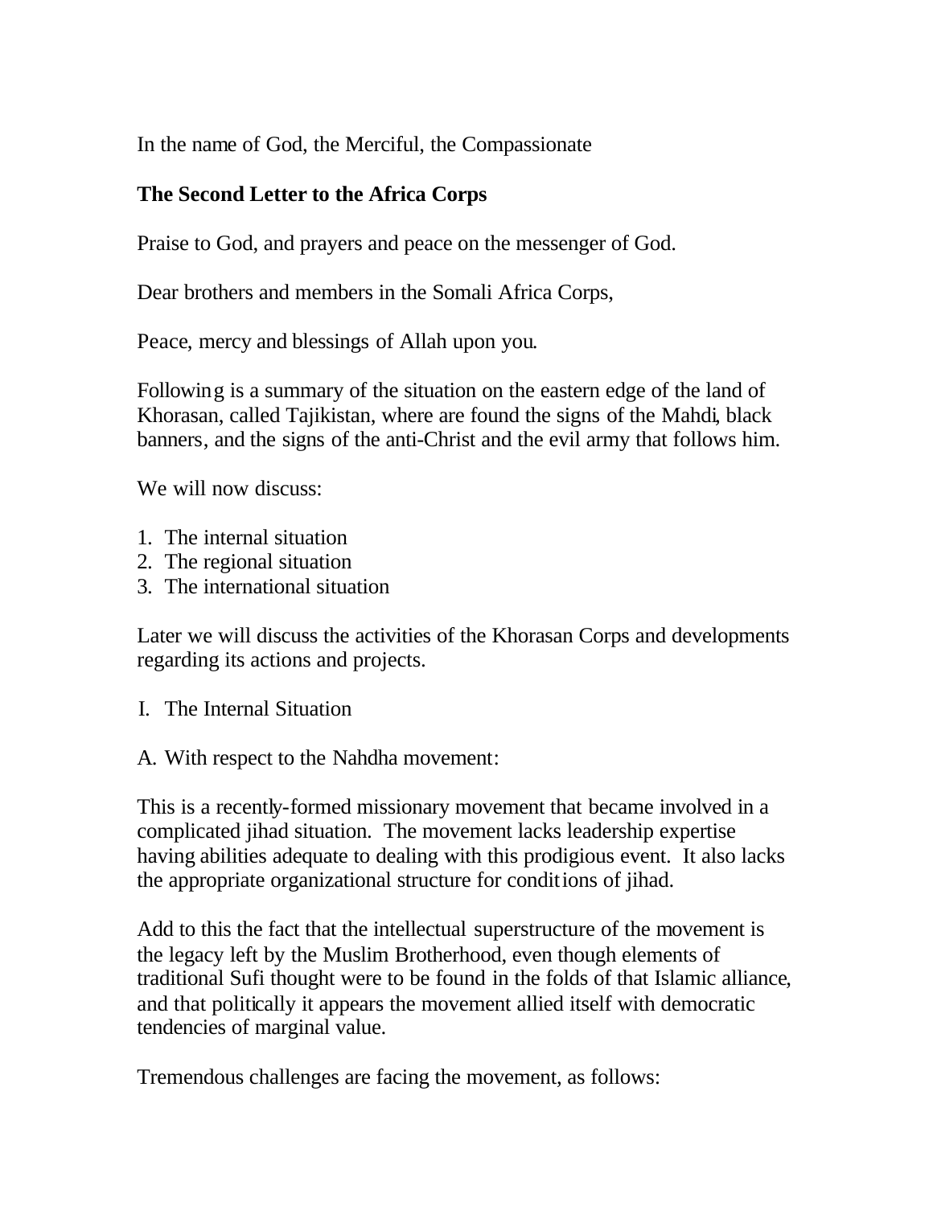In the name of God, the Merciful, the Compassionate

**The Second Letter to the Africa Corps**

Praise to God, and prayers and peace on the messenger of God.

Dear brothers and members in the Somali Africa Corps,

Peace, mercy and blessings of Allah upon you.

Following is a summary of the situation on the eastern edge of the land of Khorasan, called Tajikistan, where are found the signs of the Mahdi, black banners, and the signs of the anti-Christ and the evil army that follows him.

We will now discuss:

1. The internal situation
2. The regional situation
3. The international situation

Later we will discuss the activities of the Khorasan Corps and developments regarding its actions and projects.

I. The Internal Situation

A. With respect to the Nahdha movement:

This is a recently-formed missionary movement that became involved in a complicated jihad situation. The movement lacks leadership expertise having abilities adequate to dealing with this prodigious event. It also lacks the appropriate organizational structure for conditions of jihad.

Add to this the fact that the intellectual superstructure of the movement is the legacy left by the Muslim Brotherhood, even though elements of traditional Sufi thought were to be found in the folds of that Islamic alliance, and that politically it appears the movement allied itself with democratic tendencies of marginal value.

Tremendous challenges are facing the movement, as follows: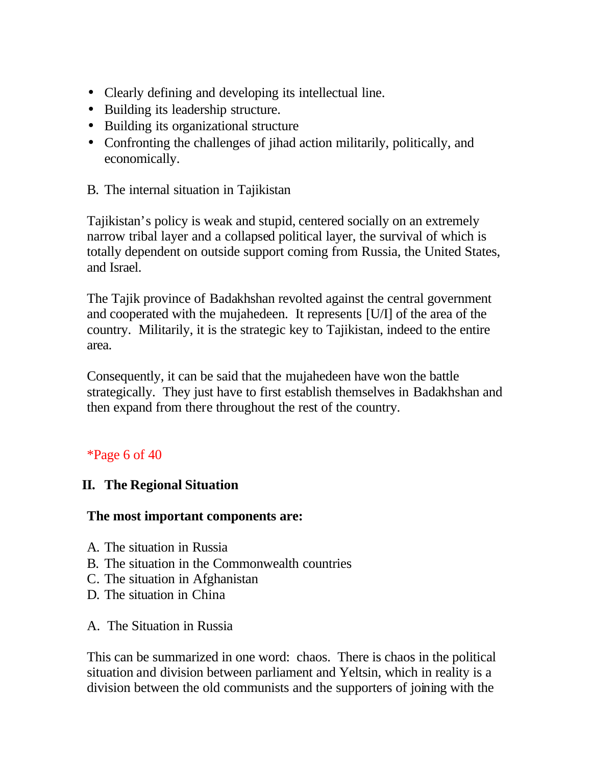- Clearly defining and developing its intellectual line.
- Building its leadership structure.
- Building its organizational structure
- Confronting the challenges of jihad action militarily, politically, and economically.

B. The internal situation in Tajikistan

Tajikistan's policy is weak and stupid, centered socially on an extremely narrow tribal layer and a collapsed political layer, the survival of which is totally dependent on outside support coming from Russia, the United States, and Israel.

The Tajik province of Badakhshan revolted against the central government and cooperated with the mujahedeen. It represents [U/I] of the area of the country. Militarily, it is the strategic key to Tajikistan, indeed to the entire area.

Consequently, it can be said that the mujahedeen have won the battle strategically. They just have to first establish themselves in Badakhshan and then expand from there throughout the rest of the country.

*Page 6 of 40

## II. The Regional Situation

**The most important components are:**

A. The situation in Russia
B. The situation in the Commonwealth countries
C. The situation in Afghanistan
D. The situation in China

A. The Situation in Russia

This can be summarized in one word: chaos. There is chaos in the political situation and division between parliament and Yeltsin, which in reality is a division between the old communists and the supporters of joining with the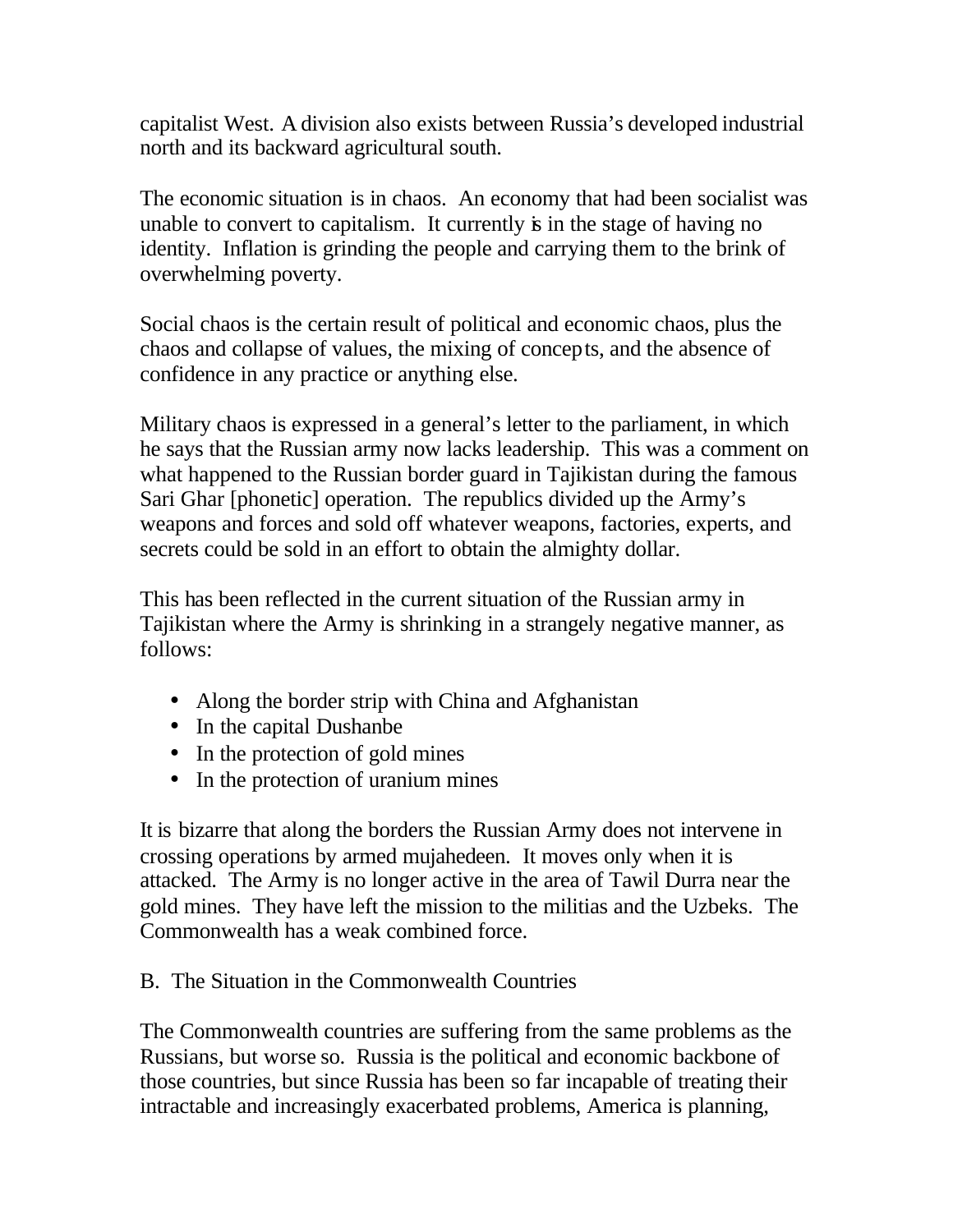capitalist West. A division also exists between Russia's developed industrial north and its backward agricultural south.

The economic situation is in chaos. An economy that had been socialist was unable to convert to capitalism. It currently is in the stage of having no identity. Inflation is grinding the people and carrying them to the brink of overwhelming poverty.

Social chaos is the certain result of political and economic chaos, plus the chaos and collapse of values, the mixing of concepts, and the absence of confidence in any practice or anything else.

Military chaos is expressed in a general's letter to the parliament, in which he says that the Russian army now lacks leadership. This was a comment on what happened to the Russian border guard in Tajikistan during the famous Sari Ghar [phonetic] operation. The republics divided up the Army's weapons and forces and sold off whatever weapons, factories, experts, and secrets could be sold in an effort to obtain the almighty dollar.

This has been reflected in the current situation of the Russian army in Tajikistan where the Army is shrinking in a strangely negative manner, as follows:

- Along the border strip with China and Afghanistan
- In the capital Dushanbe
- In the protection of gold mines
- In the protection of uranium mines

It is bizarre that along the borders the Russian Army does not intervene in crossing operations by armed mujahedeen. It moves only when it is attacked. The Army is no longer active in the area of Tawil Durra near the gold mines. They have left the mission to the militias and the Uzbeks. The Commonwealth has a weak combined force.

B. The Situation in the Commonwealth Countries

The Commonwealth countries are suffering from the same problems as the Russians, but worse so. Russia is the political and economic backbone of those countries, but since Russia has been so far incapable of treating their intractable and increasingly exacerbated problems, America is planning,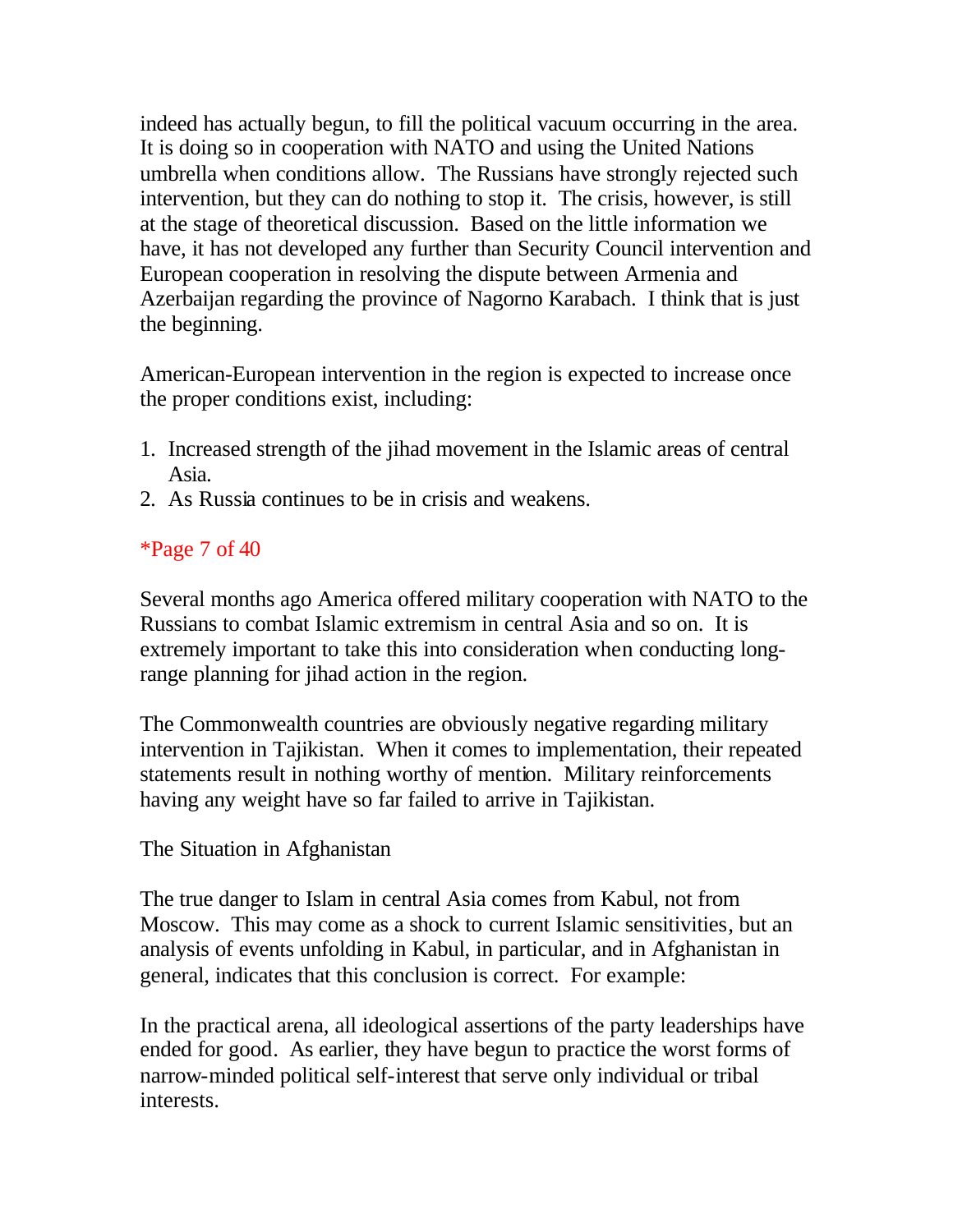indeed has actually begun, to fill the political vacuum occurring in the area. It is doing so in cooperation with NATO and using the United Nations umbrella when conditions allow. The Russians have strongly rejected such intervention, but they can do nothing to stop it. The crisis, however, is still at the stage of theoretical discussion. Based on the little information we have, it has not developed any further than Security Council intervention and European cooperation in resolving the dispute between Armenia and Azerbaijan regarding the province of Nagorno Karabach. I think that is just the beginning.

American-European intervention in the region is expected to increase once the proper conditions exist, including:

1. Increased strength of the jihad movement in the Islamic areas of central Asia.
2. As Russia continues to be in crisis and weakens.

*Page 7 of 40

Several months ago America offered military cooperation with NATO to the Russians to combat Islamic extremism in central Asia and so on. It is extremely important to take this into consideration when conducting long-range planning for jihad action in the region.

The Commonwealth countries are obviously negative regarding military intervention in Tajikistan. When it comes to implementation, their repeated statements result in nothing worthy of mention. Military reinforcements having any weight have so far failed to arrive in Tajikistan.

The Situation in Afghanistan

The true danger to Islam in central Asia comes from Kabul, not from Moscow. This may come as a shock to current Islamic sensitivities, but an analysis of events unfolding in Kabul, in particular, and in Afghanistan in general, indicates that this conclusion is correct. For example:

In the practical arena, all ideological assertions of the party leaderships have ended for good. As earlier, they have begun to practice the worst forms of narrow-minded political self-interest that serve only individual or tribal interests.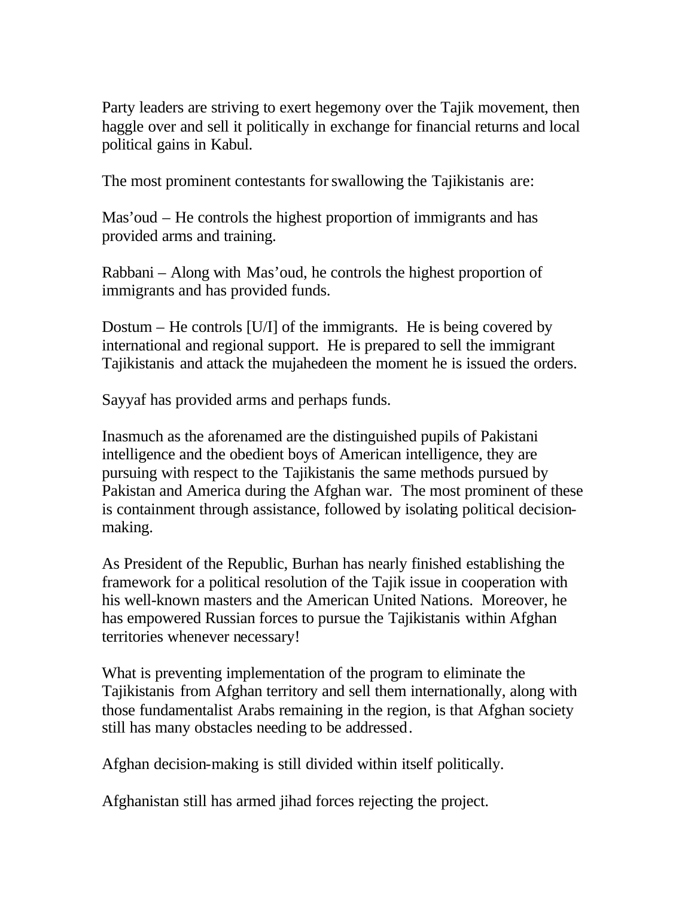Party leaders are striving to exert hegemony over the Tajik movement, then haggle over and sell it politically in exchange for financial returns and local political gains in Kabul.

The most prominent contestants for swallowing the Tajikistanis are:

Mas'oud – He controls the highest proportion of immigrants and has provided arms and training.

Rabbani – Along with Mas'oud, he controls the highest proportion of immigrants and has provided funds.

Dostum – He controls [U/I] of the immigrants. He is being covered by international and regional support. He is prepared to sell the immigrant Tajikistanis and attack the mujahedeen the moment he is issued the orders.

Sayyaf has provided arms and perhaps funds.

Inasmuch as the aforenamed are the distinguished pupils of Pakistani intelligence and the obedient boys of American intelligence, they are pursuing with respect to the Tajikistanis the same methods pursued by Pakistan and America during the Afghan war. The most prominent of these is containment through assistance, followed by isolating political decision-making.

As President of the Republic, Burhan has nearly finished establishing the framework for a political resolution of the Tajik issue in cooperation with his well-known masters and the American United Nations. Moreover, he has empowered Russian forces to pursue the Tajikistanis within Afghan territories whenever necessary!

What is preventing implementation of the program to eliminate the Tajikistanis from Afghan territory and sell them internationally, along with those fundamentalist Arabs remaining in the region, is that Afghan society still has many obstacles needing to be addressed.

Afghan decision-making is still divided within itself politically.

Afghanistan still has armed jihad forces rejecting the project.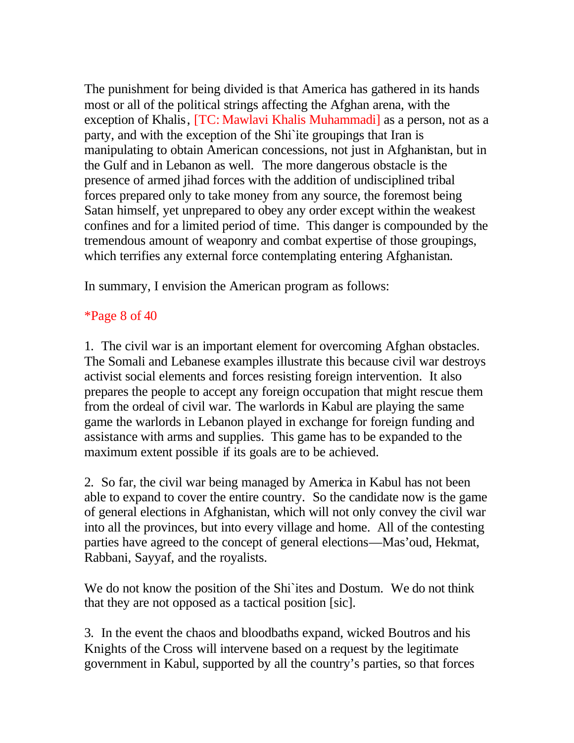The punishment for being divided is that America has gathered in its hands most or all of the political strings affecting the Afghan arena, with the exception of Khalis, [TC: Mawlavi Khalis Muhammadi] as a person, not as a party, and with the exception of the Shi`ite groupings that Iran is manipulating to obtain American concessions, not just in Afghanistan, but in the Gulf and in Lebanon as well. The more dangerous obstacle is the presence of armed jihad forces with the addition of undisciplined tribal forces prepared only to take money from any source, the foremost being Satan himself, yet unprepared to obey any order except within the weakest confines and for a limited period of time. This danger is compounded by the tremendous amount of weaponry and combat expertise of those groupings, which terrifies any external force contemplating entering Afghanistan.

In summary, I envision the American program as follows:

*Page 8 of 40

1. The civil war is an important element for overcoming Afghan obstacles. The Somali and Lebanese examples illustrate this because civil war destroys activist social elements and forces resisting foreign intervention. It also prepares the people to accept any foreign occupation that might rescue them from the ordeal of civil war. The warlords in Kabul are playing the same game the warlords in Lebanon played in exchange for foreign funding and assistance with arms and supplies. This game has to be expanded to the maximum extent possible if its goals are to be achieved.

2. So far, the civil war being managed by America in Kabul has not been able to expand to cover the entire country. So the candidate now is the game of general elections in Afghanistan, which will not only convey the civil war into all the provinces, but into every village and home. All of the contesting parties have agreed to the concept of general elections—Mas'oud, Hekmat, Rabbani, Sayyaf, and the royalists.

We do not know the position of the Shi`ites and Dostum. We do not think that they are not opposed as a tactical position [sic].

3. In the event the chaos and bloodbaths expand, wicked Boutros and his Knights of the Cross will intervene based on a request by the legitimate government in Kabul, supported by all the country's parties, so that forces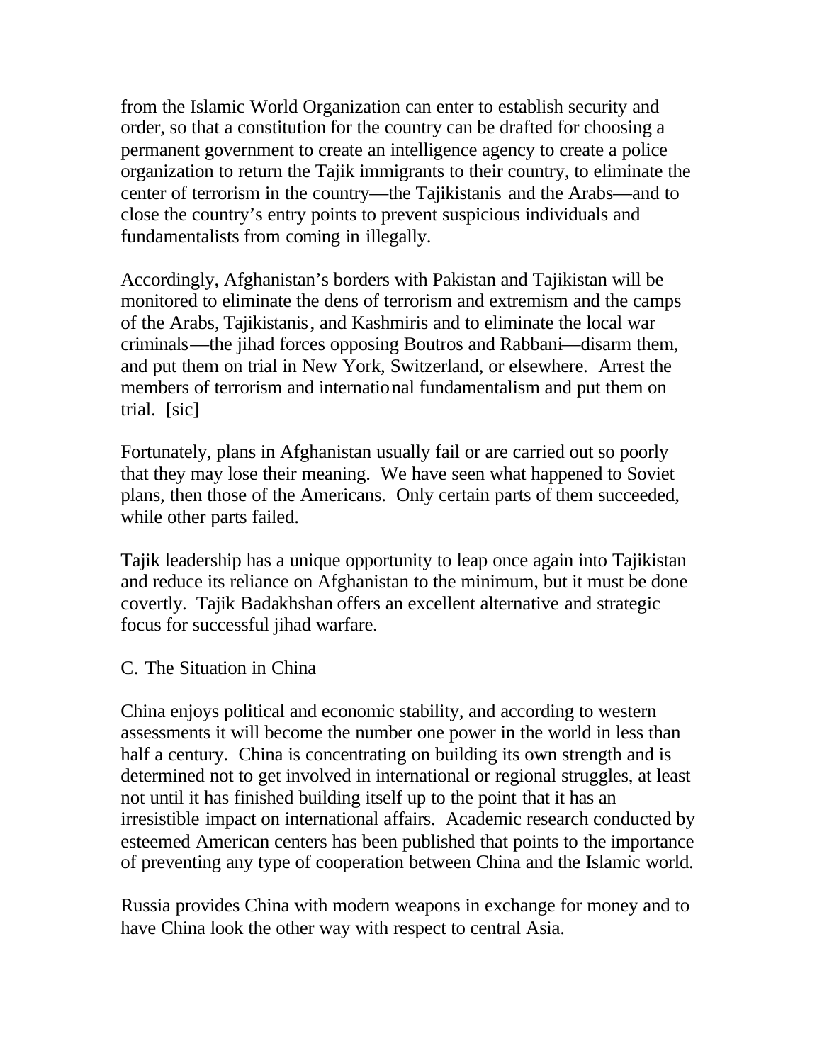from the Islamic World Organization can enter to establish security and order, so that a constitution for the country can be drafted for choosing a permanent government to create an intelligence agency to create a police organization to return the Tajik immigrants to their country, to eliminate the center of terrorism in the country—the Tajikistanis and the Arabs—and to close the country's entry points to prevent suspicious individuals and fundamentalists from coming in illegally.

Accordingly, Afghanistan's borders with Pakistan and Tajikistan will be monitored to eliminate the dens of terrorism and extremism and the camps of the Arabs, Tajikistanis, and Kashmiris and to eliminate the local war criminals—the jihad forces opposing Boutros and Rabbani—disarm them, and put them on trial in New York, Switzerland, or elsewhere. Arrest the members of terrorism and international fundamentalism and put them on trial. [sic]

Fortunately, plans in Afghanistan usually fail or are carried out so poorly that they may lose their meaning. We have seen what happened to Soviet plans, then those of the Americans. Only certain parts of them succeeded, while other parts failed.

Tajik leadership has a unique opportunity to leap once again into Tajikistan and reduce its reliance on Afghanistan to the minimum, but it must be done covertly. Tajik Badakhshan offers an excellent alternative and strategic focus for successful jihad warfare.

C. The Situation in China

China enjoys political and economic stability, and according to western assessments it will become the number one power in the world in less than half a century. China is concentrating on building its own strength and is determined not to get involved in international or regional struggles, at least not until it has finished building itself up to the point that it has an irresistible impact on international affairs. Academic research conducted by esteemed American centers has been published that points to the importance of preventing any type of cooperation between China and the Islamic world.

Russia provides China with modern weapons in exchange for money and to have China look the other way with respect to central Asia.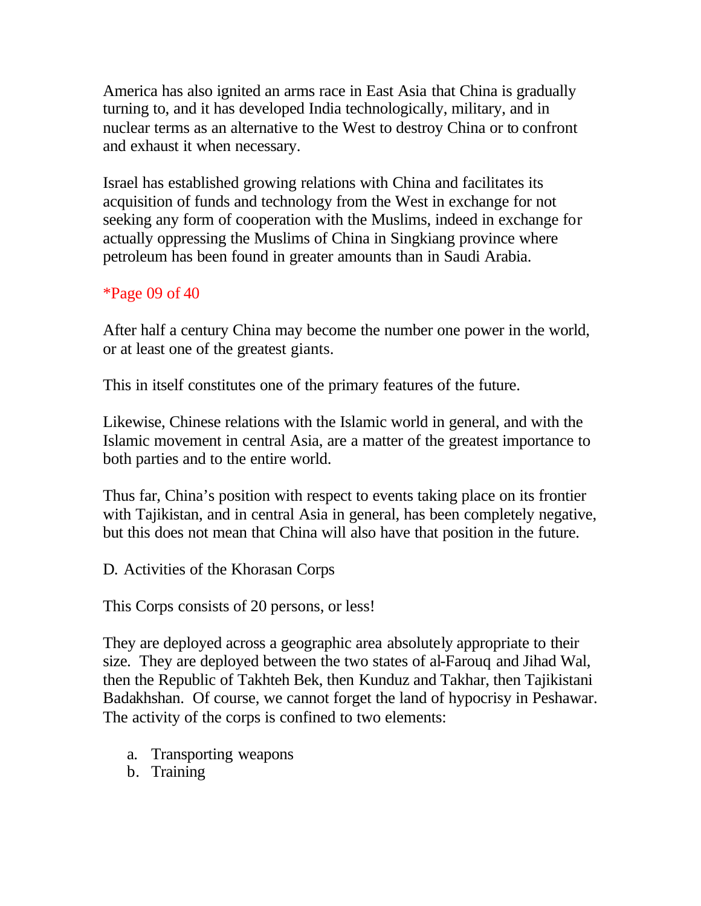America has also ignited an arms race in East Asia that China is gradually turning to, and it has developed India technologically, military, and in nuclear terms as an alternative to the West to destroy China or to confront and exhaust it when necessary.

Israel has established growing relations with China and facilitates its acquisition of funds and technology from the West in exchange for not seeking any form of cooperation with the Muslims, indeed in exchange for actually oppressing the Muslims of China in Singkiang province where petroleum has been found in greater amounts than in Saudi Arabia.

*Page 09 of 40

After half a century China may become the number one power in the world, or at least one of the greatest giants.

This in itself constitutes one of the primary features of the future.

Likewise, Chinese relations with the Islamic world in general, and with the Islamic movement in central Asia, are a matter of the greatest importance to both parties and to the entire world.

Thus far, China's position with respect to events taking place on its frontier with Tajikistan, and in central Asia in general, has been completely negative, but this does not mean that China will also have that position in the future.

D. Activities of the Khorasan Corps

This Corps consists of 20 persons, or less!

They are deployed across a geographic area absolutely appropriate to their size. They are deployed between the two states of al-Farouq and Jihad Wal, then the Republic of Takhteh Bek, then Kunduz and Takhar, then Tajikistani Badakhshan. Of course, we cannot forget the land of hypocrisy in Peshawar. The activity of the corps is confined to two elements:

a. Transporting weapons
b. Training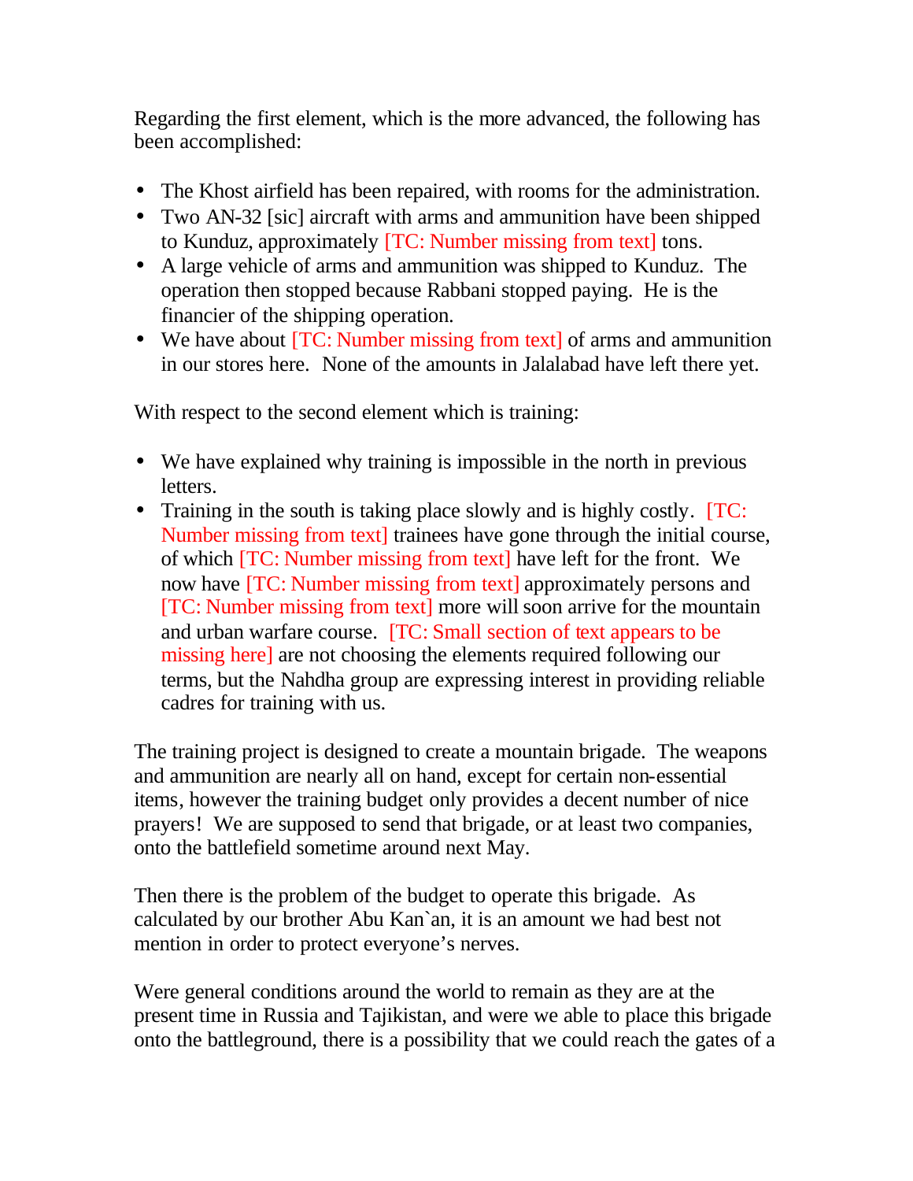Regarding the first element, which is the more advanced, the following has been accomplished:

- The Khost airfield has been repaired, with rooms for the administration.
- Two AN-32 [sic] aircraft with arms and ammunition have been shipped to Kunduz, approximately [TC: Number missing from text] tons.
- A large vehicle of arms and ammunition was shipped to Kunduz. The operation then stopped because Rabbani stopped paying. He is the financier of the shipping operation.
- We have about [TC: Number missing from text] of arms and ammunition in our stores here. None of the amounts in Jalalabad have left there yet.

With respect to the second element which is training:

- We have explained why training is impossible in the north in previous letters.
- Training in the south is taking place slowly and is highly costly. [TC: Number missing from text] trainees have gone through the initial course, of which [TC: Number missing from text] have left for the front. We now have [TC: Number missing from text] approximately persons and [TC: Number missing from text] more will soon arrive for the mountain and urban warfare course. [TC: Small section of text appears to be missing here] are not choosing the elements required following our terms, but the Nahdha group are expressing interest in providing reliable cadres for training with us.

The training project is designed to create a mountain brigade. The weapons and ammunition are nearly all on hand, except for certain non-essential items, however the training budget only provides a decent number of nice prayers! We are supposed to send that brigade, or at least two companies, onto the battlefield sometime around next May.

Then there is the problem of the budget to operate this brigade. As calculated by our brother Abu Kan`an, it is an amount we had best not mention in order to protect everyone's nerves.

Were general conditions around the world to remain as they are at the present time in Russia and Tajikistan, and were we able to place this brigade onto the battleground, there is a possibility that we could reach the gates of a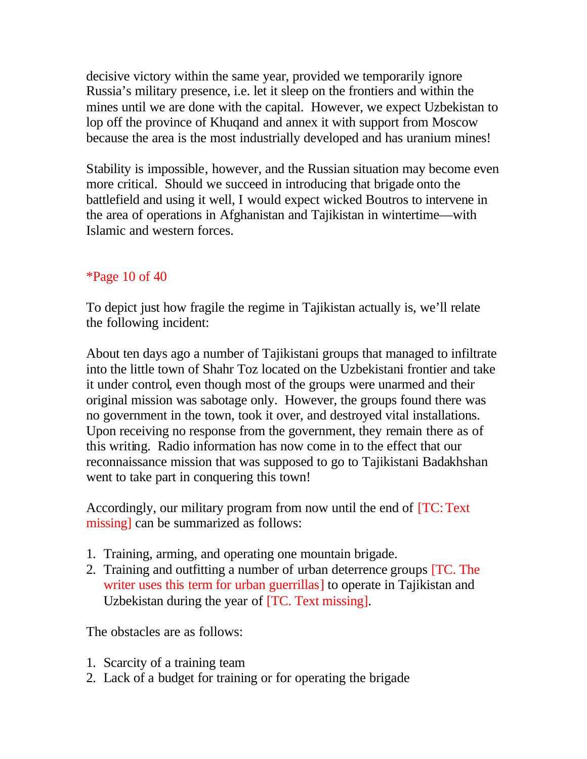decisive victory within the same year, provided we temporarily ignore Russia's military presence, i.e. let it sleep on the frontiers and within the mines until we are done with the capital. However, we expect Uzbekistan to lop off the province of Khuqand and annex it with support from Moscow because the area is the most industrially developed and has uranium mines!

Stability is impossible, however, and the Russian situation may become even more critical. Should we succeed in introducing that brigade onto the battlefield and using it well, I would expect wicked Boutros to intervene in the area of operations in Afghanistan and Tajikistan in wintertime—with Islamic and western forces.

*Page 10 of 40

To depict just how fragile the regime in Tajikistan actually is, we'll relate the following incident:

About ten days ago a number of Tajikistani groups that managed to infiltrate into the little town of Shahr Toz located on the Uzbekistani frontier and take it under control, even though most of the groups were unarmed and their original mission was sabotage only. However, the groups found there was no government in the town, took it over, and destroyed vital installations. Upon receiving no response from the government, they remain there as of this writing. Radio information has now come in to the effect that our reconnaissance mission that was supposed to go to Tajikistani Badakhshan went to take part in conquering this town!

Accordingly, our military program from now until the end of [TC: Text missing] can be summarized as follows:

1. Training, arming, and operating one mountain brigade.
2. Training and outfitting a number of urban deterrence groups [TC. The writer uses this term for urban guerrillas] to operate in Tajikistan and Uzbekistan during the year of [TC. Text missing].

The obstacles are as follows:

1. Scarcity of a training team
2. Lack of a budget for training or for operating the brigade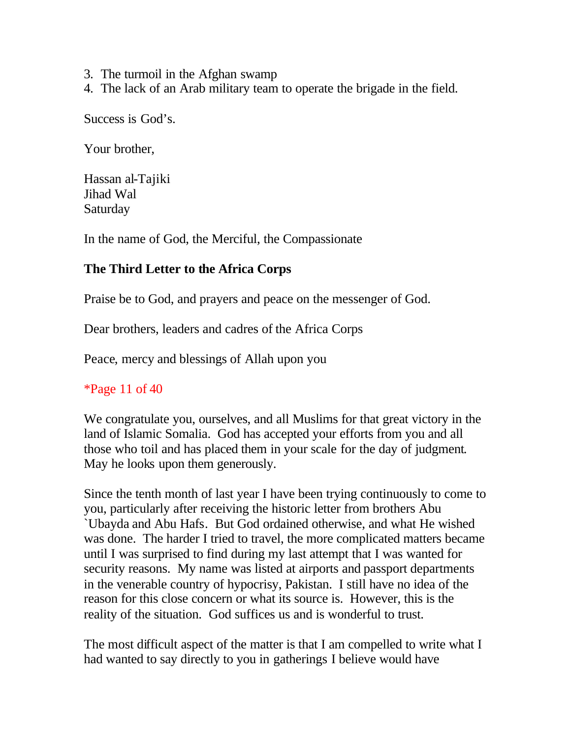3. The turmoil in the Afghan swamp
4. The lack of an Arab military team to operate the brigade in the field.

Success is God's.

Your brother,

Hassan al-Tajiki
Jihad Wal
Saturday

In the name of God, the Merciful, the Compassionate

**The Third Letter to the Africa Corps**

Praise be to God, and prayers and peace on the messenger of God.

Dear brothers, leaders and cadres of the Africa Corps

Peace, mercy and blessings of Allah upon you

*Page 11 of 40

We congratulate you, ourselves, and all Muslims for that great victory in the land of Islamic Somalia. God has accepted your efforts from you and all those who toil and has placed them in your scale for the day of judgment. May he looks upon them generously.

Since the tenth month of last year I have been trying continuously to come to you, particularly after receiving the historic letter from brothers Abu `Ubayda and Abu Hafs. But God ordained otherwise, and what He wished was done. The harder I tried to travel, the more complicated matters became until I was surprised to find during my last attempt that I was wanted for security reasons. My name was listed at airports and passport departments in the venerable country of hypocrisy, Pakistan. I still have no idea of the reason for this close concern or what its source is. However, this is the reality of the situation. God suffices us and is wonderful to trust.

The most difficult aspect of the matter is that I am compelled to write what I had wanted to say directly to you in gatherings I believe would have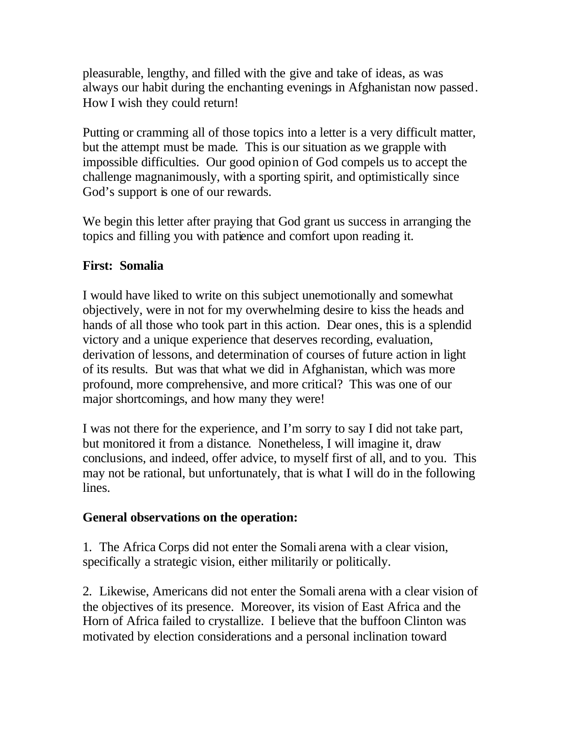pleasurable, lengthy, and filled with the give and take of ideas, as was always our habit during the enchanting evenings in Afghanistan now passed. How I wish they could return!

Putting or cramming all of those topics into a letter is a very difficult matter, but the attempt must be made. This is our situation as we grapple with impossible difficulties. Our good opinion of God compels us to accept the challenge magnanimously, with a sporting spirit, and optimistically since God's support is one of our rewards.

We begin this letter after praying that God grant us success in arranging the topics and filling you with patience and comfort upon reading it.

**First: Somalia**

I would have liked to write on this subject unemotionally and somewhat objectively, were in not for my overwhelming desire to kiss the heads and hands of all those who took part in this action. Dear ones, this is a splendid victory and a unique experience that deserves recording, evaluation, derivation of lessons, and determination of courses of future action in light of its results. But was that what we did in Afghanistan, which was more profound, more comprehensive, and more critical? This was one of our major shortcomings, and how many they were!

I was not there for the experience, and I'm sorry to say I did not take part, but monitored it from a distance. Nonetheless, I will imagine it, draw conclusions, and indeed, offer advice, to myself first of all, and to you. This may not be rational, but unfortunately, that is what I will do in the following lines.

**General observations on the operation:**

1. The Africa Corps did not enter the Somali arena with a clear vision, specifically a strategic vision, either militarily or politically.

2. Likewise, Americans did not enter the Somali arena with a clear vision of the objectives of its presence. Moreover, its vision of East Africa and the Horn of Africa failed to crystallize. I believe that the buffoon Clinton was motivated by election considerations and a personal inclination toward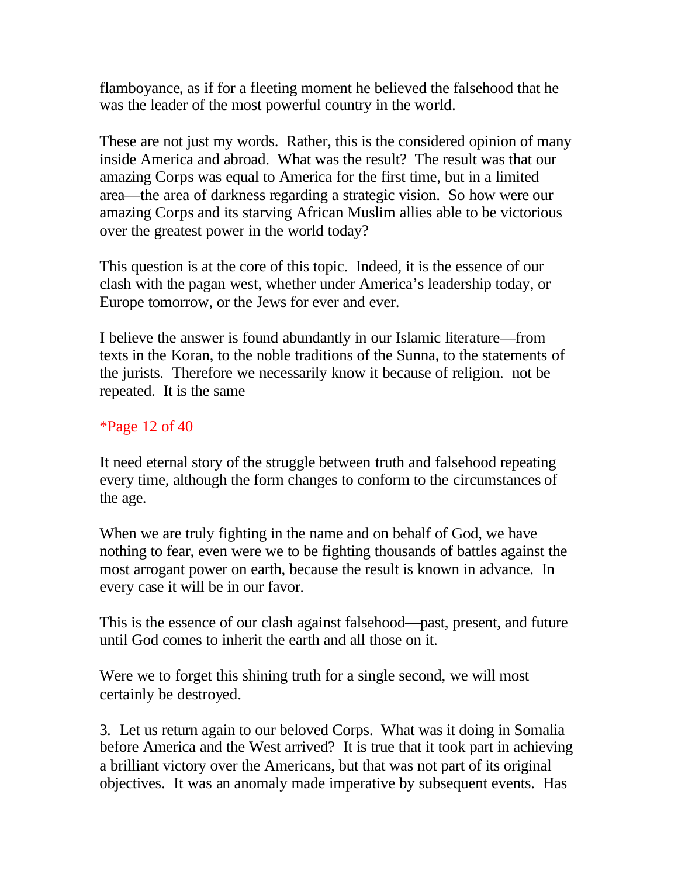flamboyance, as if for a fleeting moment he believed the falsehood that he was the leader of the most powerful country in the world.

These are not just my words. Rather, this is the considered opinion of many inside America and abroad. What was the result? The result was that our amazing Corps was equal to America for the first time, but in a limited area—the area of darkness regarding a strategic vision. So how were our amazing Corps and its starving African Muslim allies able to be victorious over the greatest power in the world today?

This question is at the core of this topic. Indeed, it is the essence of our clash with the pagan west, whether under America's leadership today, or Europe tomorrow, or the Jews for ever and ever.

I believe the answer is found abundantly in our Islamic literature—from texts in the Koran, to the noble traditions of the Sunna, to the statements of the jurists. Therefore we necessarily know it because of religion. not be repeated. It is the same

*Page 12 of 40

It need eternal story of the struggle between truth and falsehood repeating every time, although the form changes to conform to the circumstances of the age.

When we are truly fighting in the name and on behalf of God, we have nothing to fear, even were we to be fighting thousands of battles against the most arrogant power on earth, because the result is known in advance. In every case it will be in our favor.

This is the essence of our clash against falsehood—past, present, and future until God comes to inherit the earth and all those on it.

Were we to forget this shining truth for a single second, we will most certainly be destroyed.

3. Let us return again to our beloved Corps. What was it doing in Somalia before America and the West arrived? It is true that it took part in achieving a brilliant victory over the Americans, but that was not part of its original objectives. It was an anomaly made imperative by subsequent events. Has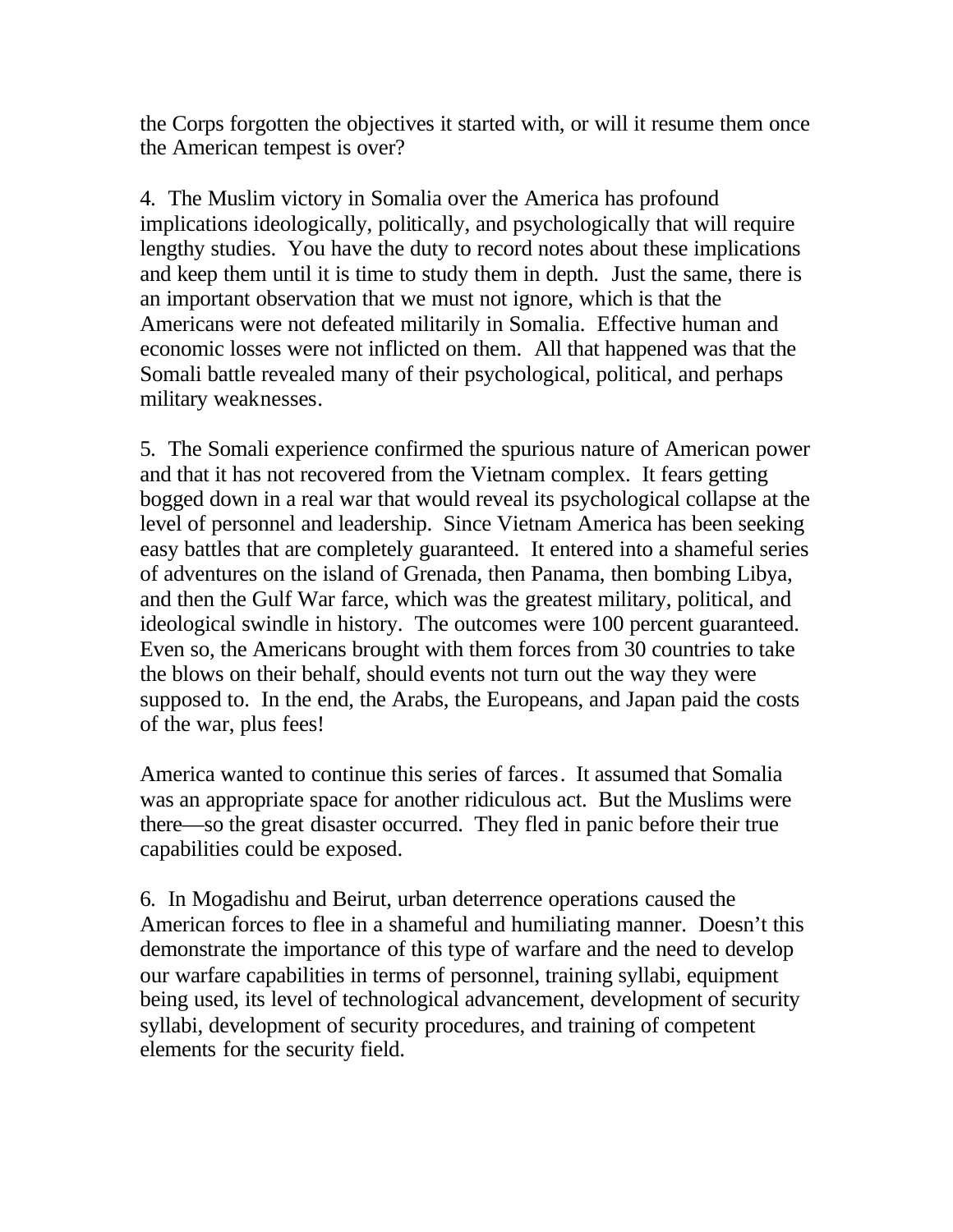the Corps forgotten the objectives it started with, or will it resume them once the American tempest is over?

4. The Muslim victory in Somalia over the America has profound implications ideologically, politically, and psychologically that will require lengthy studies. You have the duty to record notes about these implications and keep them until it is time to study them in depth. Just the same, there is an important observation that we must not ignore, which is that the Americans were not defeated militarily in Somalia. Effective human and economic losses were not inflicted on them. All that happened was that the Somali battle revealed many of their psychological, political, and perhaps military weaknesses.

5. The Somali experience confirmed the spurious nature of American power and that it has not recovered from the Vietnam complex. It fears getting bogged down in a real war that would reveal its psychological collapse at the level of personnel and leadership. Since Vietnam America has been seeking easy battles that are completely guaranteed. It entered into a shameful series of adventures on the island of Grenada, then Panama, then bombing Libya, and then the Gulf War farce, which was the greatest military, political, and ideological swindle in history. The outcomes were 100 percent guaranteed. Even so, the Americans brought with them forces from 30 countries to take the blows on their behalf, should events not turn out the way they were supposed to. In the end, the Arabs, the Europeans, and Japan paid the costs of the war, plus fees!

America wanted to continue this series of farces. It assumed that Somalia was an appropriate space for another ridiculous act. But the Muslims were there—so the great disaster occurred. They fled in panic before their true capabilities could be exposed.

6. In Mogadishu and Beirut, urban deterrence operations caused the American forces to flee in a shameful and humiliating manner. Doesn't this demonstrate the importance of this type of warfare and the need to develop our warfare capabilities in terms of personnel, training syllabi, equipment being used, its level of technological advancement, development of security syllabi, development of security procedures, and training of competent elements for the security field.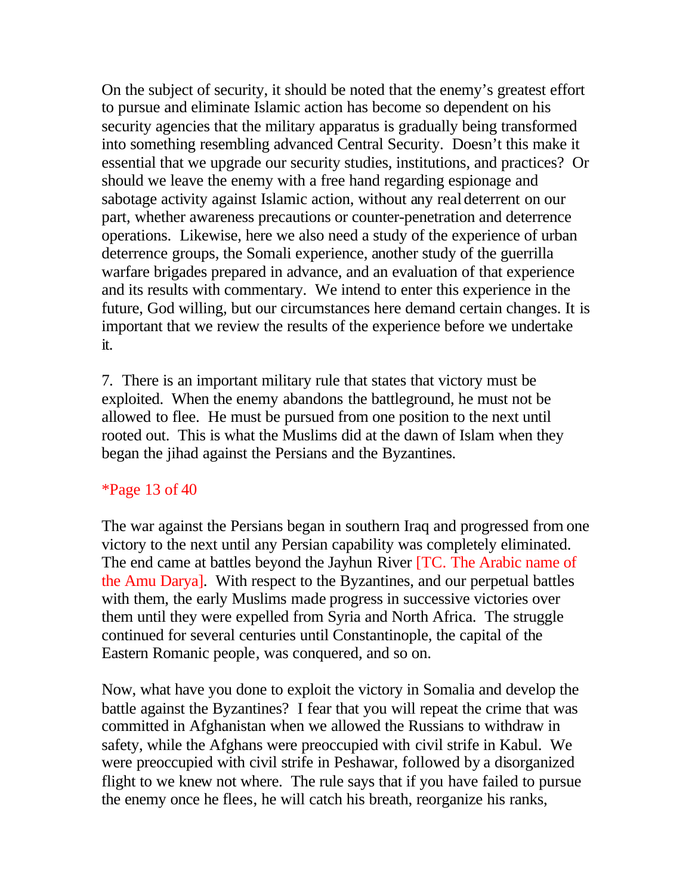On the subject of security, it should be noted that the enemy's greatest effort to pursue and eliminate Islamic action has become so dependent on his security agencies that the military apparatus is gradually being transformed into something resembling advanced Central Security. Doesn't this make it essential that we upgrade our security studies, institutions, and practices? Or should we leave the enemy with a free hand regarding espionage and sabotage activity against Islamic action, without any real deterrent on our part, whether awareness precautions or counter-penetration and deterrence operations. Likewise, here we also need a study of the experience of urban deterrence groups, the Somali experience, another study of the guerrilla warfare brigades prepared in advance, and an evaluation of that experience and its results with commentary. We intend to enter this experience in the future, God willing, but our circumstances here demand certain changes. It is important that we review the results of the experience before we undertake it.

7. There is an important military rule that states that victory must be exploited. When the enemy abandons the battleground, he must not be allowed to flee. He must be pursued from one position to the next until rooted out. This is what the Muslims did at the dawn of Islam when they began the jihad against the Persians and the Byzantines.

*Page 13 of 40

The war against the Persians began in southern Iraq and progressed from one victory to the next until any Persian capability was completely eliminated. The end came at battles beyond the Jayhun River [TC. The Arabic name of the Amu Darya]. With respect to the Byzantines, and our perpetual battles with them, the early Muslims made progress in successive victories over them until they were expelled from Syria and North Africa. The struggle continued for several centuries until Constantinople, the capital of the Eastern Romanic people, was conquered, and so on.

Now, what have you done to exploit the victory in Somalia and develop the battle against the Byzantines? I fear that you will repeat the crime that was committed in Afghanistan when we allowed the Russians to withdraw in safety, while the Afghans were preoccupied with civil strife in Kabul. We were preoccupied with civil strife in Peshawar, followed by a disorganized flight to we knew not where. The rule says that if you have failed to pursue the enemy once he flees, he will catch his breath, reorganize his ranks,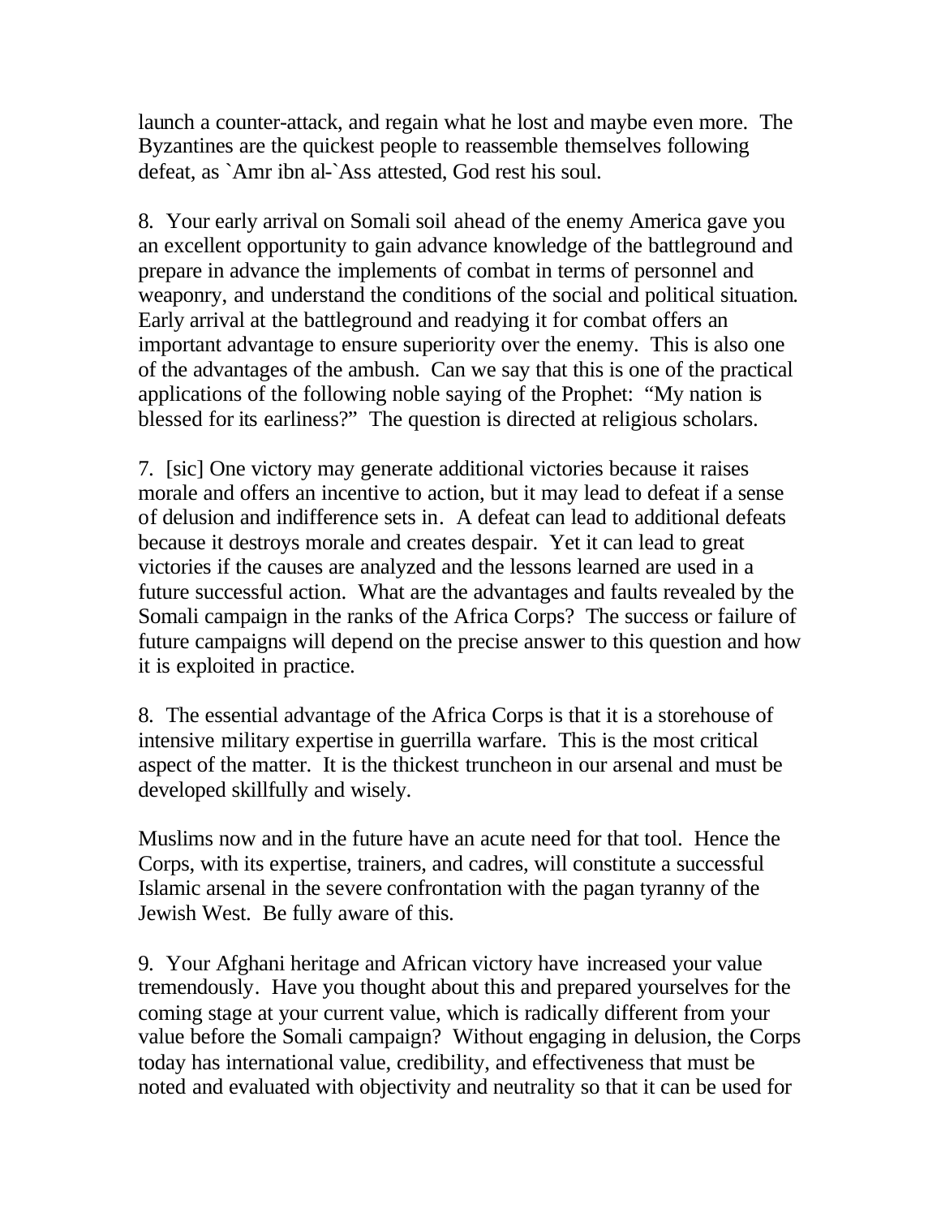launch a counter-attack, and regain what he lost and maybe even more. The Byzantines are the quickest people to reassemble themselves following defeat, as `Amr ibn al-`Ass attested, God rest his soul.

8. Your early arrival on Somali soil ahead of the enemy America gave you an excellent opportunity to gain advance knowledge of the battleground and prepare in advance the implements of combat in terms of personnel and weaponry, and understand the conditions of the social and political situation. Early arrival at the battleground and readying it for combat offers an important advantage to ensure superiority over the enemy. This is also one of the advantages of the ambush. Can we say that this is one of the practical applications of the following noble saying of the Prophet: "My nation is blessed for its earliness?" The question is directed at religious scholars.

7. [sic] One victory may generate additional victories because it raises morale and offers an incentive to action, but it may lead to defeat if a sense of delusion and indifference sets in. A defeat can lead to additional defeats because it destroys morale and creates despair. Yet it can lead to great victories if the causes are analyzed and the lessons learned are used in a future successful action. What are the advantages and faults revealed by the Somali campaign in the ranks of the Africa Corps? The success or failure of future campaigns will depend on the precise answer to this question and how it is exploited in practice.

8. The essential advantage of the Africa Corps is that it is a storehouse of intensive military expertise in guerrilla warfare. This is the most critical aspect of the matter. It is the thickest truncheon in our arsenal and must be developed skillfully and wisely.

Muslims now and in the future have an acute need for that tool. Hence the Corps, with its expertise, trainers, and cadres, will constitute a successful Islamic arsenal in the severe confrontation with the pagan tyranny of the Jewish West. Be fully aware of this.

9. Your Afghani heritage and African victory have increased your value tremendously. Have you thought about this and prepared yourselves for the coming stage at your current value, which is radically different from your value before the Somali campaign? Without engaging in delusion, the Corps today has international value, credibility, and effectiveness that must be noted and evaluated with objectivity and neutrality so that it can be used for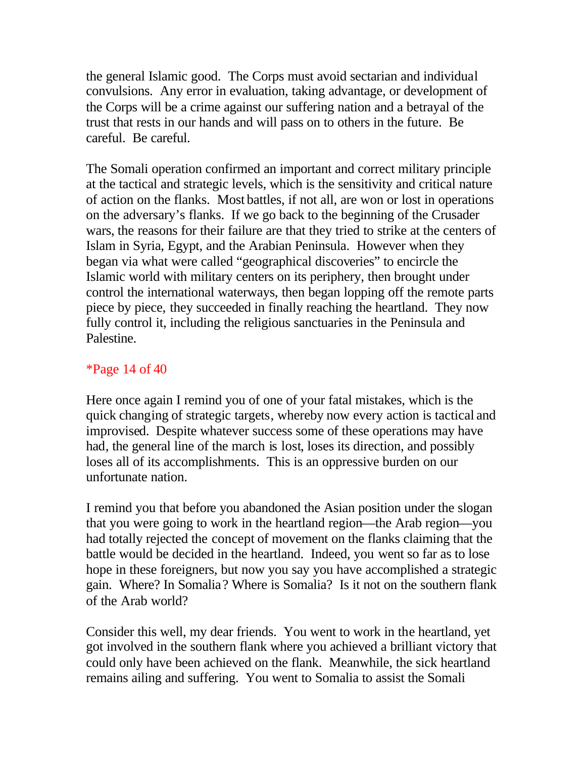the general Islamic good. The Corps must avoid sectarian and individual convulsions. Any error in evaluation, taking advantage, or development of the Corps will be a crime against our suffering nation and a betrayal of the trust that rests in our hands and will pass on to others in the future. Be careful. Be careful.

The Somali operation confirmed an important and correct military principle at the tactical and strategic levels, which is the sensitivity and critical nature of action on the flanks. Most battles, if not all, are won or lost in operations on the adversary's flanks. If we go back to the beginning of the Crusader wars, the reasons for their failure are that they tried to strike at the centers of Islam in Syria, Egypt, and the Arabian Peninsula. However when they began via what were called "geographical discoveries" to encircle the Islamic world with military centers on its periphery, then brought under control the international waterways, then began lopping off the remote parts piece by piece, they succeeded in finally reaching the heartland. They now fully control it, including the religious sanctuaries in the Peninsula and Palestine.

*Page 14 of 40

Here once again I remind you of one of your fatal mistakes, which is the quick changing of strategic targets, whereby now every action is tactical and improvised. Despite whatever success some of these operations may have had, the general line of the march is lost, loses its direction, and possibly loses all of its accomplishments. This is an oppressive burden on our unfortunate nation.

I remind you that before you abandoned the Asian position under the slogan that you were going to work in the heartland region—the Arab region—you had totally rejected the concept of movement on the flanks claiming that the battle would be decided in the heartland. Indeed, you went so far as to lose hope in these foreigners, but now you say you have accomplished a strategic gain. Where? In Somalia? Where is Somalia? Is it not on the southern flank of the Arab world?

Consider this well, my dear friends. You went to work in the heartland, yet got involved in the southern flank where you achieved a brilliant victory that could only have been achieved on the flank. Meanwhile, the sick heartland remains ailing and suffering. You went to Somalia to assist the Somali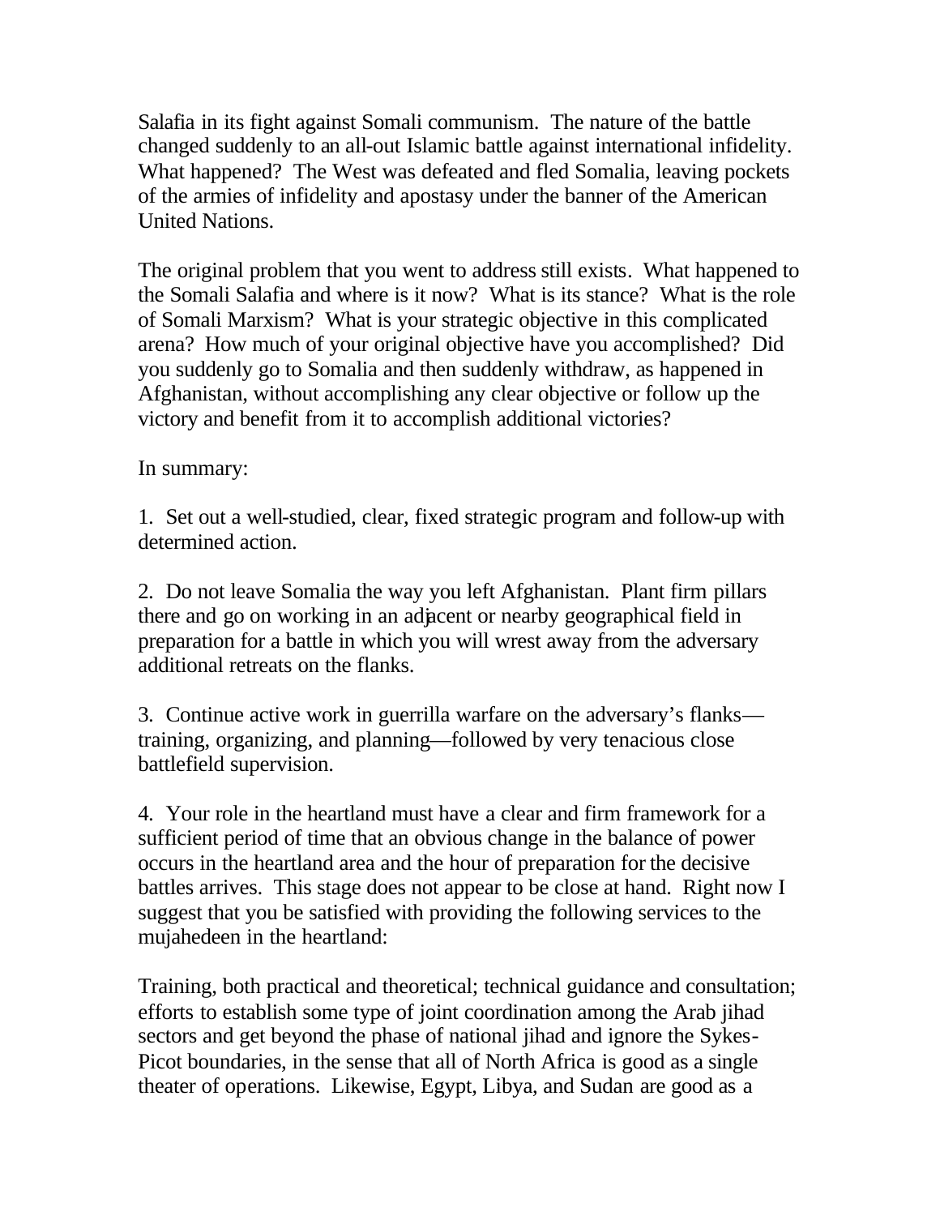Salafia in its fight against Somali communism. The nature of the battle changed suddenly to an all-out Islamic battle against international infidelity. What happened? The West was defeated and fled Somalia, leaving pockets of the armies of infidelity and apostasy under the banner of the American United Nations.

The original problem that you went to address still exists. What happened to the Somali Salafia and where is it now? What is its stance? What is the role of Somali Marxism? What is your strategic objective in this complicated arena? How much of your original objective have you accomplished? Did you suddenly go to Somalia and then suddenly withdraw, as happened in Afghanistan, without accomplishing any clear objective or follow up the victory and benefit from it to accomplish additional victories?

In summary:

1. Set out a well-studied, clear, fixed strategic program and follow-up with determined action.

2. Do not leave Somalia the way you left Afghanistan. Plant firm pillars there and go on working in an adjacent or nearby geographical field in preparation for a battle in which you will wrest away from the adversary additional retreats on the flanks.

3. Continue active work in guerrilla warfare on the adversary's flanks—training, organizing, and planning—followed by very tenacious close battlefield supervision.

4. Your role in the heartland must have a clear and firm framework for a sufficient period of time that an obvious change in the balance of power occurs in the heartland area and the hour of preparation for the decisive battles arrives. This stage does not appear to be close at hand. Right now I suggest that you be satisfied with providing the following services to the mujahedeen in the heartland:

Training, both practical and theoretical; technical guidance and consultation; efforts to establish some type of joint coordination among the Arab jihad sectors and get beyond the phase of national jihad and ignore the Sykes-Picot boundaries, in the sense that all of North Africa is good as a single theater of operations. Likewise, Egypt, Libya, and Sudan are good as a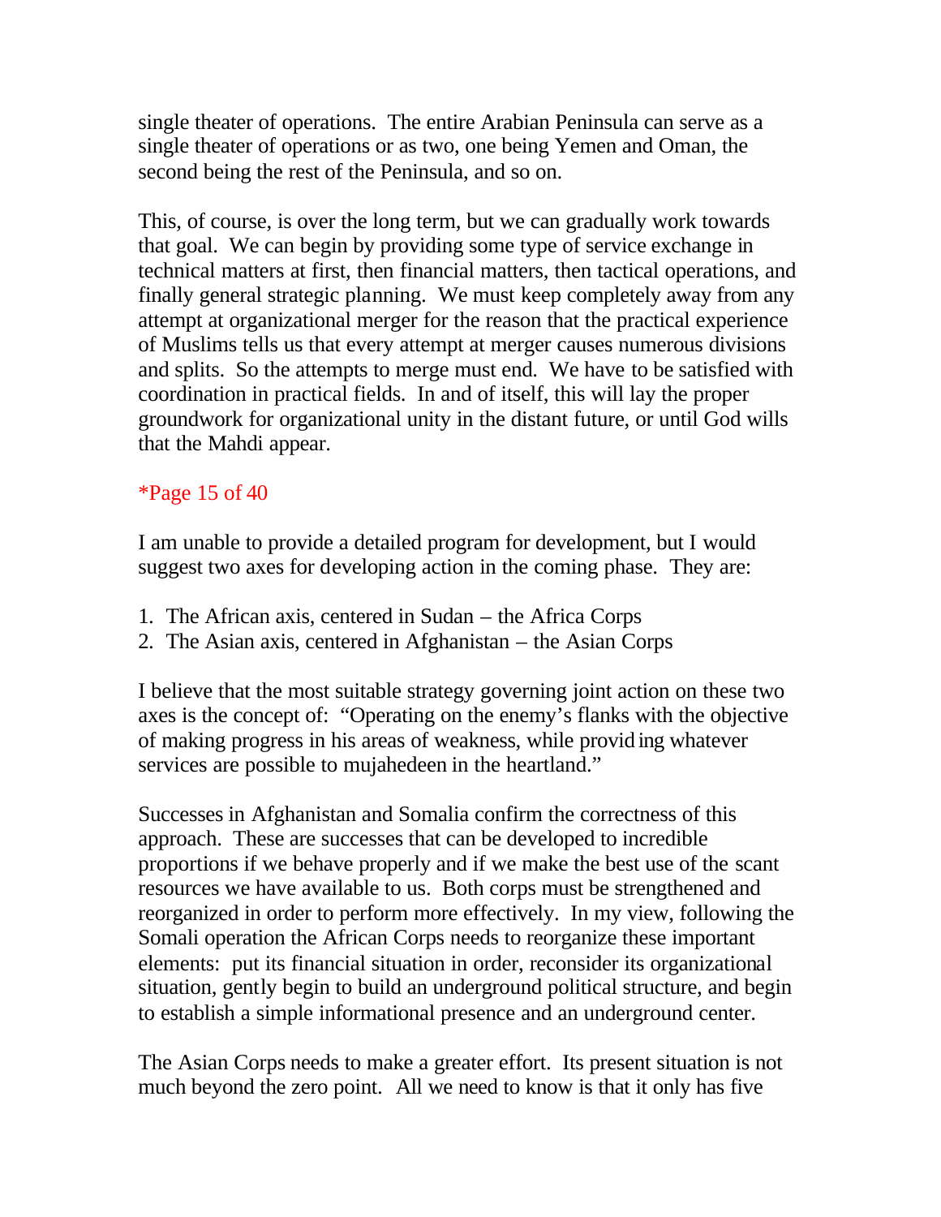single theater of operations. The entire Arabian Peninsula can serve as a single theater of operations or as two, one being Yemen and Oman, the second being the rest of the Peninsula, and so on.

This, of course, is over the long term, but we can gradually work towards that goal. We can begin by providing some type of service exchange in technical matters at first, then financial matters, then tactical operations, and finally general strategic planning. We must keep completely away from any attempt at organizational merger for the reason that the practical experience of Muslims tells us that every attempt at merger causes numerous divisions and splits. So the attempts to merge must end. We have to be satisfied with coordination in practical fields. In and of itself, this will lay the proper groundwork for organizational unity in the distant future, or until God wills that the Mahdi appear.

*Page 15 of 40

I am unable to provide a detailed program for development, but I would suggest two axes for developing action in the coming phase. They are:

1. The African axis, centered in Sudan – the Africa Corps
2. The Asian axis, centered in Afghanistan – the Asian Corps

I believe that the most suitable strategy governing joint action on these two axes is the concept of: "Operating on the enemy's flanks with the objective of making progress in his areas of weakness, while providing whatever services are possible to mujahedeen in the heartland."

Successes in Afghanistan and Somalia confirm the correctness of this approach. These are successes that can be developed to incredible proportions if we behave properly and if we make the best use of the scant resources we have available to us. Both corps must be strengthened and reorganized in order to perform more effectively. In my view, following the Somali operation the African Corps needs to reorganize these important elements: put its financial situation in order, reconsider its organizational situation, gently begin to build an underground political structure, and begin to establish a simple informational presence and an underground center.

The Asian Corps needs to make a greater effort. Its present situation is not much beyond the zero point. All we need to know is that it only has five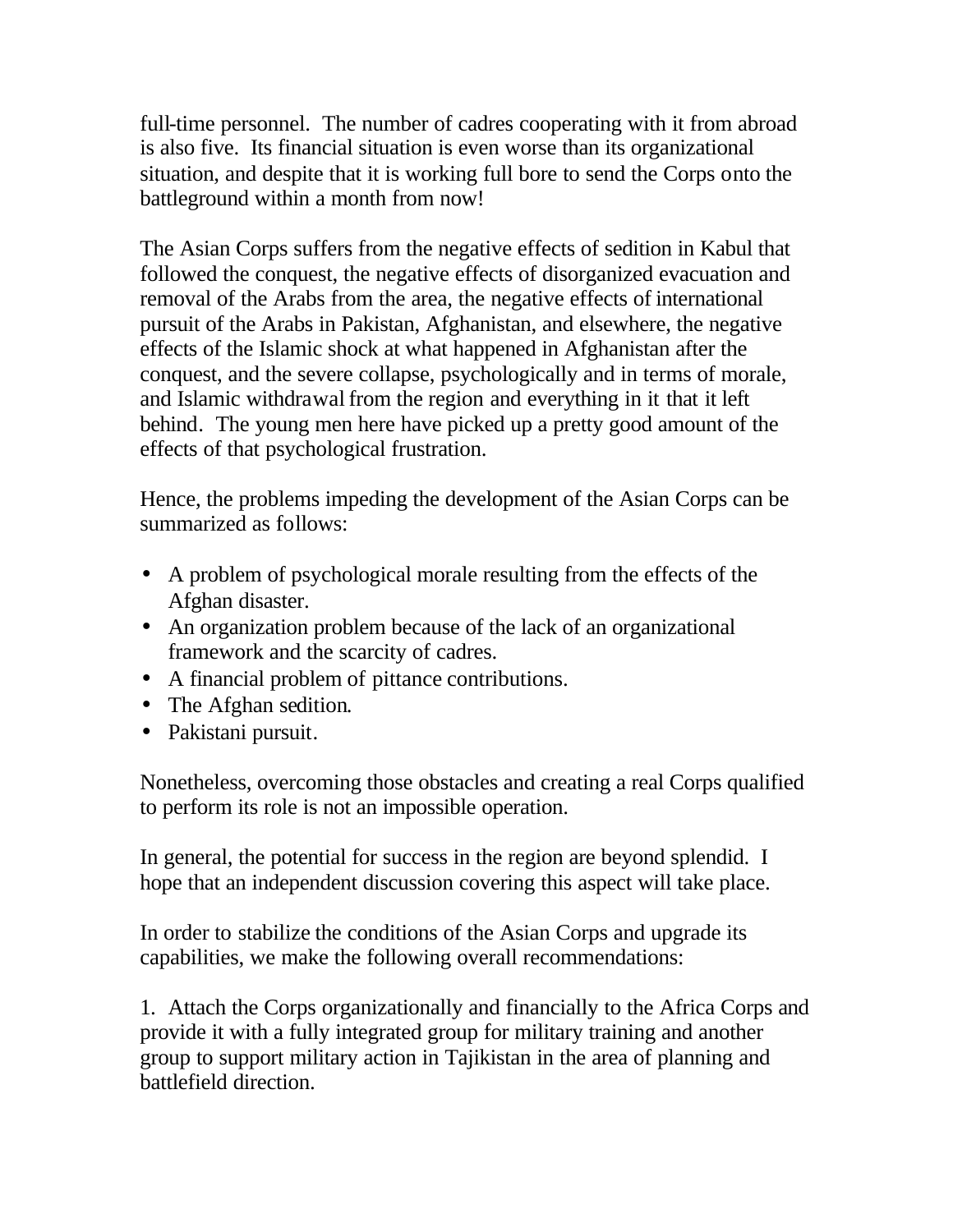full-time personnel. The number of cadres cooperating with it from abroad is also five. Its financial situation is even worse than its organizational situation, and despite that it is working full bore to send the Corps onto the battleground within a month from now!

The Asian Corps suffers from the negative effects of sedition in Kabul that followed the conquest, the negative effects of disorganized evacuation and removal of the Arabs from the area, the negative effects of international pursuit of the Arabs in Pakistan, Afghanistan, and elsewhere, the negative effects of the Islamic shock at what happened in Afghanistan after the conquest, and the severe collapse, psychologically and in terms of morale, and Islamic withdrawal from the region and everything in it that it left behind. The young men here have picked up a pretty good amount of the effects of that psychological frustration.

Hence, the problems impeding the development of the Asian Corps can be summarized as follows:

- A problem of psychological morale resulting from the effects of the Afghan disaster.
- An organization problem because of the lack of an organizational framework and the scarcity of cadres.
- A financial problem of pittance contributions.
- The Afghan sedition.
- Pakistani pursuit.

Nonetheless, overcoming those obstacles and creating a real Corps qualified to perform its role is not an impossible operation.

In general, the potential for success in the region are beyond splendid. I hope that an independent discussion covering this aspect will take place.

In order to stabilize the conditions of the Asian Corps and upgrade its capabilities, we make the following overall recommendations:

1. Attach the Corps organizationally and financially to the Africa Corps and provide it with a fully integrated group for military training and another group to support military action in Tajikistan in the area of planning and battlefield direction.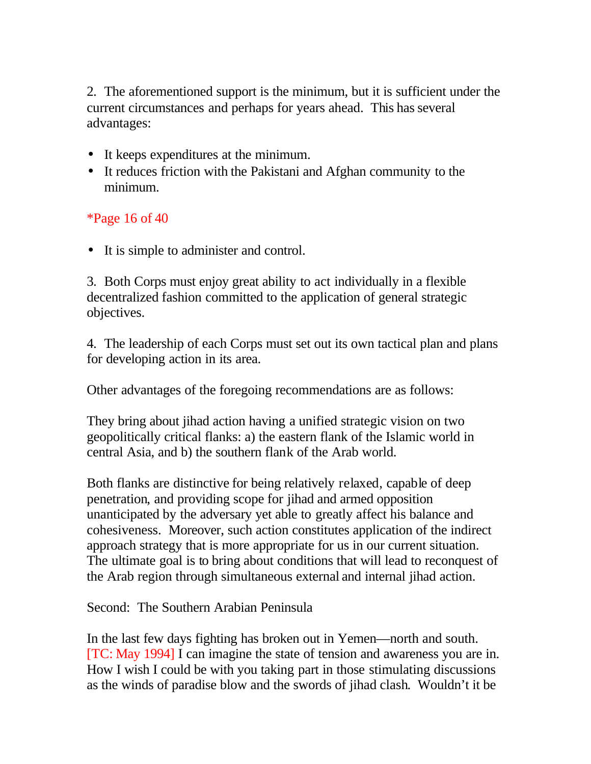2. The aforementioned support is the minimum, but it is sufficient under the current circumstances and perhaps for years ahead. This has several advantages:

- It keeps expenditures at the minimum.
- It reduces friction with the Pakistani and Afghan community to the minimum.

*Page 16 of 40

- It is simple to administer and control.

3. Both Corps must enjoy great ability to act individually in a flexible decentralized fashion committed to the application of general strategic objectives.

4. The leadership of each Corps must set out its own tactical plan and plans for developing action in its area.

Other advantages of the foregoing recommendations are as follows:

They bring about jihad action having a unified strategic vision on two geopolitically critical flanks: a) the eastern flank of the Islamic world in central Asia, and b) the southern flank of the Arab world.

Both flanks are distinctive for being relatively relaxed, capable of deep penetration, and providing scope for jihad and armed opposition unanticipated by the adversary yet able to greatly affect his balance and cohesiveness. Moreover, such action constitutes application of the indirect approach strategy that is more appropriate for us in our current situation. The ultimate goal is to bring about conditions that will lead to reconquest of the Arab region through simultaneous external and internal jihad action.

Second: The Southern Arabian Peninsula

In the last few days fighting has broken out in Yemen—north and south. [TC: May 1994] I can imagine the state of tension and awareness you are in. How I wish I could be with you taking part in those stimulating discussions as the winds of paradise blow and the swords of jihad clash. Wouldn't it be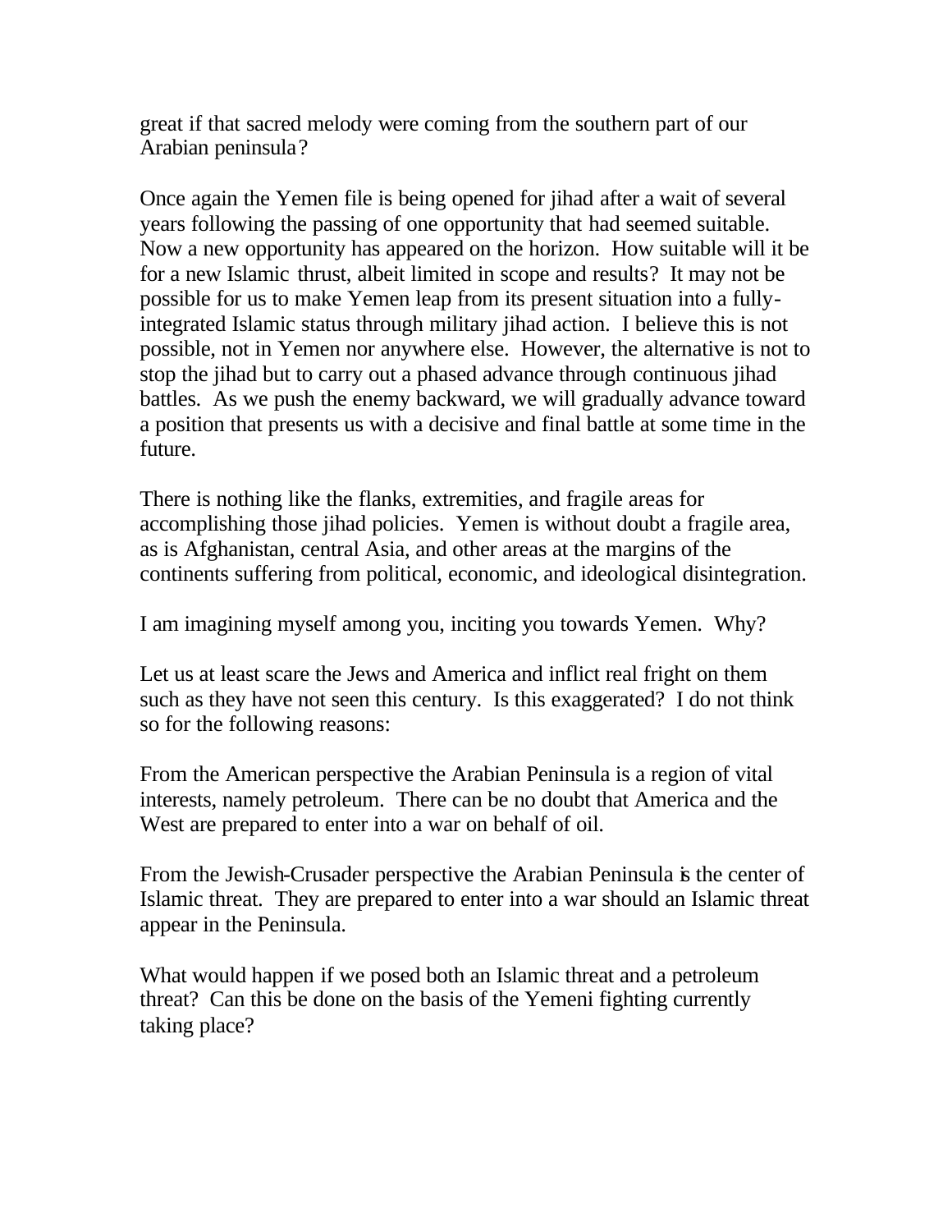great if that sacred melody were coming from the southern part of our Arabian peninsula?

Once again the Yemen file is being opened for jihad after a wait of several years following the passing of one opportunity that had seemed suitable. Now a new opportunity has appeared on the horizon. How suitable will it be for a new Islamic thrust, albeit limited in scope and results? It may not be possible for us to make Yemen leap from its present situation into a fully-integrated Islamic status through military jihad action. I believe this is not possible, not in Yemen nor anywhere else. However, the alternative is not to stop the jihad but to carry out a phased advance through continuous jihad battles. As we push the enemy backward, we will gradually advance toward a position that presents us with a decisive and final battle at some time in the future.

There is nothing like the flanks, extremities, and fragile areas for accomplishing those jihad policies. Yemen is without doubt a fragile area, as is Afghanistan, central Asia, and other areas at the margins of the continents suffering from political, economic, and ideological disintegration.

I am imagining myself among you, inciting you towards Yemen. Why?

Let us at least scare the Jews and America and inflict real fright on them such as they have not seen this century. Is this exaggerated? I do not think so for the following reasons:

From the American perspective the Arabian Peninsula is a region of vital interests, namely petroleum. There can be no doubt that America and the West are prepared to enter into a war on behalf of oil.

From the Jewish-Crusader perspective the Arabian Peninsula is the center of Islamic threat. They are prepared to enter into a war should an Islamic threat appear in the Peninsula.

What would happen if we posed both an Islamic threat and a petroleum threat? Can this be done on the basis of the Yemeni fighting currently taking place?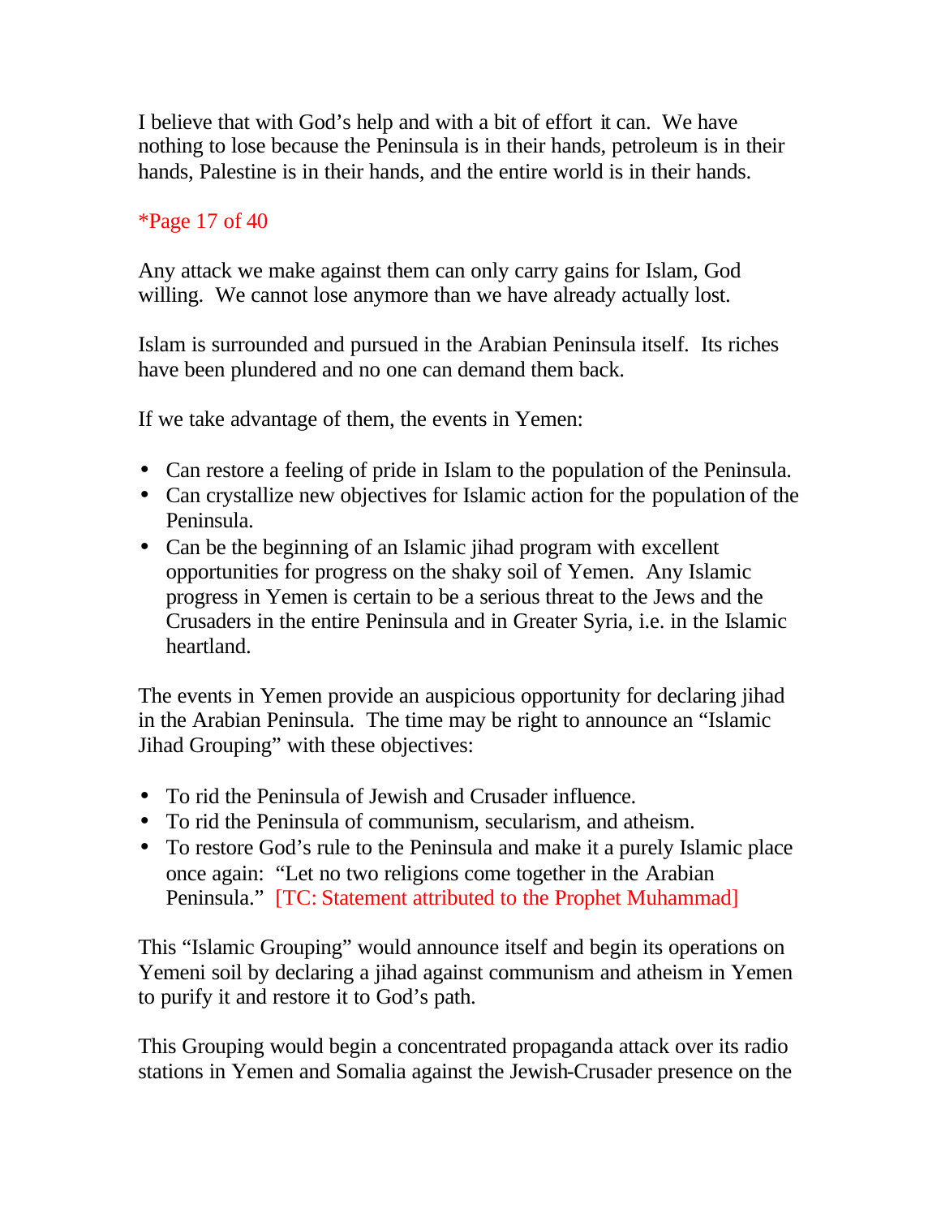I believe that with God's help and with a bit of effort it can. We have nothing to lose because the Peninsula is in their hands, petroleum is in their hands, Palestine is in their hands, and the entire world is in their hands.

*Page 17 of 40

Any attack we make against them can only carry gains for Islam, God willing. We cannot lose anymore than we have already actually lost.

Islam is surrounded and pursued in the Arabian Peninsula itself. Its riches have been plundered and no one can demand them back.

If we take advantage of them, the events in Yemen:

- Can restore a feeling of pride in Islam to the population of the Peninsula.
- Can crystallize new objectives for Islamic action for the population of the Peninsula.
- Can be the beginning of an Islamic jihad program with excellent opportunities for progress on the shaky soil of Yemen. Any Islamic progress in Yemen is certain to be a serious threat to the Jews and the Crusaders in the entire Peninsula and in Greater Syria, i.e. in the Islamic heartland.

The events in Yemen provide an auspicious opportunity for declaring jihad in the Arabian Peninsula. The time may be right to announce an "Islamic Jihad Grouping" with these objectives:

- To rid the Peninsula of Jewish and Crusader influence.
- To rid the Peninsula of communism, secularism, and atheism.
- To restore God's rule to the Peninsula and make it a purely Islamic place once again: "Let no two religions come together in the Arabian Peninsula." [TC: Statement attributed to the Prophet Muhammad]

This "Islamic Grouping" would announce itself and begin its operations on Yemeni soil by declaring a jihad against communism and atheism in Yemen to purify it and restore it to God's path.

This Grouping would begin a concentrated propaganda attack over its radio stations in Yemen and Somalia against the Jewish-Crusader presence on the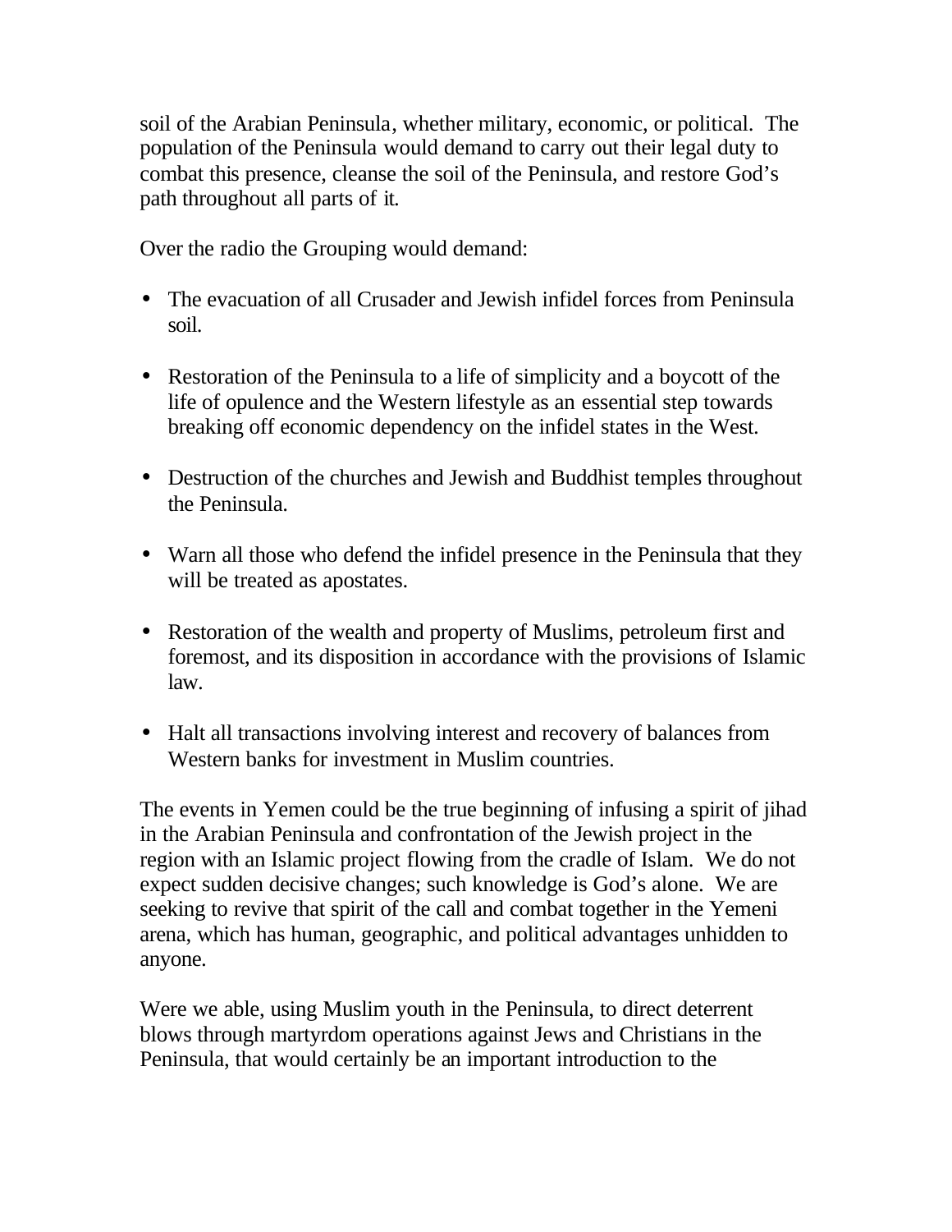soil of the Arabian Peninsula, whether military, economic, or political. The population of the Peninsula would demand to carry out their legal duty to combat this presence, cleanse the soil of the Peninsula, and restore God's path throughout all parts of it.

Over the radio the Grouping would demand:

- The evacuation of all Crusader and Jewish infidel forces from Peninsula soil.
- Restoration of the Peninsula to a life of simplicity and a boycott of the life of opulence and the Western lifestyle as an essential step towards breaking off economic dependency on the infidel states in the West.
- Destruction of the churches and Jewish and Buddhist temples throughout the Peninsula.
- Warn all those who defend the infidel presence in the Peninsula that they will be treated as apostates.
- Restoration of the wealth and property of Muslims, petroleum first and foremost, and its disposition in accordance with the provisions of Islamic law.
- Halt all transactions involving interest and recovery of balances from Western banks for investment in Muslim countries.

The events in Yemen could be the true beginning of infusing a spirit of jihad in the Arabian Peninsula and confrontation of the Jewish project in the region with an Islamic project flowing from the cradle of Islam. We do not expect sudden decisive changes; such knowledge is God's alone. We are seeking to revive that spirit of the call and combat together in the Yemeni arena, which has human, geographic, and political advantages unhidden to anyone.

Were we able, using Muslim youth in the Peninsula, to direct deterrent blows through martyrdom operations against Jews and Christians in the Peninsula, that would certainly be an important introduction to the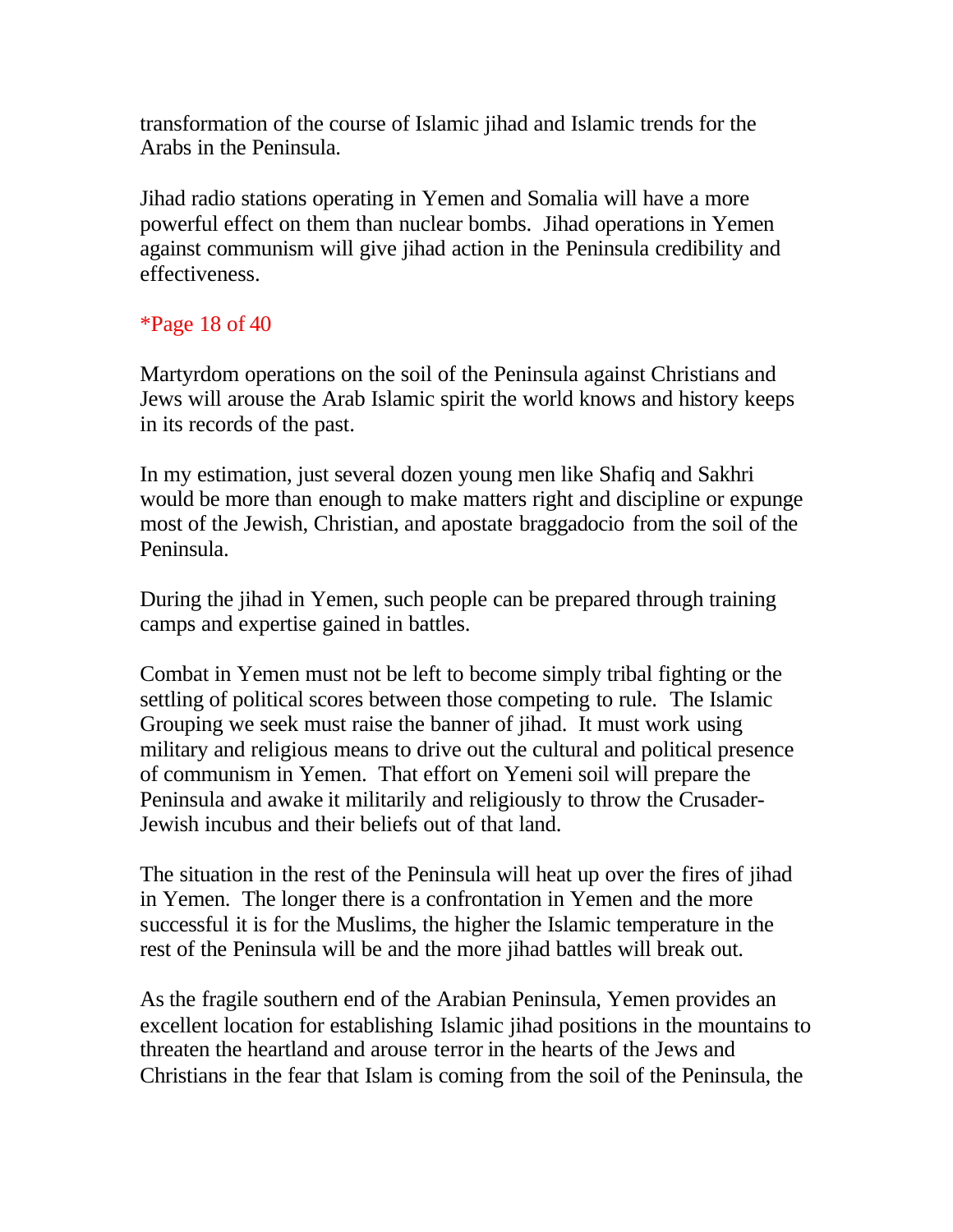transformation of the course of Islamic jihad and Islamic trends for the Arabs in the Peninsula.

Jihad radio stations operating in Yemen and Somalia will have a more powerful effect on them than nuclear bombs. Jihad operations in Yemen against communism will give jihad action in the Peninsula credibility and effectiveness.

*Page 18 of 40

Martyrdom operations on the soil of the Peninsula against Christians and Jews will arouse the Arab Islamic spirit the world knows and history keeps in its records of the past.

In my estimation, just several dozen young men like Shafiq and Sakhri would be more than enough to make matters right and discipline or expunge most of the Jewish, Christian, and apostate braggadocio from the soil of the Peninsula.

During the jihad in Yemen, such people can be prepared through training camps and expertise gained in battles.

Combat in Yemen must not be left to become simply tribal fighting or the settling of political scores between those competing to rule. The Islamic Grouping we seek must raise the banner of jihad. It must work using military and religious means to drive out the cultural and political presence of communism in Yemen. That effort on Yemeni soil will prepare the Peninsula and awake it militarily and religiously to throw the Crusader-Jewish incubus and their beliefs out of that land.

The situation in the rest of the Peninsula will heat up over the fires of jihad in Yemen. The longer there is a confrontation in Yemen and the more successful it is for the Muslims, the higher the Islamic temperature in the rest of the Peninsula will be and the more jihad battles will break out.

As the fragile southern end of the Arabian Peninsula, Yemen provides an excellent location for establishing Islamic jihad positions in the mountains to threaten the heartland and arouse terror in the hearts of the Jews and Christians in the fear that Islam is coming from the soil of the Peninsula, the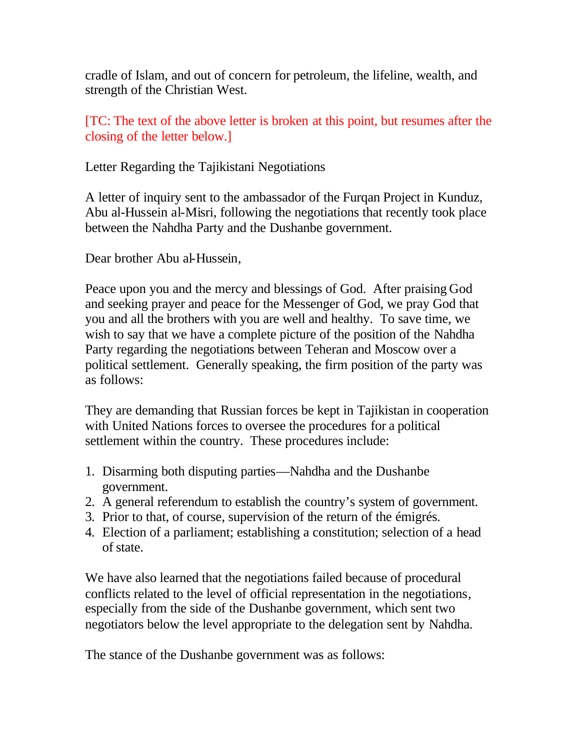cradle of Islam, and out of concern for petroleum, the lifeline, wealth, and strength of the Christian West.

[TC: The text of the above letter is broken at this point, but resumes after the closing of the letter below.]

Letter Regarding the Tajikistani Negotiations

A letter of inquiry sent to the ambassador of the Furqan Project in Kunduz, Abu al-Hussein al-Misri, following the negotiations that recently took place between the Nahdha Party and the Dushanbe government.

Dear brother Abu al-Hussein,

Peace upon you and the mercy and blessings of God. After praising God and seeking prayer and peace for the Messenger of God, we pray God that you and all the brothers with you are well and healthy. To save time, we wish to say that we have a complete picture of the position of the Nahdha Party regarding the negotiations between Teheran and Moscow over a political settlement. Generally speaking, the firm position of the party was as follows:

They are demanding that Russian forces be kept in Tajikistan in cooperation with United Nations forces to oversee the procedures for a political settlement within the country. These procedures include:

1. Disarming both disputing parties—Nahdha and the Dushanbe government.
2. A general referendum to establish the country's system of government.
3. Prior to that, of course, supervision of the return of the émigrés.
4. Election of a parliament; establishing a constitution; selection of a head of state.

We have also learned that the negotiations failed because of procedural conflicts related to the level of official representation in the negotiations, especially from the side of the Dushanbe government, which sent two negotiators below the level appropriate to the delegation sent by Nahdha.

The stance of the Dushanbe government was as follows: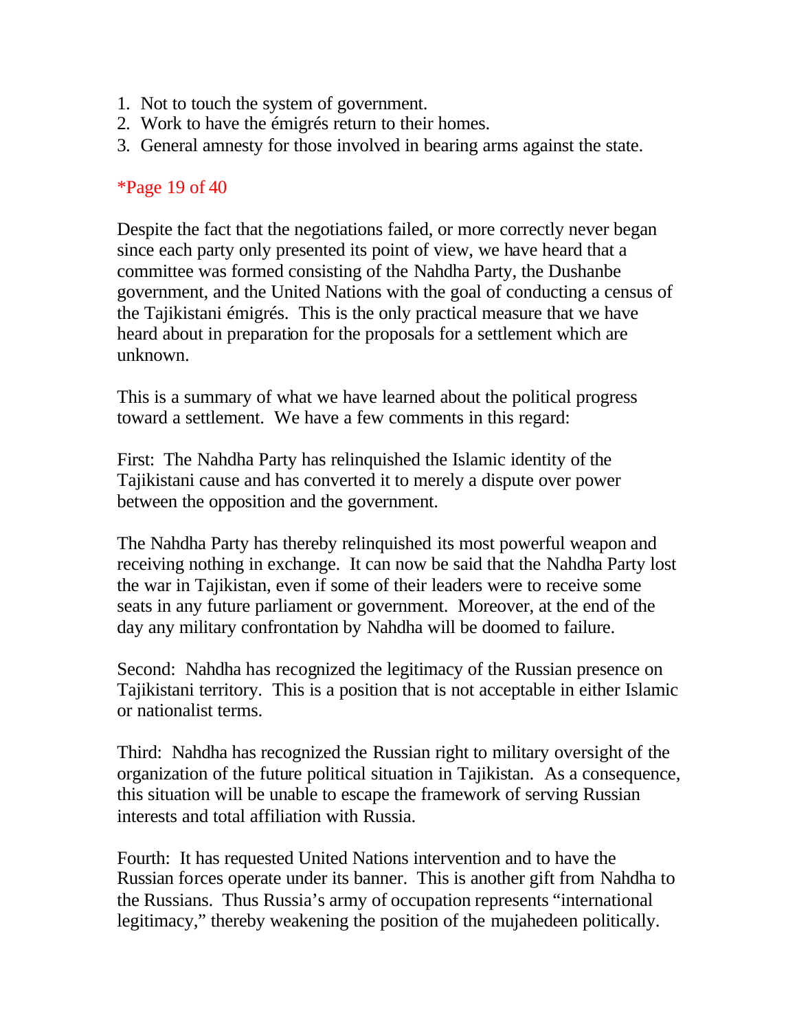1. Not to touch the system of government.
2. Work to have the émigrés return to their homes.
3. General amnesty for those involved in bearing arms against the state.

*Page 19 of 40

Despite the fact that the negotiations failed, or more correctly never began since each party only presented its point of view, we have heard that a committee was formed consisting of the Nahdha Party, the Dushanbe government, and the United Nations with the goal of conducting a census of the Tajikistani émigrés. This is the only practical measure that we have heard about in preparation for the proposals for a settlement which are unknown.

This is a summary of what we have learned about the political progress toward a settlement. We have a few comments in this regard:

First: The Nahdha Party has relinquished the Islamic identity of the Tajikistani cause and has converted it to merely a dispute over power between the opposition and the government.

The Nahdha Party has thereby relinquished its most powerful weapon and receiving nothing in exchange. It can now be said that the Nahdha Party lost the war in Tajikistan, even if some of their leaders were to receive some seats in any future parliament or government. Moreover, at the end of the day any military confrontation by Nahdha will be doomed to failure.

Second: Nahdha has recognized the legitimacy of the Russian presence on Tajikistani territory. This is a position that is not acceptable in either Islamic or nationalist terms.

Third: Nahdha has recognized the Russian right to military oversight of the organization of the future political situation in Tajikistan. As a consequence, this situation will be unable to escape the framework of serving Russian interests and total affiliation with Russia.

Fourth: It has requested United Nations intervention and to have the Russian forces operate under its banner. This is another gift from Nahdha to the Russians. Thus Russia's army of occupation represents "international legitimacy," thereby weakening the position of the mujahedeen politically.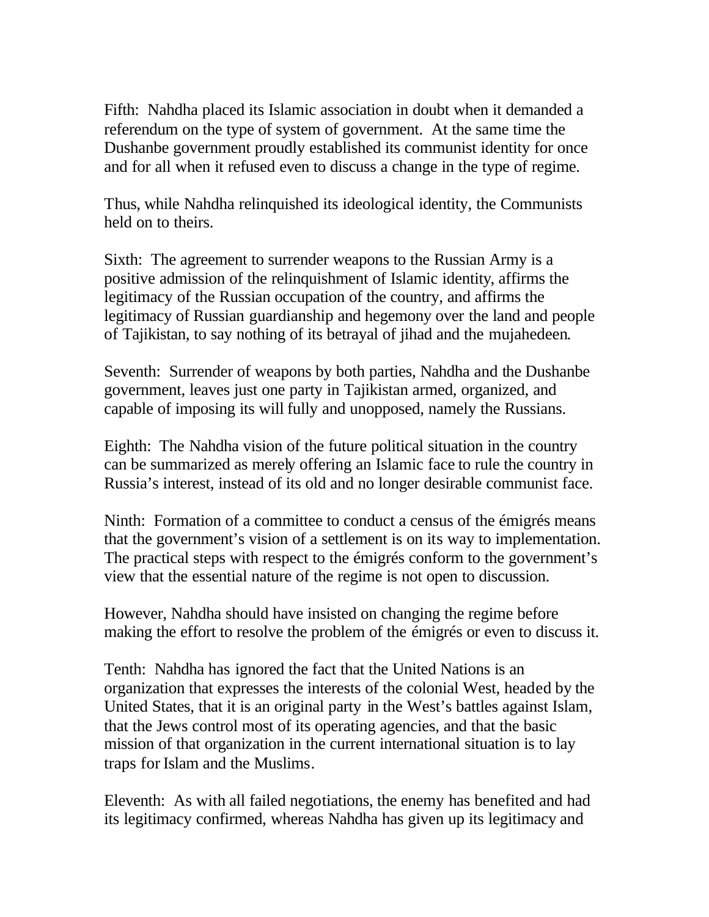Fifth: Nahdha placed its Islamic association in doubt when it demanded a referendum on the type of system of government. At the same time the Dushanbe government proudly established its communist identity for once and for all when it refused even to discuss a change in the type of regime.

Thus, while Nahdha relinquished its ideological identity, the Communists held on to theirs.

Sixth: The agreement to surrender weapons to the Russian Army is a positive admission of the relinquishment of Islamic identity, affirms the legitimacy of the Russian occupation of the country, and affirms the legitimacy of Russian guardianship and hegemony over the land and people of Tajikistan, to say nothing of its betrayal of jihad and the mujahedeen.

Seventh: Surrender of weapons by both parties, Nahdha and the Dushanbe government, leaves just one party in Tajikistan armed, organized, and capable of imposing its will fully and unopposed, namely the Russians.

Eighth: The Nahdha vision of the future political situation in the country can be summarized as merely offering an Islamic face to rule the country in Russia's interest, instead of its old and no longer desirable communist face.

Ninth: Formation of a committee to conduct a census of the émigrés means that the government's vision of a settlement is on its way to implementation. The practical steps with respect to the émigrés conform to the government's view that the essential nature of the regime is not open to discussion.

However, Nahdha should have insisted on changing the regime before making the effort to resolve the problem of the émigrés or even to discuss it.

Tenth: Nahdha has ignored the fact that the United Nations is an organization that expresses the interests of the colonial West, headed by the United States, that it is an original party in the West's battles against Islam, that the Jews control most of its operating agencies, and that the basic mission of that organization in the current international situation is to lay traps for Islam and the Muslims.

Eleventh: As with all failed negotiations, the enemy has benefited and had its legitimacy confirmed, whereas Nahdha has given up its legitimacy and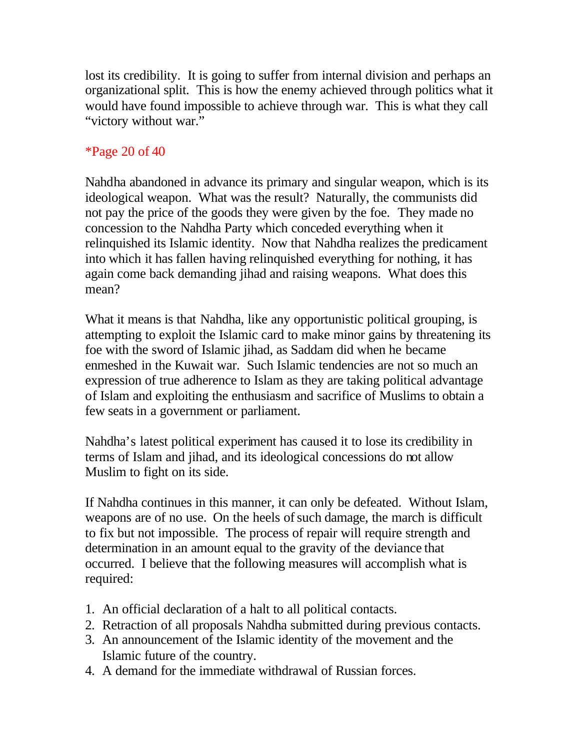lost its credibility. It is going to suffer from internal division and perhaps an organizational split. This is how the enemy achieved through politics what it would have found impossible to achieve through war. This is what they call "victory without war."

*Page 20 of 40

Nahdha abandoned in advance its primary and singular weapon, which is its ideological weapon. What was the result? Naturally, the communists did not pay the price of the goods they were given by the foe. They made no concession to the Nahdha Party which conceded everything when it relinquished its Islamic identity. Now that Nahdha realizes the predicament into which it has fallen having relinquished everything for nothing, it has again come back demanding jihad and raising weapons. What does this mean?

What it means is that Nahdha, like any opportunistic political grouping, is attempting to exploit the Islamic card to make minor gains by threatening its foe with the sword of Islamic jihad, as Saddam did when he became enmeshed in the Kuwait war. Such Islamic tendencies are not so much an expression of true adherence to Islam as they are taking political advantage of Islam and exploiting the enthusiasm and sacrifice of Muslims to obtain a few seats in a government or parliament.

Nahdha's latest political experiment has caused it to lose its credibility in terms of Islam and jihad, and its ideological concessions do not allow Muslim to fight on its side.

If Nahdha continues in this manner, it can only be defeated. Without Islam, weapons are of no use. On the heels of such damage, the march is difficult to fix but not impossible. The process of repair will require strength and determination in an amount equal to the gravity of the deviance that occurred. I believe that the following measures will accomplish what is required:

1. An official declaration of a halt to all political contacts.
2. Retraction of all proposals Nahdha submitted during previous contacts.
3. An announcement of the Islamic identity of the movement and the Islamic future of the country.
4. A demand for the immediate withdrawal of Russian forces.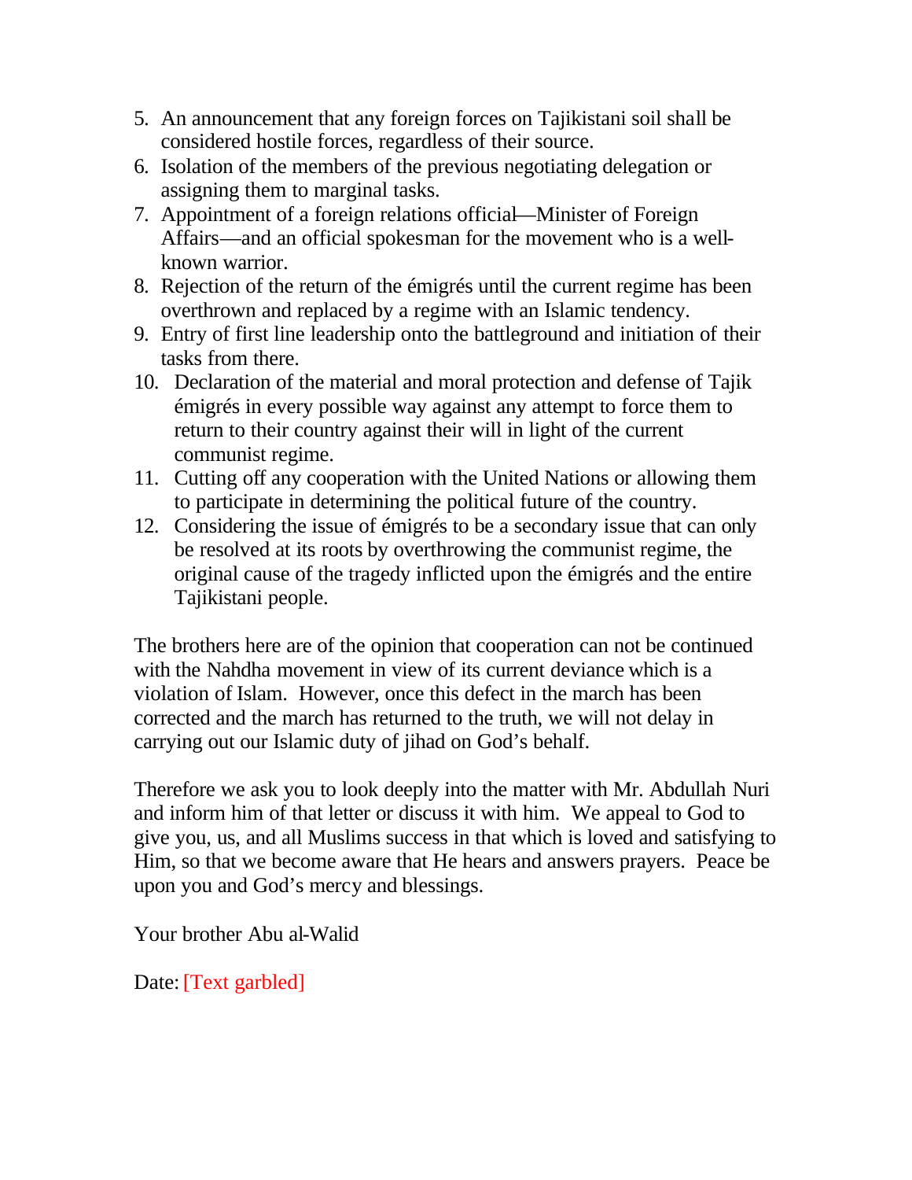5. An announcement that any foreign forces on Tajikistani soil shall be considered hostile forces, regardless of their source.
6. Isolation of the members of the previous negotiating delegation or assigning them to marginal tasks.
7. Appointment of a foreign relations official—Minister of Foreign Affairs—and an official spokesman for the movement who is a well-known warrior.
8. Rejection of the return of the émigrés until the current regime has been overthrown and replaced by a regime with an Islamic tendency.
9. Entry of first line leadership onto the battleground and initiation of their tasks from there.
10. Declaration of the material and moral protection and defense of Tajik émigrés in every possible way against any attempt to force them to return to their country against their will in light of the current communist regime.
11. Cutting off any cooperation with the United Nations or allowing them to participate in determining the political future of the country.
12. Considering the issue of émigrés to be a secondary issue that can only be resolved at its roots by overthrowing the communist regime, the original cause of the tragedy inflicted upon the émigrés and the entire Tajikistani people.

The brothers here are of the opinion that cooperation can not be continued with the Nahdha movement in view of its current deviance which is a violation of Islam. However, once this defect in the march has been corrected and the march has returned to the truth, we will not delay in carrying out our Islamic duty of jihad on God's behalf.

Therefore we ask you to look deeply into the matter with Mr. Abdullah Nuri and inform him of that letter or discuss it with him. We appeal to God to give you, us, and all Muslims success in that which is loved and satisfying to Him, so that we become aware that He hears and answers prayers. Peace be upon you and God's mercy and blessings.

Your brother Abu al-Walid

Date: [Text garbled]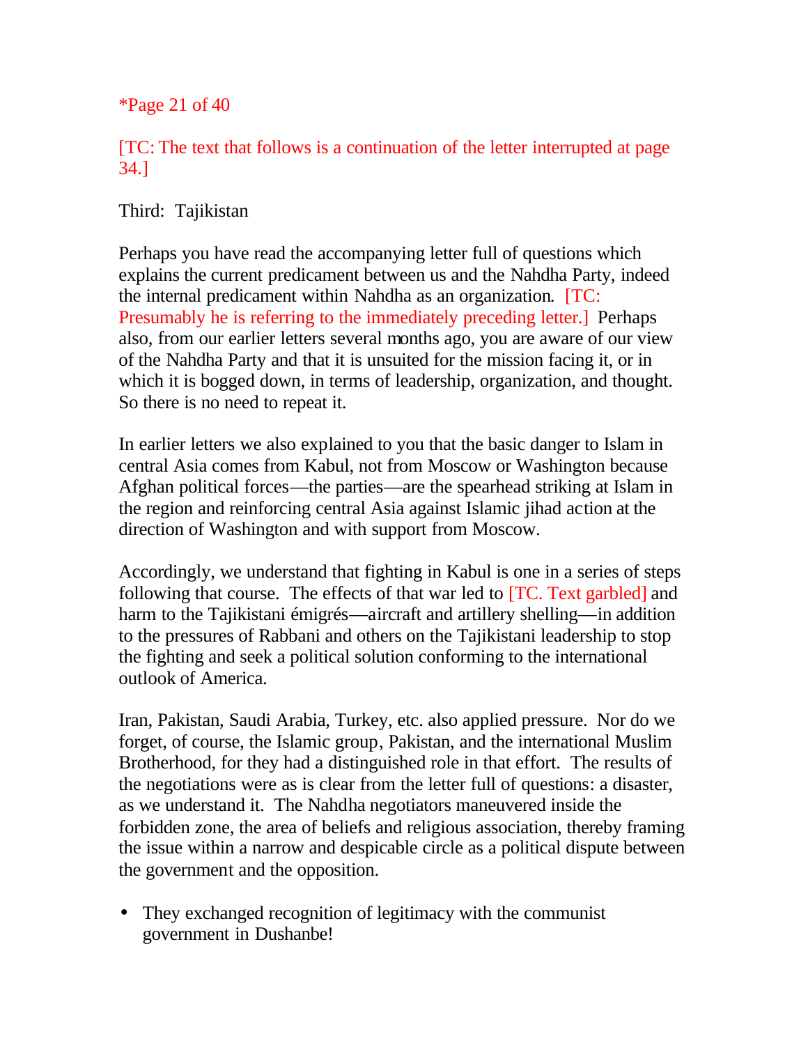*Page 21 of 40

[TC: The text that follows is a continuation of the letter interrupted at page 34.]

Third: Tajikistan

Perhaps you have read the accompanying letter full of questions which explains the current predicament between us and the Nahdha Party, indeed the internal predicament within Nahdha as an organization. [TC: Presumably he is referring to the immediately preceding letter.] Perhaps also, from our earlier letters several months ago, you are aware of our view of the Nahdha Party and that it is unsuited for the mission facing it, or in which it is bogged down, in terms of leadership, organization, and thought. So there is no need to repeat it.

In earlier letters we also explained to you that the basic danger to Islam in central Asia comes from Kabul, not from Moscow or Washington because Afghan political forces—the parties—are the spearhead striking at Islam in the region and reinforcing central Asia against Islamic jihad action at the direction of Washington and with support from Moscow.

Accordingly, we understand that fighting in Kabul is one in a series of steps following that course. The effects of that war led to [TC. Text garbled] and harm to the Tajikistani émigrés—aircraft and artillery shelling—in addition to the pressures of Rabbani and others on the Tajikistani leadership to stop the fighting and seek a political solution conforming to the international outlook of America.

Iran, Pakistan, Saudi Arabia, Turkey, etc. also applied pressure. Nor do we forget, of course, the Islamic group, Pakistan, and the international Muslim Brotherhood, for they had a distinguished role in that effort. The results of the negotiations were as is clear from the letter full of questions: a disaster, as we understand it. The Nahdha negotiators maneuvered inside the forbidden zone, the area of beliefs and religious association, thereby framing the issue within a narrow and despicable circle as a political dispute between the government and the opposition.

- They exchanged recognition of legitimacy with the communist government in Dushanbe!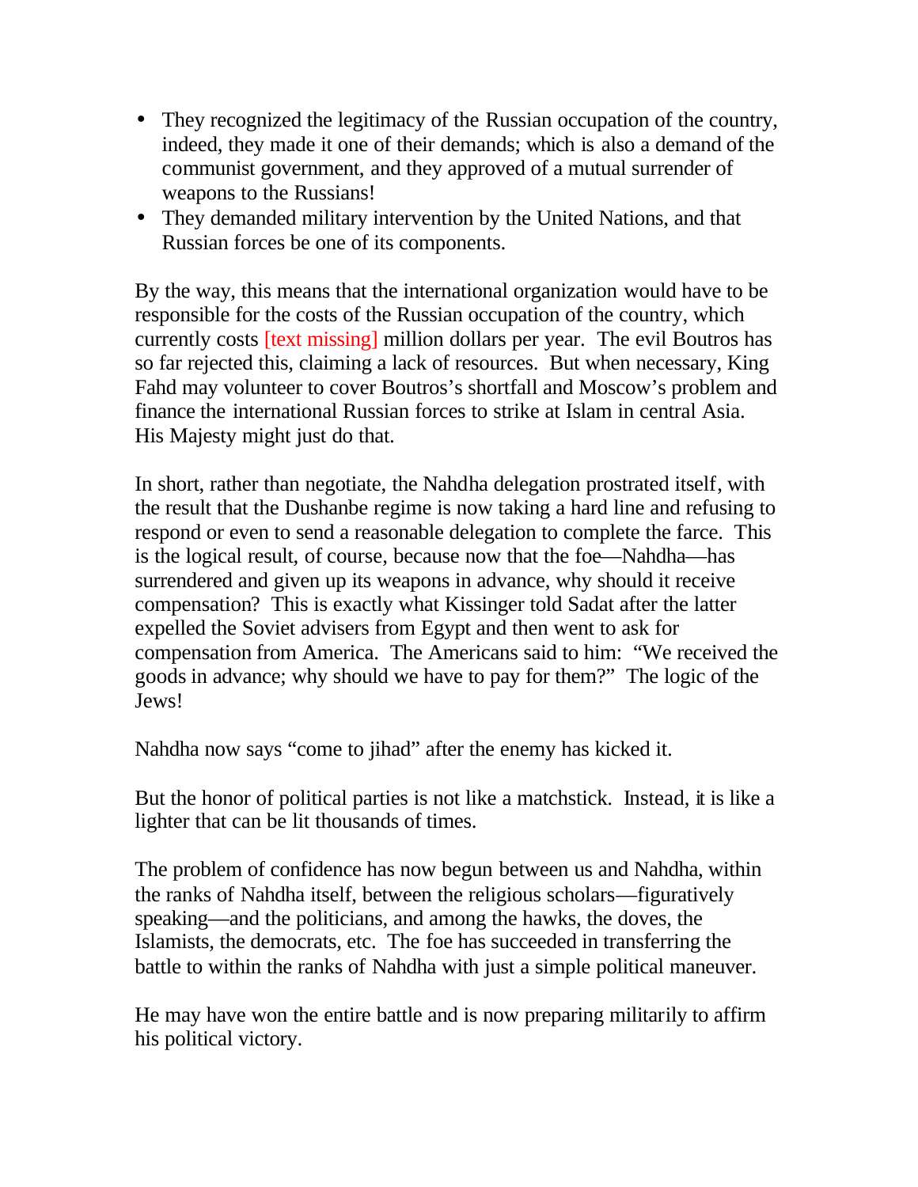- They recognized the legitimacy of the Russian occupation of the country, indeed, they made it one of their demands; which is also a demand of the communist government, and they approved of a mutual surrender of weapons to the Russians!
- They demanded military intervention by the United Nations, and that Russian forces be one of its components.

By the way, this means that the international organization would have to be responsible for the costs of the Russian occupation of the country, which currently costs [text missing] million dollars per year. The evil Boutros has so far rejected this, claiming a lack of resources. But when necessary, King Fahd may volunteer to cover Boutros's shortfall and Moscow's problem and finance the international Russian forces to strike at Islam in central Asia. His Majesty might just do that.

In short, rather than negotiate, the Nahdha delegation prostrated itself, with the result that the Dushanbe regime is now taking a hard line and refusing to respond or even to send a reasonable delegation to complete the farce. This is the logical result, of course, because now that the foe—Nahdha—has surrendered and given up its weapons in advance, why should it receive compensation? This is exactly what Kissinger told Sadat after the latter expelled the Soviet advisers from Egypt and then went to ask for compensation from America. The Americans said to him: "We received the goods in advance; why should we have to pay for them?" The logic of the Jews!

Nahdha now says "come to jihad" after the enemy has kicked it.

But the honor of political parties is not like a matchstick. Instead, it is like a lighter that can be lit thousands of times.

The problem of confidence has now begun between us and Nahdha, within the ranks of Nahdha itself, between the religious scholars—figuratively speaking—and the politicians, and among the hawks, the doves, the Islamists, the democrats, etc. The foe has succeeded in transferring the battle to within the ranks of Nahdha with just a simple political maneuver.

He may have won the entire battle and is now preparing militarily to affirm his political victory.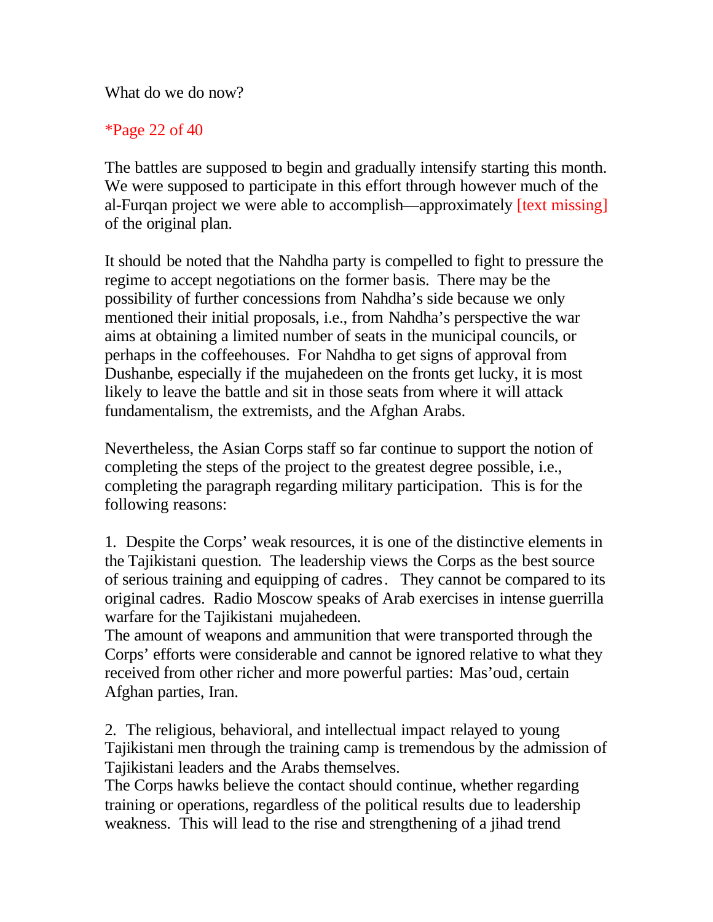What do we do now?

*Page 22 of 40

The battles are supposed to begin and gradually intensify starting this month. We were supposed to participate in this effort through however much of the al-Furqan project we were able to accomplish—approximately [text missing] of the original plan.

It should be noted that the Nahdha party is compelled to fight to pressure the regime to accept negotiations on the former basis. There may be the possibility of further concessions from Nahdha's side because we only mentioned their initial proposals, i.e., from Nahdha's perspective the war aims at obtaining a limited number of seats in the municipal councils, or perhaps in the coffeehouses. For Nahdha to get signs of approval from Dushanbe, especially if the mujahedeen on the fronts get lucky, it is most likely to leave the battle and sit in those seats from where it will attack fundamentalism, the extremists, and the Afghan Arabs.

Nevertheless, the Asian Corps staff so far continue to support the notion of completing the steps of the project to the greatest degree possible, i.e., completing the paragraph regarding military participation. This is for the following reasons:

1. Despite the Corps' weak resources, it is one of the distinctive elements in the Tajikistani question. The leadership views the Corps as the best source of serious training and equipping of cadres. They cannot be compared to its original cadres. Radio Moscow speaks of Arab exercises in intense guerrilla warfare for the Tajikistani mujahedeen.
The amount of weapons and ammunition that were transported through the Corps' efforts were considerable and cannot be ignored relative to what they received from other richer and more powerful parties: Mas'oud, certain Afghan parties, Iran.

2. The religious, behavioral, and intellectual impact relayed to young Tajikistani men through the training camp is tremendous by the admission of Tajikistani leaders and the Arabs themselves.
The Corps hawks believe the contact should continue, whether regarding training or operations, regardless of the political results due to leadership weakness. This will lead to the rise and strengthening of a jihad trend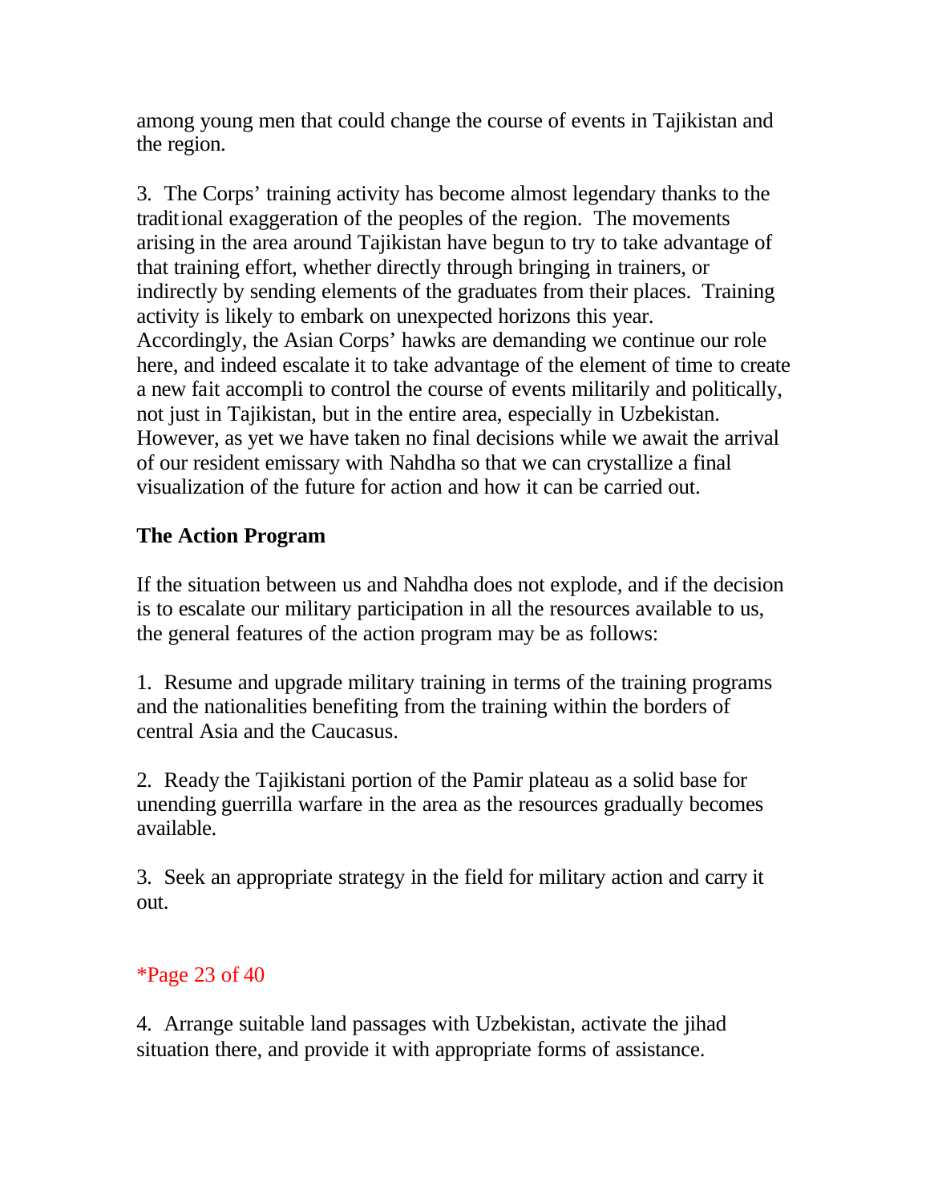among young men that could change the course of events in Tajikistan and the region.

3. The Corps' training activity has become almost legendary thanks to the traditional exaggeration of the peoples of the region. The movements arising in the area around Tajikistan have begun to try to take advantage of that training effort, whether directly through bringing in trainers, or indirectly by sending elements of the graduates from their places. Training activity is likely to embark on unexpected horizons this year. Accordingly, the Asian Corps' hawks are demanding we continue our role here, and indeed escalate it to take advantage of the element of time to create a new fait accompli to control the course of events militarily and politically, not just in Tajikistan, but in the entire area, especially in Uzbekistan. However, as yet we have taken no final decisions while we await the arrival of our resident emissary with Nahdha so that we can crystallize a final visualization of the future for action and how it can be carried out.

**The Action Program**

If the situation between us and Nahdha does not explode, and if the decision is to escalate our military participation in all the resources available to us, the general features of the action program may be as follows:

1. Resume and upgrade military training in terms of the training programs and the nationalities benefiting from the training within the borders of central Asia and the Caucasus.

2. Ready the Tajikistani portion of the Pamir plateau as a solid base for unending guerrilla warfare in the area as the resources gradually becomes available.

3. Seek an appropriate strategy in the field for military action and carry it out.

4. Arrange suitable land passages with Uzbekistan, activate the jihad situation there, and provide it with appropriate forms of assistance.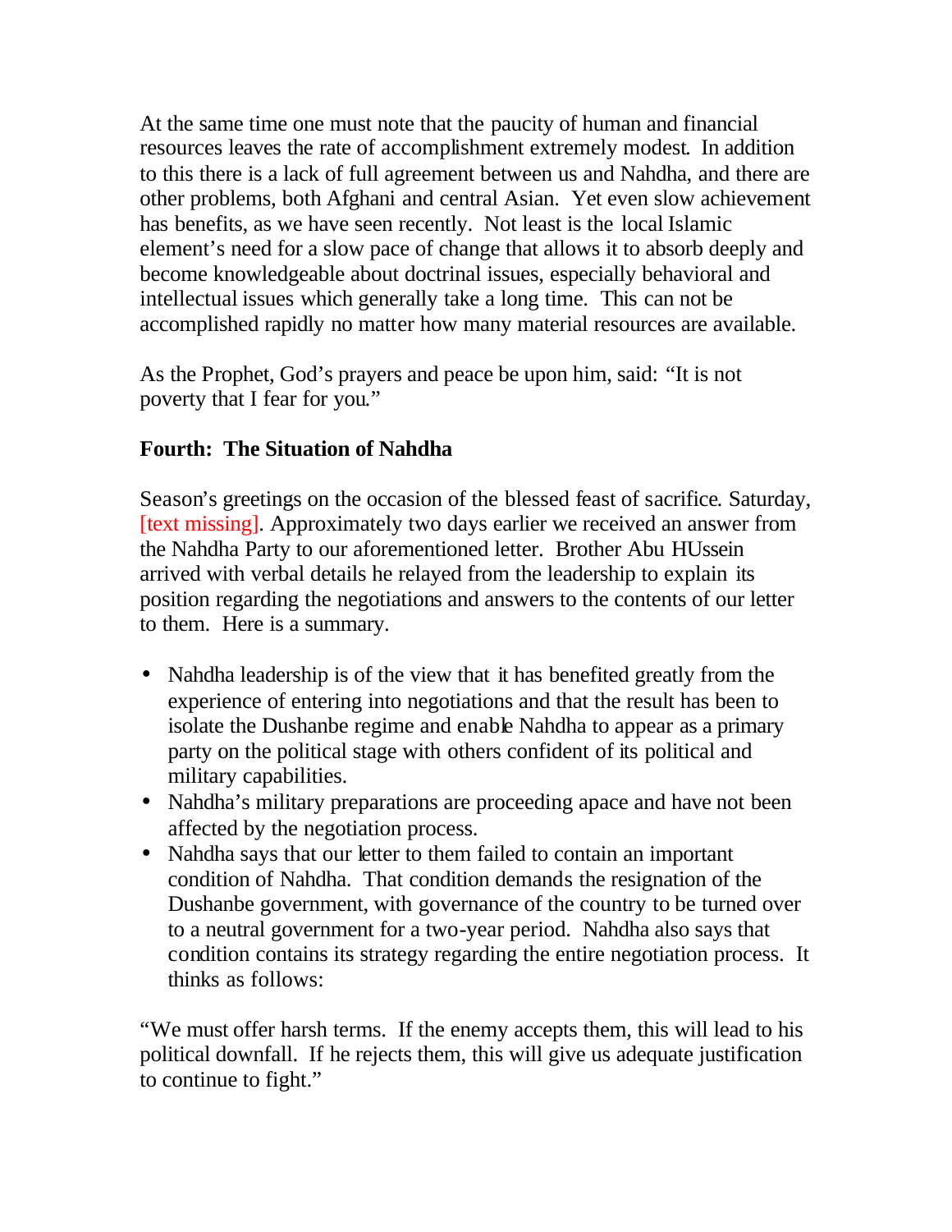At the same time one must note that the paucity of human and financial resources leaves the rate of accomplishment extremely modest. In addition to this there is a lack of full agreement between us and Nahdha, and there are other problems, both Afghani and central Asian. Yet even slow achievement has benefits, as we have seen recently. Not least is the local Islamic element's need for a slow pace of change that allows it to absorb deeply and become knowledgeable about doctrinal issues, especially behavioral and intellectual issues which generally take a long time. This can not be accomplished rapidly no matter how many material resources are available.

As the Prophet, God's prayers and peace be upon him, said: "It is not poverty that I fear for you."

**Fourth: The Situation of Nahdha**

Season's greetings on the occasion of the blessed feast of sacrifice. Saturday, [text missing]. Approximately two days earlier we received an answer from the Nahdha Party to our aforementioned letter. Brother Abu HUssein arrived with verbal details he relayed from the leadership to explain its position regarding the negotiations and answers to the contents of our letter to them. Here is a summary.

- Nahdha leadership is of the view that it has benefited greatly from the experience of entering into negotiations and that the result has been to isolate the Dushanbe regime and enable Nahdha to appear as a primary party on the political stage with others confident of its political and military capabilities.
- Nahdha's military preparations are proceeding apace and have not been affected by the negotiation process.
- Nahdha says that our letter to them failed to contain an important condition of Nahdha. That condition demands the resignation of the Dushanbe government, with governance of the country to be turned over to a neutral government for a two-year period. Nahdha also says that condition contains its strategy regarding the entire negotiation process. It thinks as follows:

"We must offer harsh terms. If the enemy accepts them, this will lead to his political downfall. If he rejects them, this will give us adequate justification to continue to fight."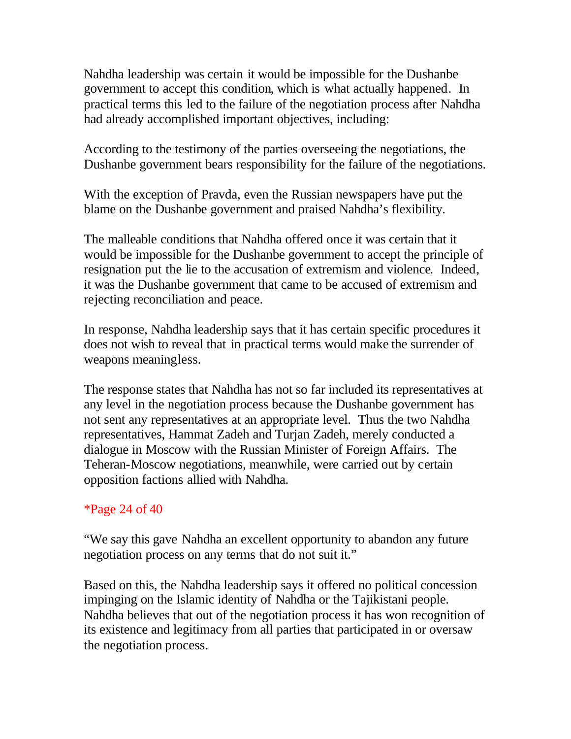Nahdha leadership was certain it would be impossible for the Dushanbe government to accept this condition, which is what actually happened. In practical terms this led to the failure of the negotiation process after Nahdha had already accomplished important objectives, including:

According to the testimony of the parties overseeing the negotiations, the Dushanbe government bears responsibility for the failure of the negotiations.

With the exception of Pravda, even the Russian newspapers have put the blame on the Dushanbe government and praised Nahdha's flexibility.

The malleable conditions that Nahdha offered once it was certain that it would be impossible for the Dushanbe government to accept the principle of resignation put the lie to the accusation of extremism and violence. Indeed, it was the Dushanbe government that came to be accused of extremism and rejecting reconciliation and peace.

In response, Nahdha leadership says that it has certain specific procedures it does not wish to reveal that in practical terms would make the surrender of weapons meaningless.

The response states that Nahdha has not so far included its representatives at any level in the negotiation process because the Dushanbe government has not sent any representatives at an appropriate level. Thus the two Nahdha representatives, Hammat Zadeh and Turjan Zadeh, merely conducted a dialogue in Moscow with the Russian Minister of Foreign Affairs. The Teheran-Moscow negotiations, meanwhile, were carried out by certain opposition factions allied with Nahdha.

*Page 24 of 40

"We say this gave Nahdha an excellent opportunity to abandon any future negotiation process on any terms that do not suit it."

Based on this, the Nahdha leadership says it offered no political concession impinging on the Islamic identity of Nahdha or the Tajikistani people. Nahdha believes that out of the negotiation process it has won recognition of its existence and legitimacy from all parties that participated in or oversaw the negotiation process.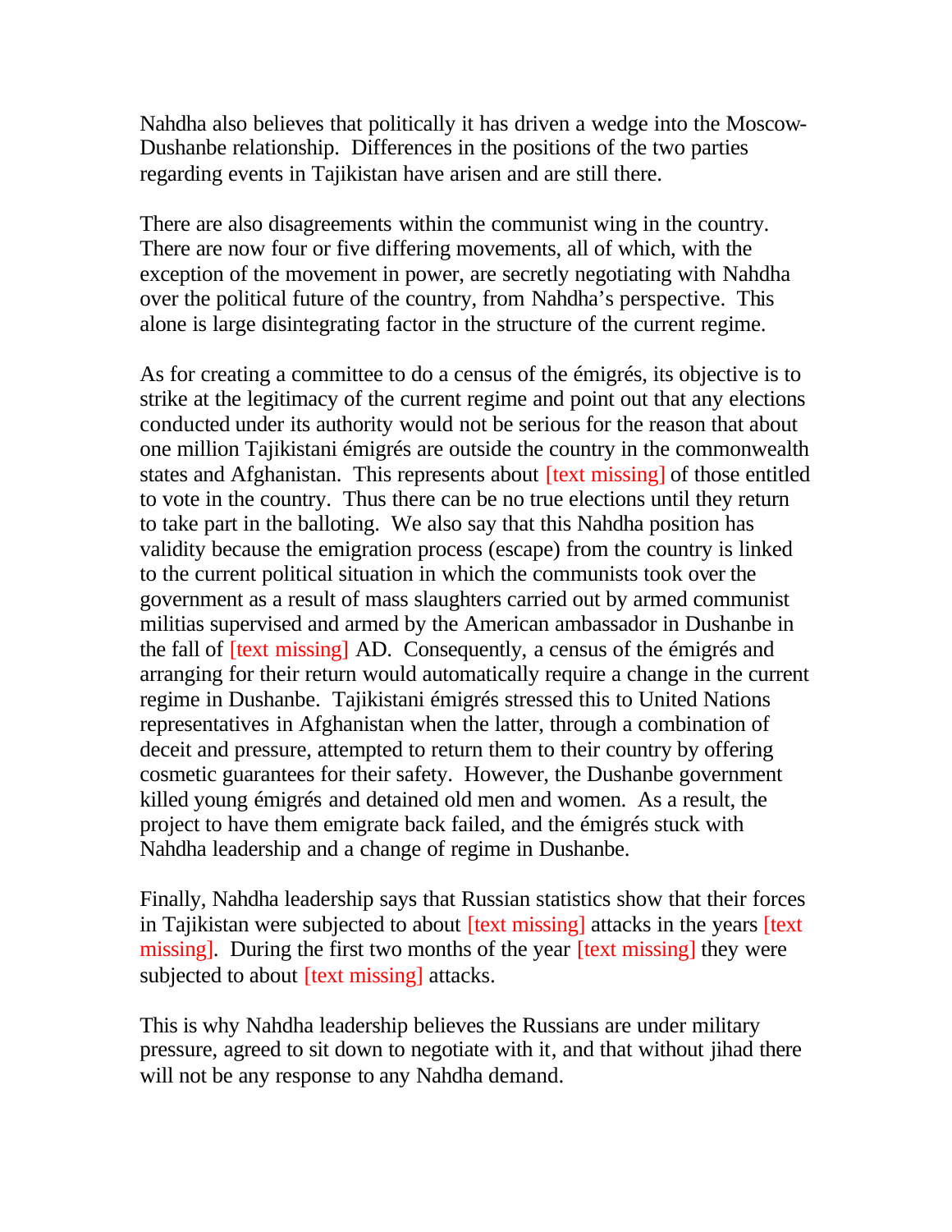Nahdha also believes that politically it has driven a wedge into the Moscow-Dushanbe relationship. Differences in the positions of the two parties regarding events in Tajikistan have arisen and are still there.

There are also disagreements within the communist wing in the country. There are now four or five differing movements, all of which, with the exception of the movement in power, are secretly negotiating with Nahdha over the political future of the country, from Nahdha's perspective. This alone is large disintegrating factor in the structure of the current regime.

As for creating a committee to do a census of the émigrés, its objective is to strike at the legitimacy of the current regime and point out that any elections conducted under its authority would not be serious for the reason that about one million Tajikistani émigrés are outside the country in the commonwealth states and Afghanistan. This represents about [text missing] of those entitled to vote in the country. Thus there can be no true elections until they return to take part in the balloting. We also say that this Nahdha position has validity because the emigration process (escape) from the country is linked to the current political situation in which the communists took over the government as a result of mass slaughters carried out by armed communist militias supervised and armed by the American ambassador in Dushanbe in the fall of [text missing] AD. Consequently, a census of the émigrés and arranging for their return would automatically require a change in the current regime in Dushanbe. Tajikistani émigrés stressed this to United Nations representatives in Afghanistan when the latter, through a combination of deceit and pressure, attempted to return them to their country by offering cosmetic guarantees for their safety. However, the Dushanbe government killed young émigrés and detained old men and women. As a result, the project to have them emigrate back failed, and the émigrés stuck with Nahdha leadership and a change of regime in Dushanbe.

Finally, Nahdha leadership says that Russian statistics show that their forces in Tajikistan were subjected to about [text missing] attacks in the years [text missing]. During the first two months of the year [text missing] they were subjected to about [text missing] attacks.

This is why Nahdha leadership believes the Russians are under military pressure, agreed to sit down to negotiate with it, and that without jihad there will not be any response to any Nahdha demand.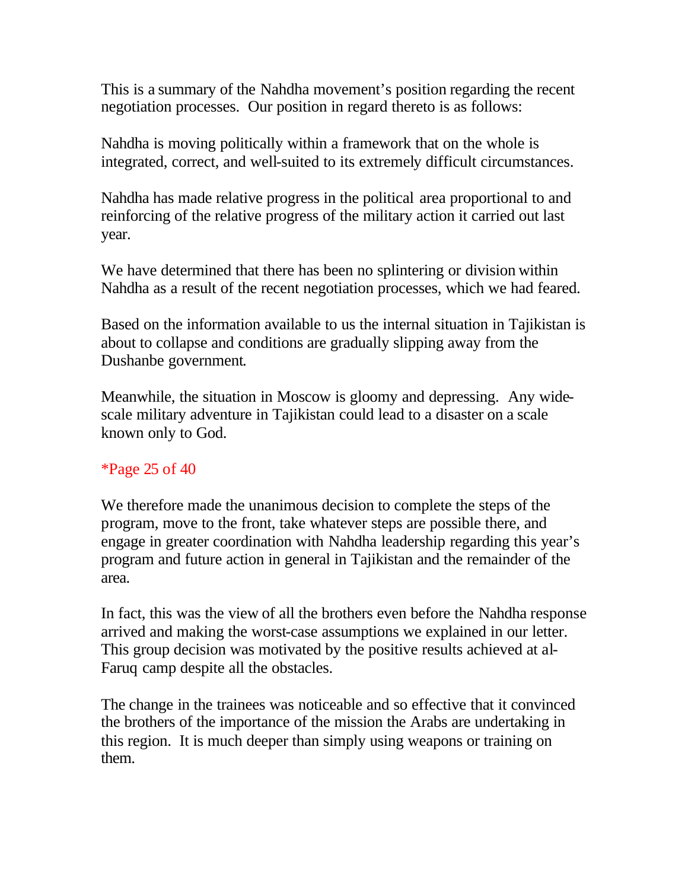This is a summary of the Nahdha movement's position regarding the recent negotiation processes. Our position in regard thereto is as follows:

Nahdha is moving politically within a framework that on the whole is integrated, correct, and well-suited to its extremely difficult circumstances.

Nahdha has made relative progress in the political area proportional to and reinforcing of the relative progress of the military action it carried out last year.

We have determined that there has been no splintering or division within Nahdha as a result of the recent negotiation processes, which we had feared.

Based on the information available to us the internal situation in Tajikistan is about to collapse and conditions are gradually slipping away from the Dushanbe government.

Meanwhile, the situation in Moscow is gloomy and depressing. Any wide-scale military adventure in Tajikistan could lead to a disaster on a scale known only to God.

*Page 25 of 40

We therefore made the unanimous decision to complete the steps of the program, move to the front, take whatever steps are possible there, and engage in greater coordination with Nahdha leadership regarding this year's program and future action in general in Tajikistan and the remainder of the area.

In fact, this was the view of all the brothers even before the Nahdha response arrived and making the worst-case assumptions we explained in our letter. This group decision was motivated by the positive results achieved at al-Faruq camp despite all the obstacles.

The change in the trainees was noticeable and so effective that it convinced the brothers of the importance of the mission the Arabs are undertaking in this region. It is much deeper than simply using weapons or training on them.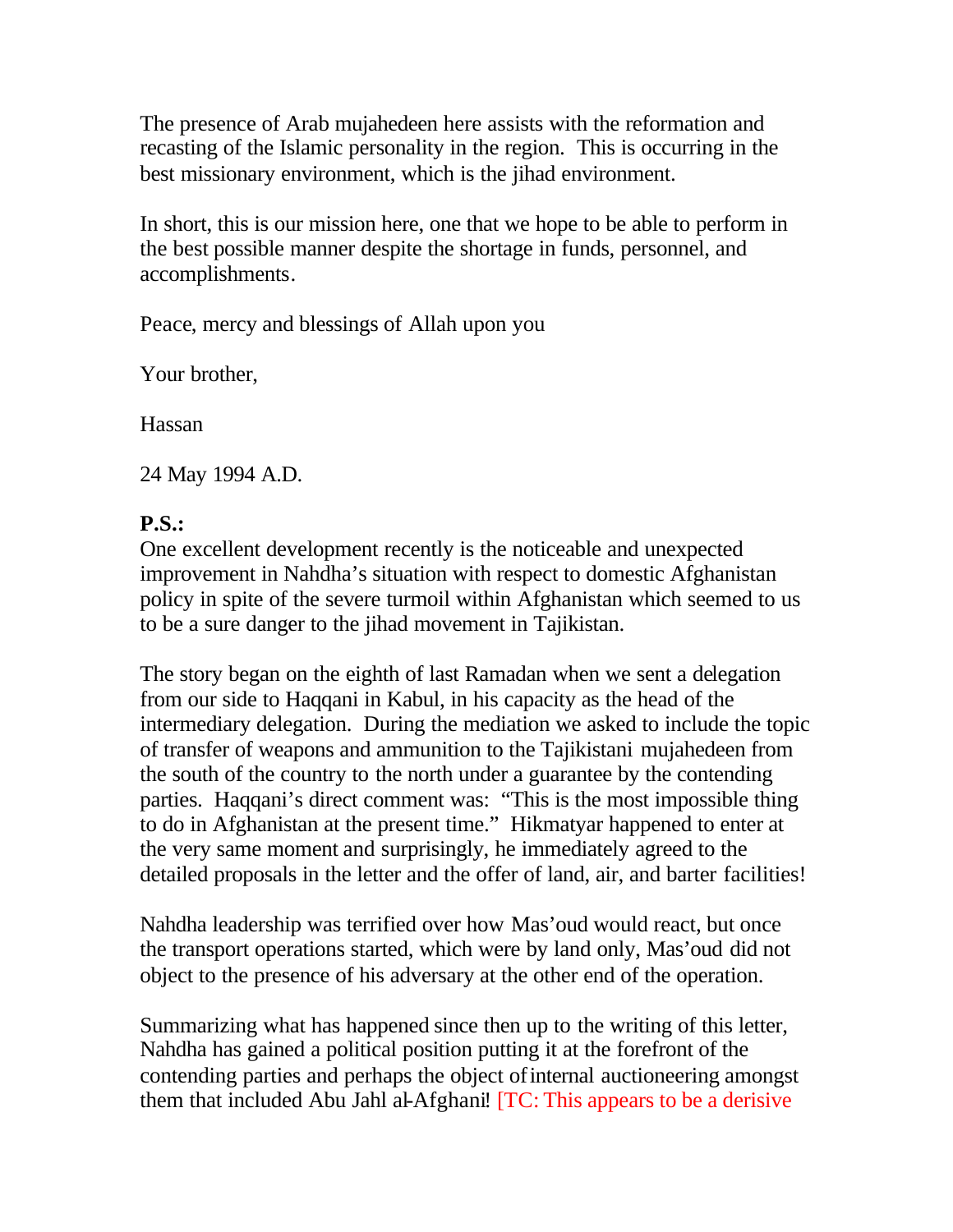The presence of Arab mujahedeen here assists with the reformation and recasting of the Islamic personality in the region. This is occurring in the best missionary environment, which is the jihad environment.

In short, this is our mission here, one that we hope to be able to perform in the best possible manner despite the shortage in funds, personnel, and accomplishments.

Peace, mercy and blessings of Allah upon you

Your brother,

Hassan

24 May 1994 A.D.

**P.S.:**
One excellent development recently is the noticeable and unexpected improvement in Nahdha's situation with respect to domestic Afghanistan policy in spite of the severe turmoil within Afghanistan which seemed to us to be a sure danger to the jihad movement in Tajikistan.

The story began on the eighth of last Ramadan when we sent a delegation from our side to Haqqani in Kabul, in his capacity as the head of the intermediary delegation. During the mediation we asked to include the topic of transfer of weapons and ammunition to the Tajikistani mujahedeen from the south of the country to the north under a guarantee by the contending parties. Haqqani's direct comment was: "This is the most impossible thing to do in Afghanistan at the present time." Hikmatyar happened to enter at the very same moment and surprisingly, he immediately agreed to the detailed proposals in the letter and the offer of land, air, and barter facilities!

Nahdha leadership was terrified over how Mas'oud would react, but once the transport operations started, which were by land only, Mas'oud did not object to the presence of his adversary at the other end of the operation.

Summarizing what has happened since then up to the writing of this letter, Nahdha has gained a political position putting it at the forefront of the contending parties and perhaps the object of internal auctioneering amongst them that included Abu Jahl al-Afghani! [TC: This appears to be a derisive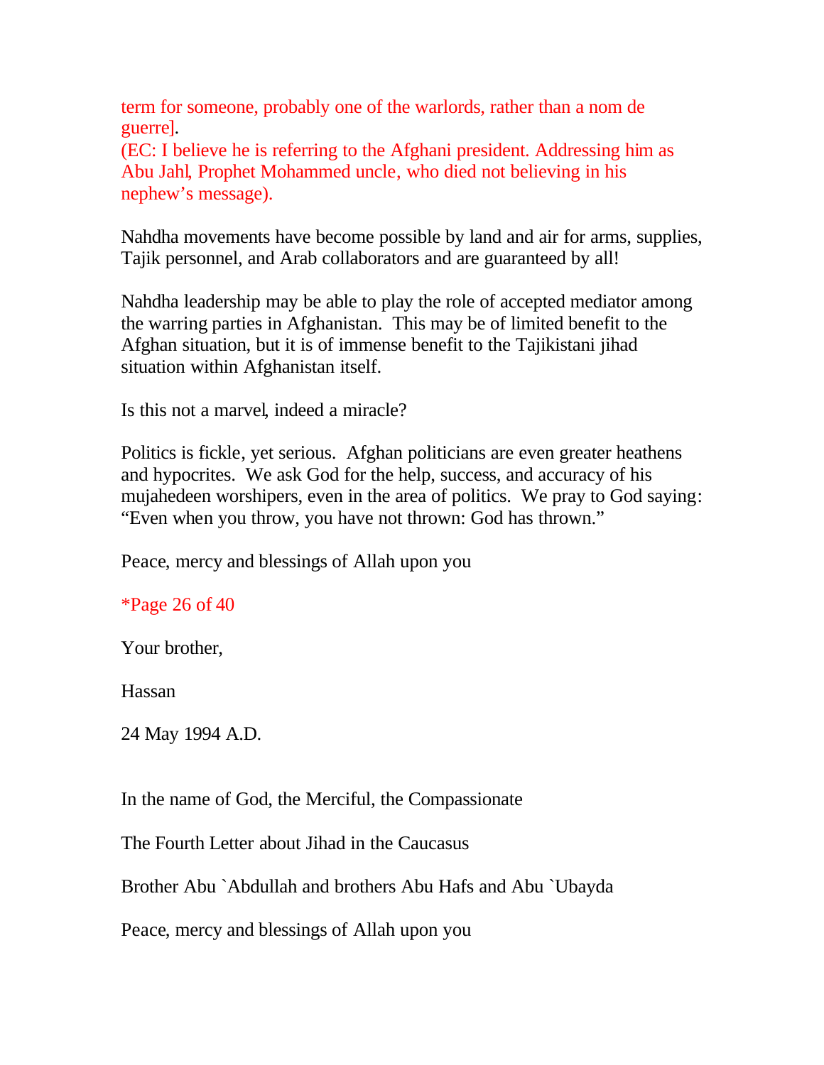term for someone, probably one of the warlords, rather than a nom de guerre].
(EC: I believe he is referring to the Afghani president. Addressing him as Abu Jahl, Prophet Mohammed uncle, who died not believing in his nephew's message).

Nahdha movements have become possible by land and air for arms, supplies, Tajik personnel, and Arab collaborators and are guaranteed by all!

Nahdha leadership may be able to play the role of accepted mediator among the warring parties in Afghanistan. This may be of limited benefit to the Afghan situation, but it is of immense benefit to the Tajikistani jihad situation within Afghanistan itself.

Is this not a marvel, indeed a miracle?

Politics is fickle, yet serious. Afghan politicians are even greater heathens and hypocrites. We ask God for the help, success, and accuracy of his mujahedeen worshipers, even in the area of politics. We pray to God saying: "Even when you throw, you have not thrown: God has thrown."

Peace, mercy and blessings of Allah upon you

*Page 26 of 40

Your brother,

Hassan

24 May 1994 A.D.

In the name of God, the Merciful, the Compassionate

The Fourth Letter about Jihad in the Caucasus

Brother Abu `Abdullah and brothers Abu Hafs and Abu `Ubayda

Peace, mercy and blessings of Allah upon you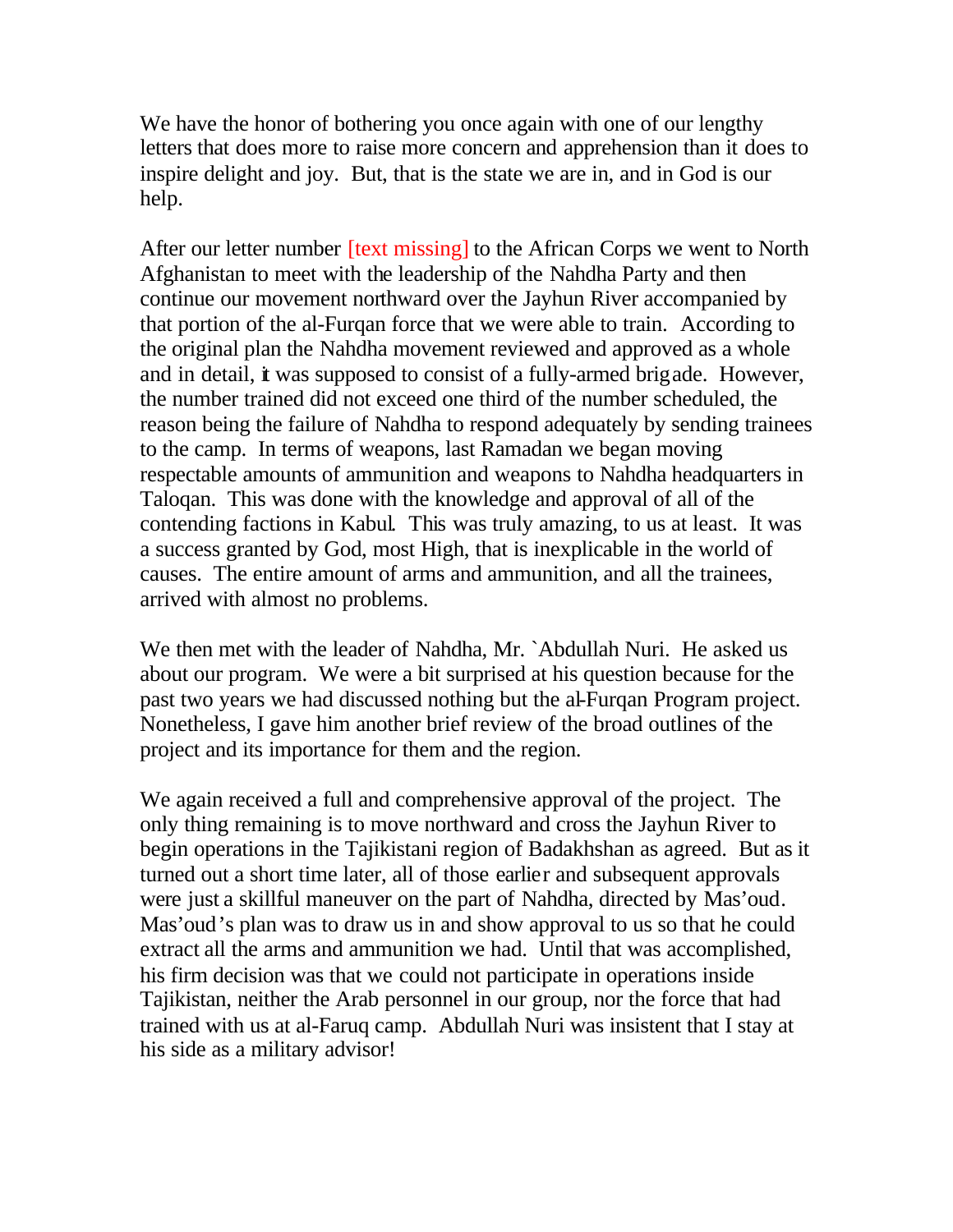We have the honor of bothering you once again with one of our lengthy letters that does more to raise more concern and apprehension than it does to inspire delight and joy. But, that is the state we are in, and in God is our help.

After our letter number [text missing] to the African Corps we went to North Afghanistan to meet with the leadership of the Nahdha Party and then continue our movement northward over the Jayhun River accompanied by that portion of the al-Furqan force that we were able to train. According to the original plan the Nahdha movement reviewed and approved as a whole and in detail, it was supposed to consist of a fully-armed brigade. However, the number trained did not exceed one third of the number scheduled, the reason being the failure of Nahdha to respond adequately by sending trainees to the camp. In terms of weapons, last Ramadan we began moving respectable amounts of ammunition and weapons to Nahdha headquarters in Taloqan. This was done with the knowledge and approval of all of the contending factions in Kabul. This was truly amazing, to us at least. It was a success granted by God, most High, that is inexplicable in the world of causes. The entire amount of arms and ammunition, and all the trainees, arrived with almost no problems.

We then met with the leader of Nahdha, Mr. `Abdullah Nuri. He asked us about our program. We were a bit surprised at his question because for the past two years we had discussed nothing but the al-Furqan Program project. Nonetheless, I gave him another brief review of the broad outlines of the project and its importance for them and the region.

We again received a full and comprehensive approval of the project. The only thing remaining is to move northward and cross the Jayhun River to begin operations in the Tajikistani region of Badakhshan as agreed. But as it turned out a short time later, all of those earlier and subsequent approvals were just a skillful maneuver on the part of Nahdha, directed by Mas'oud. Mas'oud's plan was to draw us in and show approval to us so that he could extract all the arms and ammunition we had. Until that was accomplished, his firm decision was that we could not participate in operations inside Tajikistan, neither the Arab personnel in our group, nor the force that had trained with us at al-Faruq camp. Abdullah Nuri was insistent that I stay at his side as a military advisor!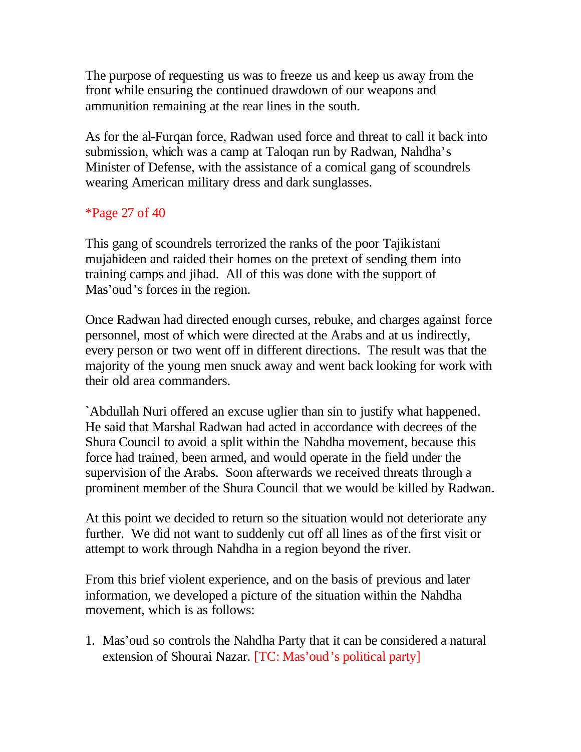The purpose of requesting us was to freeze us and keep us away from the front while ensuring the continued drawdown of our weapons and ammunition remaining at the rear lines in the south.

As for the al-Furqan force, Radwan used force and threat to call it back into submission, which was a camp at Taloqan run by Radwan, Nahdha's Minister of Defense, with the assistance of a comical gang of scoundrels wearing American military dress and dark sunglasses.

*Page 27 of 40

This gang of scoundrels terrorized the ranks of the poor Tajikistani mujahideen and raided their homes on the pretext of sending them into training camps and jihad. All of this was done with the support of Mas'oud's forces in the region.

Once Radwan had directed enough curses, rebuke, and charges against force personnel, most of which were directed at the Arabs and at us indirectly, every person or two went off in different directions. The result was that the majority of the young men snuck away and went back looking for work with their old area commanders.

`Abdullah Nuri offered an excuse uglier than sin to justify what happened. He said that Marshal Radwan had acted in accordance with decrees of the Shura Council to avoid a split within the Nahdha movement, because this force had trained, been armed, and would operate in the field under the supervision of the Arabs. Soon afterwards we received threats through a prominent member of the Shura Council that we would be killed by Radwan.

At this point we decided to return so the situation would not deteriorate any further. We did not want to suddenly cut off all lines as of the first visit or attempt to work through Nahdha in a region beyond the river.

From this brief violent experience, and on the basis of previous and later information, we developed a picture of the situation within the Nahdha movement, which is as follows:

1. Mas'oud so controls the Nahdha Party that it can be considered a natural extension of Shourai Nazar. [TC: Mas'oud's political party]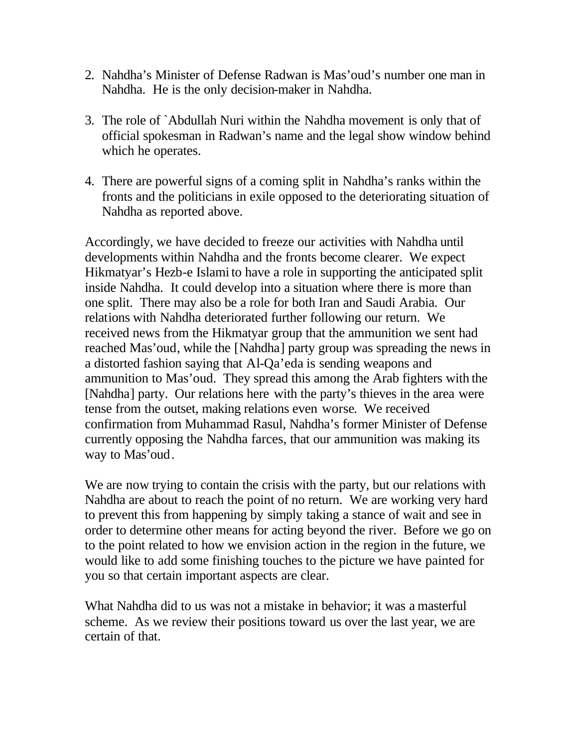2. Nahdha's Minister of Defense Radwan is Mas'oud's number one man in Nahdha. He is the only decision-maker in Nahdha.

3. The role of `Abdullah Nuri within the Nahdha movement is only that of official spokesman in Radwan's name and the legal show window behind which he operates.

4. There are powerful signs of a coming split in Nahdha's ranks within the fronts and the politicians in exile opposed to the deteriorating situation of Nahdha as reported above.

Accordingly, we have decided to freeze our activities with Nahdha until developments within Nahdha and the fronts become clearer. We expect Hikmatyar's Hezb-e Islami to have a role in supporting the anticipated split inside Nahdha. It could develop into a situation where there is more than one split. There may also be a role for both Iran and Saudi Arabia. Our relations with Nahdha deteriorated further following our return. We received news from the Hikmatyar group that the ammunition we sent had reached Mas'oud, while the [Nahdha] party group was spreading the news in a distorted fashion saying that Al-Qa'eda is sending weapons and ammunition to Mas'oud. They spread this among the Arab fighters with the [Nahdha] party. Our relations here with the party's thieves in the area were tense from the outset, making relations even worse. We received confirmation from Muhammad Rasul, Nahdha's former Minister of Defense currently opposing the Nahdha farces, that our ammunition was making its way to Mas'oud.

We are now trying to contain the crisis with the party, but our relations with Nahdha are about to reach the point of no return. We are working very hard to prevent this from happening by simply taking a stance of wait and see in order to determine other means for acting beyond the river. Before we go on to the point related to how we envision action in the region in the future, we would like to add some finishing touches to the picture we have painted for you so that certain important aspects are clear.

What Nahdha did to us was not a mistake in behavior; it was a masterful scheme. As we review their positions toward us over the last year, we are certain of that.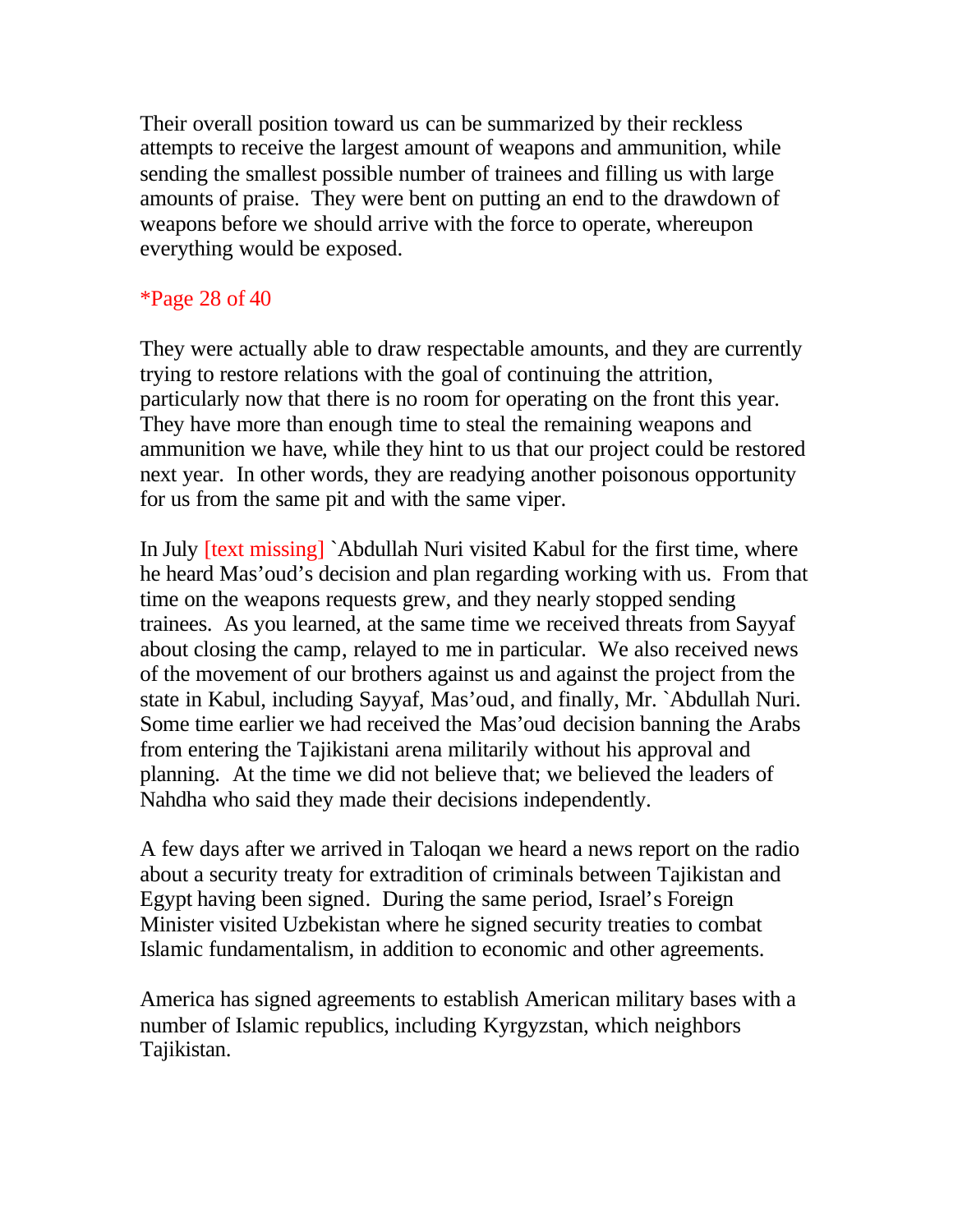Their overall position toward us can be summarized by their reckless attempts to receive the largest amount of weapons and ammunition, while sending the smallest possible number of trainees and filling us with large amounts of praise. They were bent on putting an end to the drawdown of weapons before we should arrive with the force to operate, whereupon everything would be exposed.

*Page 28 of 40

They were actually able to draw respectable amounts, and they are currently trying to restore relations with the goal of continuing the attrition, particularly now that there is no room for operating on the front this year. They have more than enough time to steal the remaining weapons and ammunition we have, while they hint to us that our project could be restored next year. In other words, they are readying another poisonous opportunity for us from the same pit and with the same viper.

In July [text missing] `Abdullah Nuri visited Kabul for the first time, where he heard Mas'oud's decision and plan regarding working with us. From that time on the weapons requests grew, and they nearly stopped sending trainees. As you learned, at the same time we received threats from Sayyaf about closing the camp, relayed to me in particular. We also received news of the movement of our brothers against us and against the project from the state in Kabul, including Sayyaf, Mas'oud, and finally, Mr. `Abdullah Nuri. Some time earlier we had received the Mas'oud decision banning the Arabs from entering the Tajikistani arena militarily without his approval and planning. At the time we did not believe that; we believed the leaders of Nahdha who said they made their decisions independently.

A few days after we arrived in Taloqan we heard a news report on the radio about a security treaty for extradition of criminals between Tajikistan and Egypt having been signed. During the same period, Israel's Foreign Minister visited Uzbekistan where he signed security treaties to combat Islamic fundamentalism, in addition to economic and other agreements.

America has signed agreements to establish American military bases with a number of Islamic republics, including Kyrgyzstan, which neighbors Tajikistan.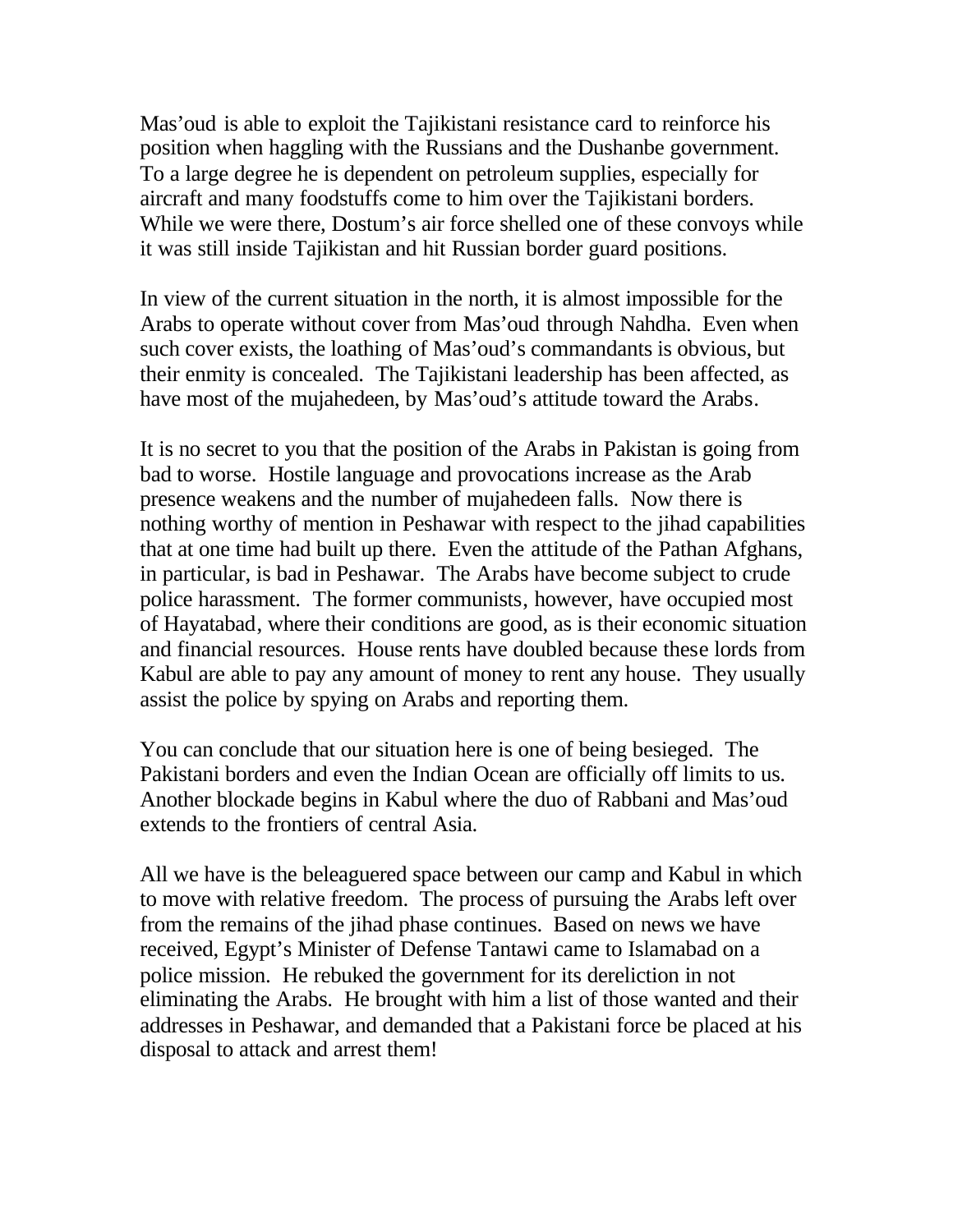Mas'oud is able to exploit the Tajikistani resistance card to reinforce his position when haggling with the Russians and the Dushanbe government. To a large degree he is dependent on petroleum supplies, especially for aircraft and many foodstuffs come to him over the Tajikistani borders. While we were there, Dostum's air force shelled one of these convoys while it was still inside Tajikistan and hit Russian border guard positions.

In view of the current situation in the north, it is almost impossible for the Arabs to operate without cover from Mas'oud through Nahdha. Even when such cover exists, the loathing of Mas'oud's commandants is obvious, but their enmity is concealed. The Tajikistani leadership has been affected, as have most of the mujahedeen, by Mas'oud's attitude toward the Arabs.

It is no secret to you that the position of the Arabs in Pakistan is going from bad to worse. Hostile language and provocations increase as the Arab presence weakens and the number of mujahedeen falls. Now there is nothing worthy of mention in Peshawar with respect to the jihad capabilities that at one time had built up there. Even the attitude of the Pathan Afghans, in particular, is bad in Peshawar. The Arabs have become subject to crude police harassment. The former communists, however, have occupied most of Hayatabad, where their conditions are good, as is their economic situation and financial resources. House rents have doubled because these lords from Kabul are able to pay any amount of money to rent any house. They usually assist the police by spying on Arabs and reporting them.

You can conclude that our situation here is one of being besieged. The Pakistani borders and even the Indian Ocean are officially off limits to us. Another blockade begins in Kabul where the duo of Rabbani and Mas'oud extends to the frontiers of central Asia.

All we have is the beleaguered space between our camp and Kabul in which to move with relative freedom. The process of pursuing the Arabs left over from the remains of the jihad phase continues. Based on news we have received, Egypt's Minister of Defense Tantawi came to Islamabad on a police mission. He rebuked the government for its dereliction in not eliminating the Arabs. He brought with him a list of those wanted and their addresses in Peshawar, and demanded that a Pakistani force be placed at his disposal to attack and arrest them!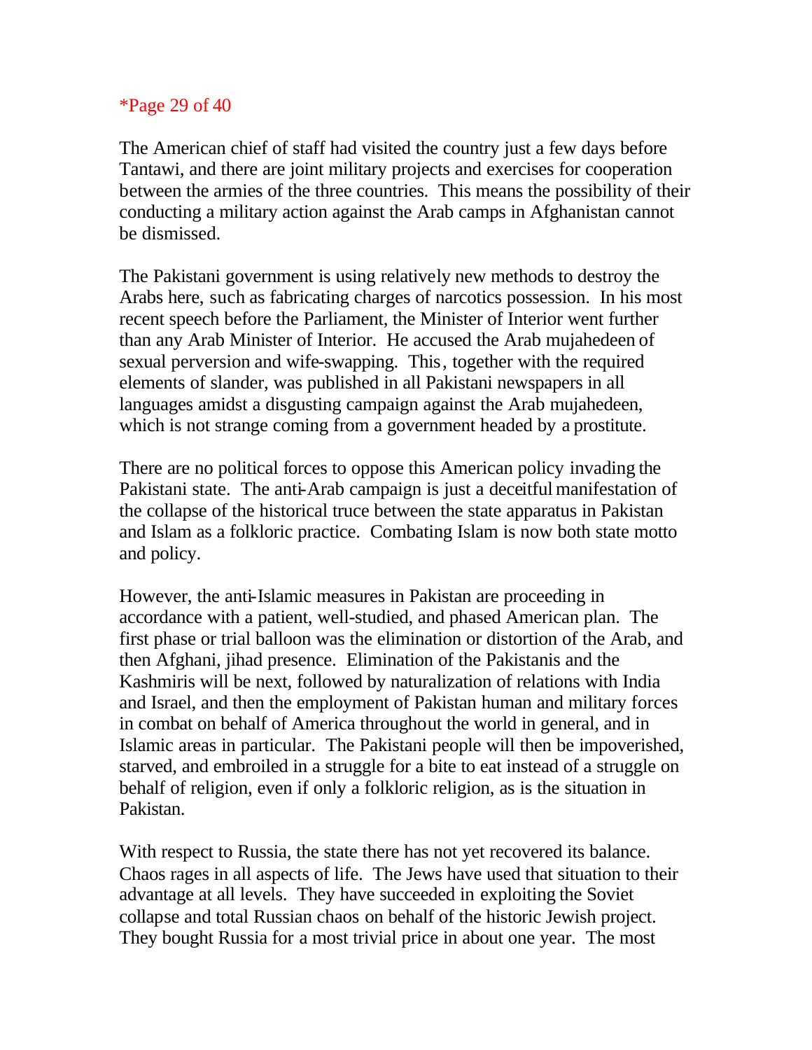The American chief of staff had visited the country just a few days before Tantawi, and there are joint military projects and exercises for cooperation between the armies of the three countries. This means the possibility of their conducting a military action against the Arab camps in Afghanistan cannot be dismissed.

The Pakistani government is using relatively new methods to destroy the Arabs here, such as fabricating charges of narcotics possession. In his most recent speech before the Parliament, the Minister of Interior went further than any Arab Minister of Interior. He accused the Arab mujahedeen of sexual perversion and wife-swapping. This, together with the required elements of slander, was published in all Pakistani newspapers in all languages amidst a disgusting campaign against the Arab mujahedeen, which is not strange coming from a government headed by a prostitute.

There are no political forces to oppose this American policy invading the Pakistani state. The anti-Arab campaign is just a deceitful manifestation of the collapse of the historical truce between the state apparatus in Pakistan and Islam as a folkloric practice. Combating Islam is now both state motto and policy.

However, the anti-Islamic measures in Pakistan are proceeding in accordance with a patient, well-studied, and phased American plan. The first phase or trial balloon was the elimination or distortion of the Arab, and then Afghani, jihad presence. Elimination of the Pakistanis and the Kashmiris will be next, followed by naturalization of relations with India and Israel, and then the employment of Pakistan human and military forces in combat on behalf of America throughout the world in general, and in Islamic areas in particular. The Pakistani people will then be impoverished, starved, and embroiled in a struggle for a bite to eat instead of a struggle on behalf of religion, even if only a folkloric religion, as is the situation in Pakistan.

With respect to Russia, the state there has not yet recovered its balance. Chaos rages in all aspects of life. The Jews have used that situation to their advantage at all levels. They have succeeded in exploiting the Soviet collapse and total Russian chaos on behalf of the historic Jewish project. They bought Russia for a most trivial price in about one year. The most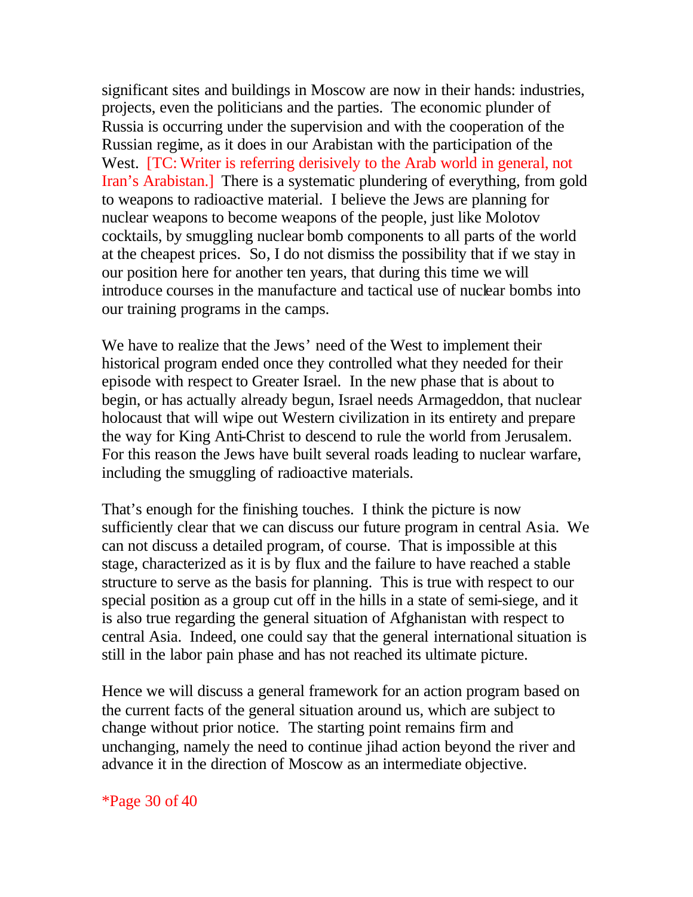significant sites and buildings in Moscow are now in their hands: industries, projects, even the politicians and the parties. The economic plunder of Russia is occurring under the supervision and with the cooperation of the Russian regime, as it does in our Arabistan with the participation of the West. [TC: Writer is referring derisively to the Arab world in general, not Iran's Arabistan.] There is a systematic plundering of everything, from gold to weapons to radioactive material. I believe the Jews are planning for nuclear weapons to become weapons of the people, just like Molotov cocktails, by smuggling nuclear bomb components to all parts of the world at the cheapest prices. So, I do not dismiss the possibility that if we stay in our position here for another ten years, that during this time we will introduce courses in the manufacture and tactical use of nuclear bombs into our training programs in the camps.

We have to realize that the Jews' need of the West to implement their historical program ended once they controlled what they needed for their episode with respect to Greater Israel. In the new phase that is about to begin, or has actually already begun, Israel needs Armageddon, that nuclear holocaust that will wipe out Western civilization in its entirety and prepare the way for King Anti-Christ to descend to rule the world from Jerusalem. For this reason the Jews have built several roads leading to nuclear warfare, including the smuggling of radioactive materials.

That's enough for the finishing touches. I think the picture is now sufficiently clear that we can discuss our future program in central Asia. We can not discuss a detailed program, of course. That is impossible at this stage, characterized as it is by flux and the failure to have reached a stable structure to serve as the basis for planning. This is true with respect to our special position as a group cut off in the hills in a state of semi-siege, and it is also true regarding the general situation of Afghanistan with respect to central Asia. Indeed, one could say that the general international situation is still in the labor pain phase and has not reached its ultimate picture.

Hence we will discuss a general framework for an action program based on the current facts of the general situation around us, which are subject to change without prior notice. The starting point remains firm and unchanging, namely the need to continue jihad action beyond the river and advance it in the direction of Moscow as an intermediate objective.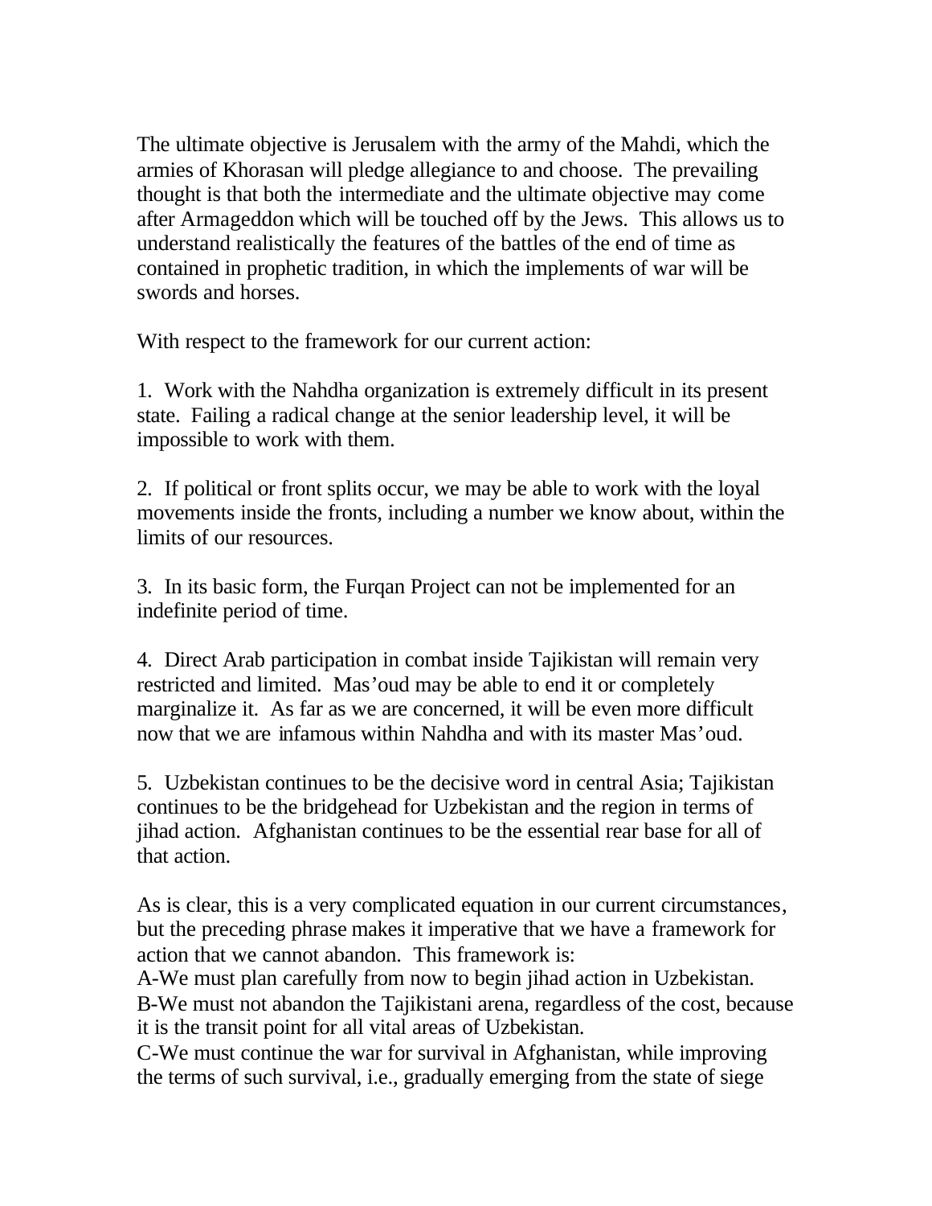The ultimate objective is Jerusalem with the army of the Mahdi, which the armies of Khorasan will pledge allegiance to and choose. The prevailing thought is that both the intermediate and the ultimate objective may come after Armageddon which will be touched off by the Jews. This allows us to understand realistically the features of the battles of the end of time as contained in prophetic tradition, in which the implements of war will be swords and horses.

With respect to the framework for our current action:

1. Work with the Nahdha organization is extremely difficult in its present state. Failing a radical change at the senior leadership level, it will be impossible to work with them.

2. If political or front splits occur, we may be able to work with the loyal movements inside the fronts, including a number we know about, within the limits of our resources.

3. In its basic form, the Furqan Project can not be implemented for an indefinite period of time.

4. Direct Arab participation in combat inside Tajikistan will remain very restricted and limited. Mas'oud may be able to end it or completely marginalize it. As far as we are concerned, it will be even more difficult now that we are infamous within Nahdha and with its master Mas'oud.

5. Uzbekistan continues to be the decisive word in central Asia; Tajikistan continues to be the bridgehead for Uzbekistan and the region in terms of jihad action. Afghanistan continues to be the essential rear base for all of that action.

As is clear, this is a very complicated equation in our current circumstances, but the preceding phrase makes it imperative that we have a framework for action that we cannot abandon. This framework is:
A-We must plan carefully from now to begin jihad action in Uzbekistan.
B-We must not abandon the Tajikistani arena, regardless of the cost, because it is the transit point for all vital areas of Uzbekistan.
C-We must continue the war for survival in Afghanistan, while improving the terms of such survival, i.e., gradually emerging from the state of siege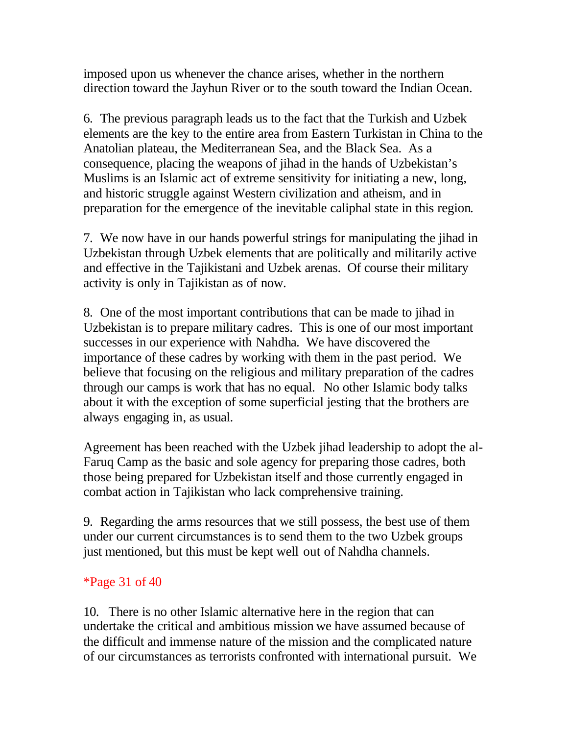imposed upon us whenever the chance arises, whether in the northern direction toward the Jayhun River or to the south toward the Indian Ocean.

6. The previous paragraph leads us to the fact that the Turkish and Uzbek elements are the key to the entire area from Eastern Turkistan in China to the Anatolian plateau, the Mediterranean Sea, and the Black Sea. As a consequence, placing the weapons of jihad in the hands of Uzbekistan's Muslims is an Islamic act of extreme sensitivity for initiating a new, long, and historic struggle against Western civilization and atheism, and in preparation for the emergence of the inevitable caliphal state in this region.

7. We now have in our hands powerful strings for manipulating the jihad in Uzbekistan through Uzbek elements that are politically and militarily active and effective in the Tajikistani and Uzbek arenas. Of course their military activity is only in Tajikistan as of now.

8. One of the most important contributions that can be made to jihad in Uzbekistan is to prepare military cadres. This is one of our most important successes in our experience with Nahdha. We have discovered the importance of these cadres by working with them in the past period. We believe that focusing on the religious and military preparation of the cadres through our camps is work that has no equal. No other Islamic body talks about it with the exception of some superficial jesting that the brothers are always engaging in, as usual.

Agreement has been reached with the Uzbek jihad leadership to adopt the al-Faruq Camp as the basic and sole agency for preparing those cadres, both those being prepared for Uzbekistan itself and those currently engaged in combat action in Tajikistan who lack comprehensive training.

9. Regarding the arms resources that we still possess, the best use of them under our current circumstances is to send them to the two Uzbek groups just mentioned, but this must be kept well out of Nahdha channels.

*Page 31 of 40

10. There is no other Islamic alternative here in the region that can undertake the critical and ambitious mission we have assumed because of the difficult and immense nature of the mission and the complicated nature of our circumstances as terrorists confronted with international pursuit. We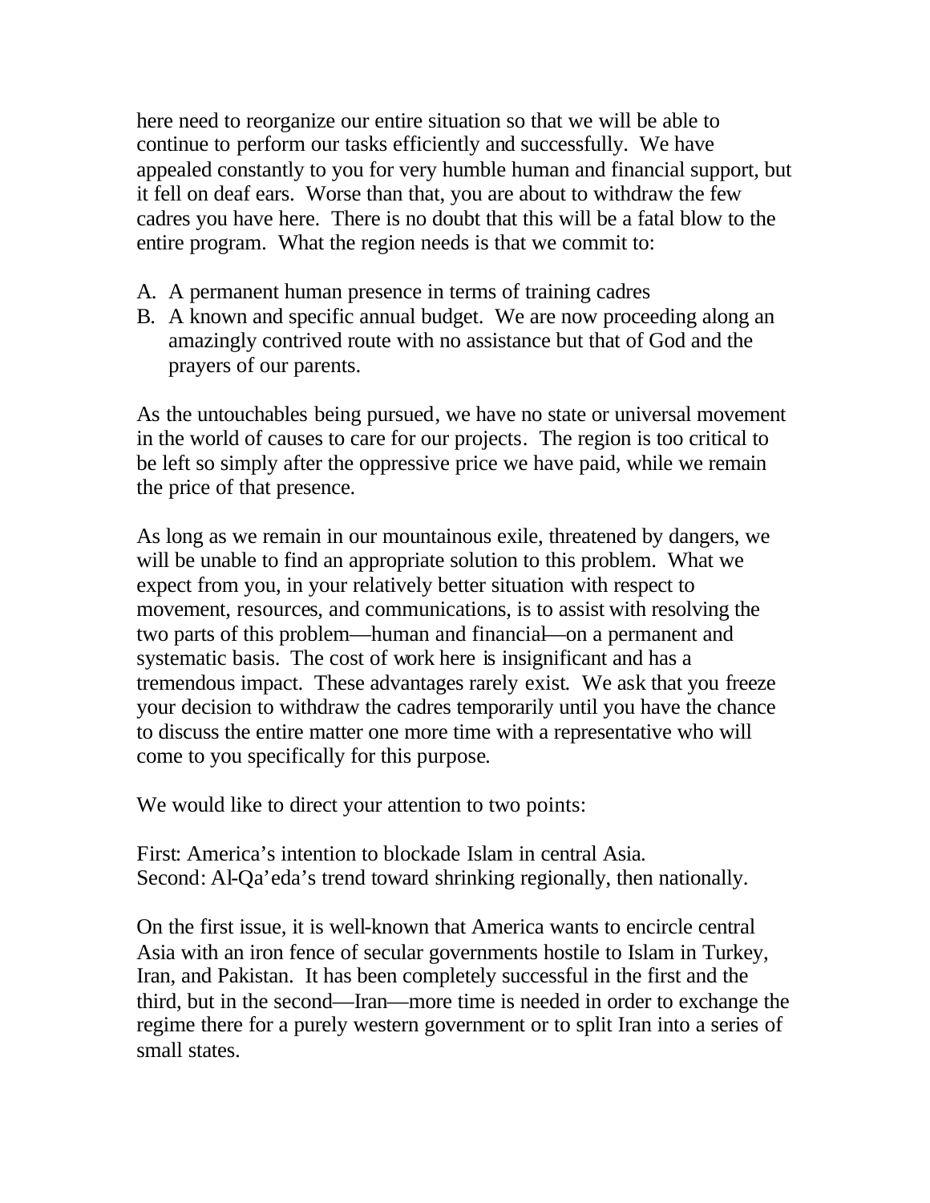here need to reorganize our entire situation so that we will be able to continue to perform our tasks efficiently and successfully. We have appealed constantly to you for very humble human and financial support, but it fell on deaf ears. Worse than that, you are about to withdraw the few cadres you have here. There is no doubt that this will be a fatal blow to the entire program. What the region needs is that we commit to:

A. A permanent human presence in terms of training cadres
B. A known and specific annual budget. We are now proceeding along an amazingly contrived route with no assistance but that of God and the prayers of our parents.

As the untouchables being pursued, we have no state or universal movement in the world of causes to care for our projects. The region is too critical to be left so simply after the oppressive price we have paid, while we remain the price of that presence.

As long as we remain in our mountainous exile, threatened by dangers, we will be unable to find an appropriate solution to this problem. What we expect from you, in your relatively better situation with respect to movement, resources, and communications, is to assist with resolving the two parts of this problem—human and financial—on a permanent and systematic basis. The cost of work here is insignificant and has a tremendous impact. These advantages rarely exist. We ask that you freeze your decision to withdraw the cadres temporarily until you have the chance to discuss the entire matter one more time with a representative who will come to you specifically for this purpose.

We would like to direct your attention to two points:

First: America's intention to blockade Islam in central Asia.
Second: Al-Qa'eda's trend toward shrinking regionally, then nationally.

On the first issue, it is well-known that America wants to encircle central Asia with an iron fence of secular governments hostile to Islam in Turkey, Iran, and Pakistan. It has been completely successful in the first and the third, but in the second—Iran—more time is needed in order to exchange the regime there for a purely western government or to split Iran into a series of small states.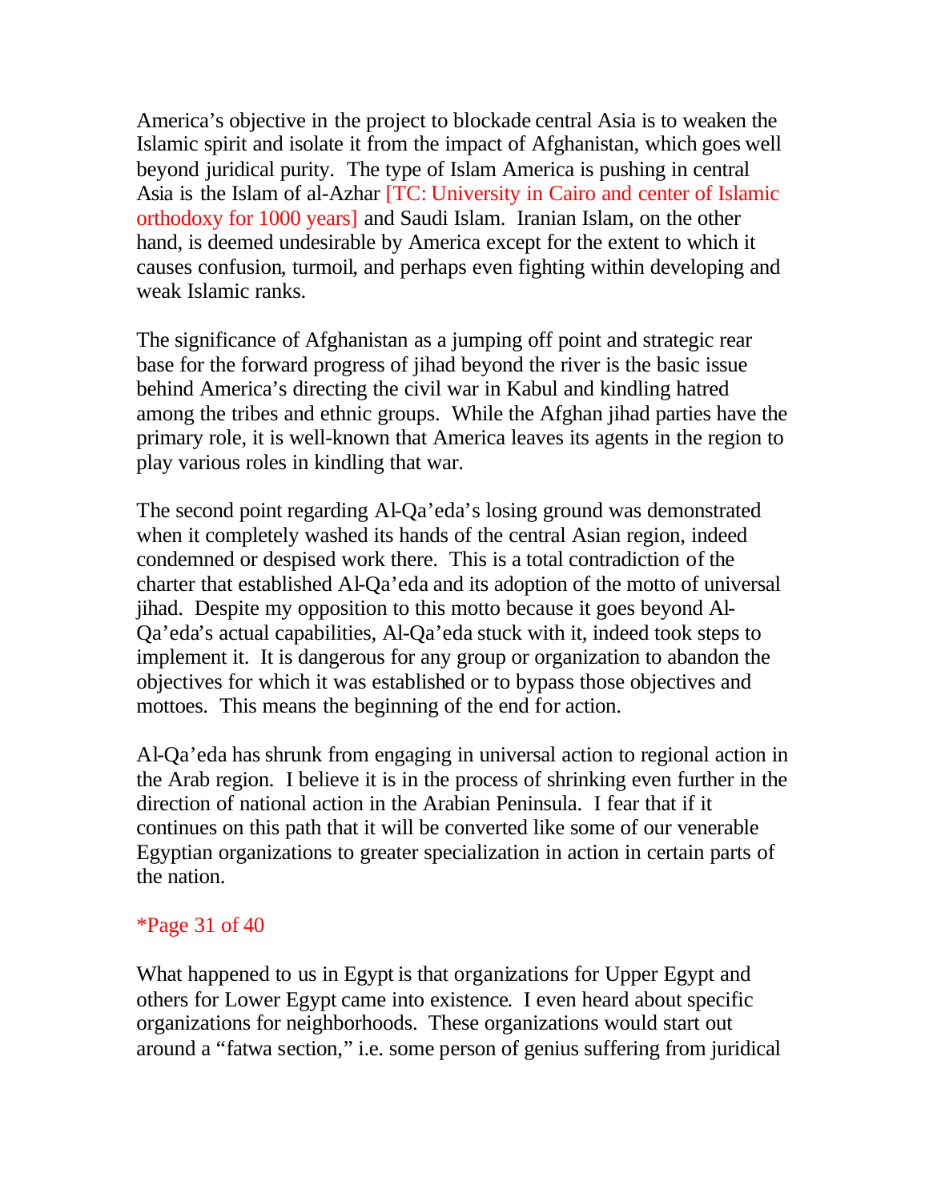America's objective in the project to blockade central Asia is to weaken the Islamic spirit and isolate it from the impact of Afghanistan, which goes well beyond juridical purity. The type of Islam America is pushing in central Asia is the Islam of al-Azhar [TC: University in Cairo and center of Islamic orthodoxy for 1000 years] and Saudi Islam. Iranian Islam, on the other hand, is deemed undesirable by America except for the extent to which it causes confusion, turmoil, and perhaps even fighting within developing and weak Islamic ranks.

The significance of Afghanistan as a jumping off point and strategic rear base for the forward progress of jihad beyond the river is the basic issue behind America's directing the civil war in Kabul and kindling hatred among the tribes and ethnic groups. While the Afghan jihad parties have the primary role, it is well-known that America leaves its agents in the region to play various roles in kindling that war.

The second point regarding Al-Qa'eda's losing ground was demonstrated when it completely washed its hands of the central Asian region, indeed condemned or despised work there. This is a total contradiction of the charter that established Al-Qa'eda and its adoption of the motto of universal jihad. Despite my opposition to this motto because it goes beyond Al-Qa'eda's actual capabilities, Al-Qa'eda stuck with it, indeed took steps to implement it. It is dangerous for any group or organization to abandon the objectives for which it was established or to bypass those objectives and mottoes. This means the beginning of the end for action.

Al-Qa'eda has shrunk from engaging in universal action to regional action in the Arab region. I believe it is in the process of shrinking even further in the direction of national action in the Arabian Peninsula. I fear that if it continues on this path that it will be converted like some of our venerable Egyptian organizations to greater specialization in action in certain parts of the nation.

*Page 31 of 40

What happened to us in Egypt is that organizations for Upper Egypt and others for Lower Egypt came into existence. I even heard about specific organizations for neighborhoods. These organizations would start out around a "fatwa section," i.e. some person of genius suffering from juridical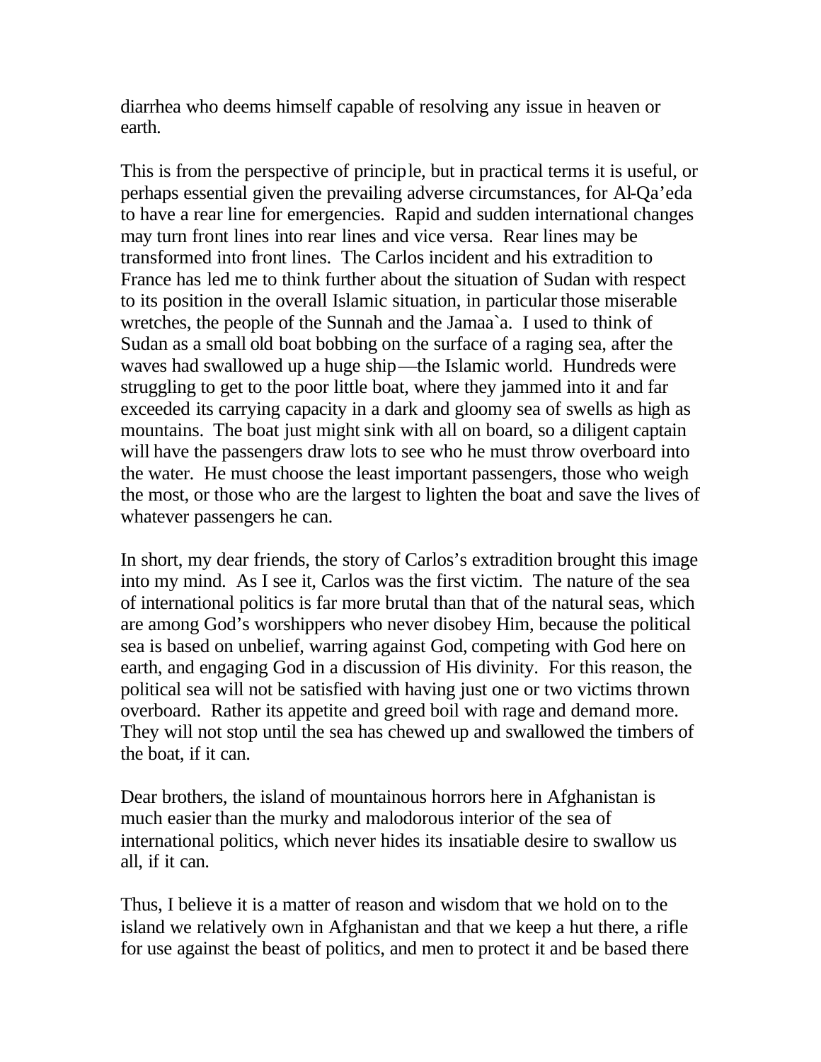diarrhea who deems himself capable of resolving any issue in heaven or earth.

This is from the perspective of principle, but in practical terms it is useful, or perhaps essential given the prevailing adverse circumstances, for Al-Qa'eda to have a rear line for emergencies. Rapid and sudden international changes may turn front lines into rear lines and vice versa. Rear lines may be transformed into front lines. The Carlos incident and his extradition to France has led me to think further about the situation of Sudan with respect to its position in the overall Islamic situation, in particular those miserable wretches, the people of the Sunnah and the Jamaa`a. I used to think of Sudan as a small old boat bobbing on the surface of a raging sea, after the waves had swallowed up a huge ship—the Islamic world. Hundreds were struggling to get to the poor little boat, where they jammed into it and far exceeded its carrying capacity in a dark and gloomy sea of swells as high as mountains. The boat just might sink with all on board, so a diligent captain will have the passengers draw lots to see who he must throw overboard into the water. He must choose the least important passengers, those who weigh the most, or those who are the largest to lighten the boat and save the lives of whatever passengers he can.

In short, my dear friends, the story of Carlos's extradition brought this image into my mind. As I see it, Carlos was the first victim. The nature of the sea of international politics is far more brutal than that of the natural seas, which are among God's worshippers who never disobey Him, because the political sea is based on unbelief, warring against God, competing with God here on earth, and engaging God in a discussion of His divinity. For this reason, the political sea will not be satisfied with having just one or two victims thrown overboard. Rather its appetite and greed boil with rage and demand more. They will not stop until the sea has chewed up and swallowed the timbers of the boat, if it can.

Dear brothers, the island of mountainous horrors here in Afghanistan is much easier than the murky and malodorous interior of the sea of international politics, which never hides its insatiable desire to swallow us all, if it can.

Thus, I believe it is a matter of reason and wisdom that we hold on to the island we relatively own in Afghanistan and that we keep a hut there, a rifle for use against the beast of politics, and men to protect it and be based there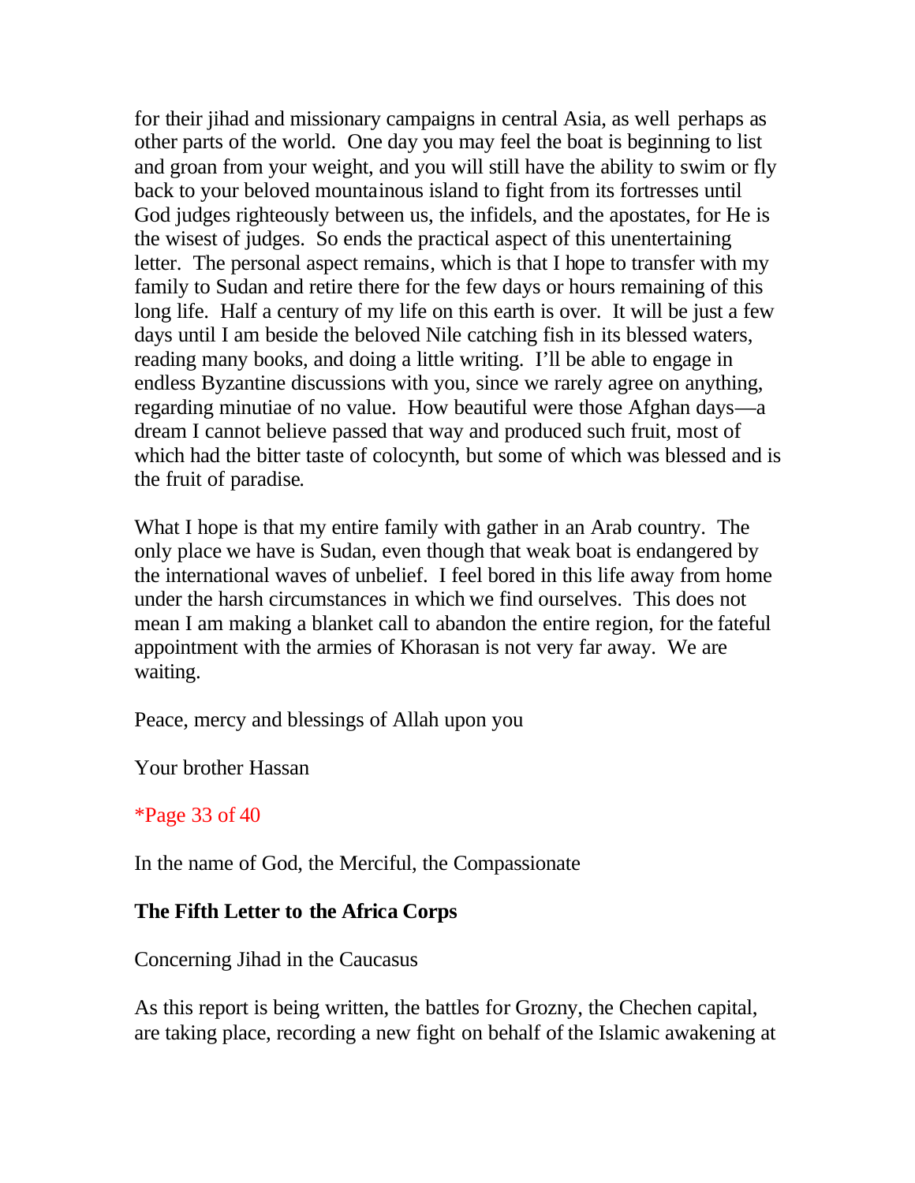for their jihad and missionary campaigns in central Asia, as well perhaps as other parts of the world. One day you may feel the boat is beginning to list and groan from your weight, and you will still have the ability to swim or fly back to your beloved mountainous island to fight from its fortresses until God judges righteously between us, the infidels, and the apostates, for He is the wisest of judges. So ends the practical aspect of this unentertaining letter. The personal aspect remains, which is that I hope to transfer with my family to Sudan and retire there for the few days or hours remaining of this long life. Half a century of my life on this earth is over. It will be just a few days until I am beside the beloved Nile catching fish in its blessed waters, reading many books, and doing a little writing. I'll be able to engage in endless Byzantine discussions with you, since we rarely agree on anything, regarding minutiae of no value. How beautiful were those Afghan days—a dream I cannot believe passed that way and produced such fruit, most of which had the bitter taste of colocynth, but some of which was blessed and is the fruit of paradise.

What I hope is that my entire family with gather in an Arab country. The only place we have is Sudan, even though that weak boat is endangered by the international waves of unbelief. I feel bored in this life away from home under the harsh circumstances in which we find ourselves. This does not mean I am making a blanket call to abandon the entire region, for the fateful appointment with the armies of Khorasan is not very far away. We are waiting.

Peace, mercy and blessings of Allah upon you

Your brother Hassan

*Page 33 of 40

In the name of God, the Merciful, the Compassionate

**The Fifth Letter to the Africa Corps**

Concerning Jihad in the Caucasus

As this report is being written, the battles for Grozny, the Chechen capital, are taking place, recording a new fight on behalf of the Islamic awakening at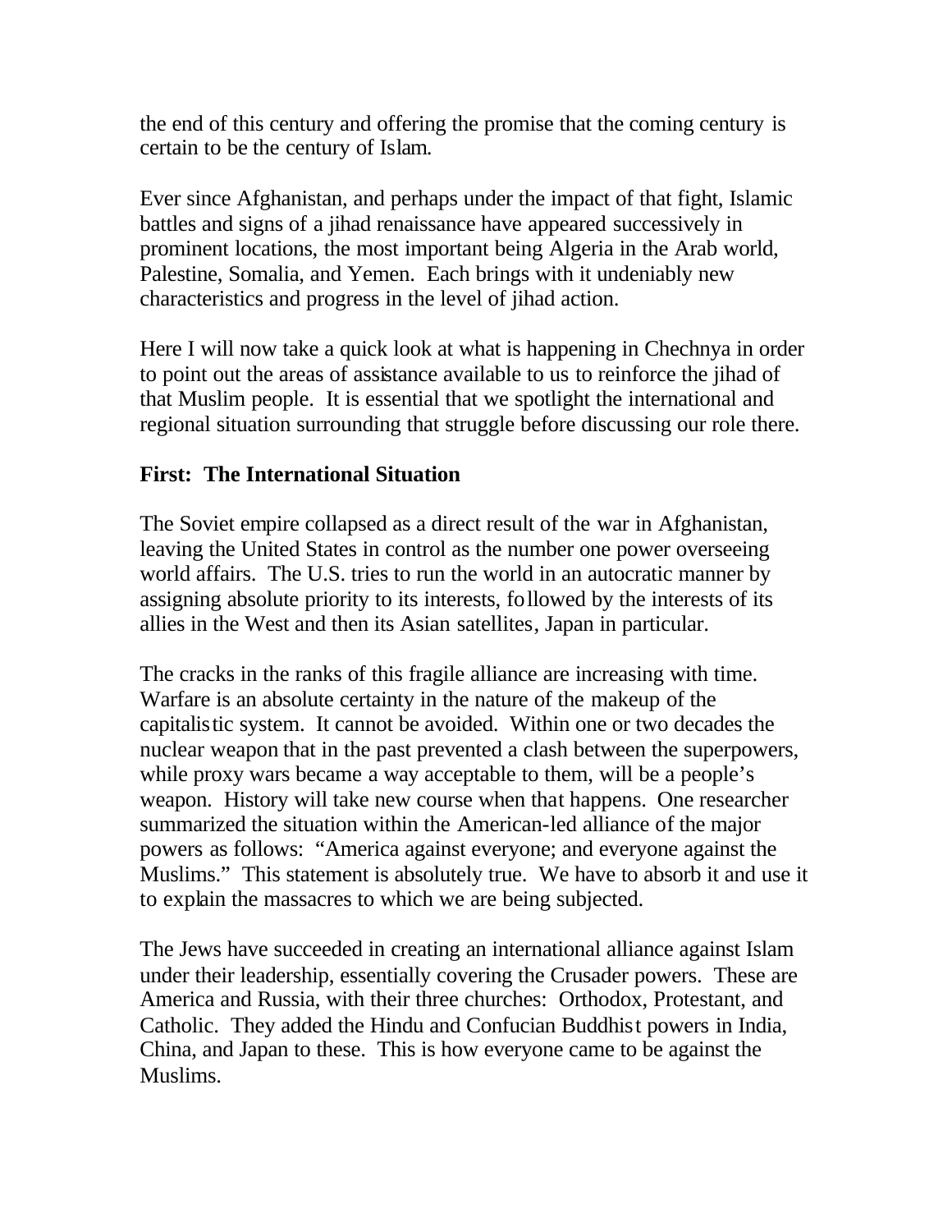the end of this century and offering the promise that the coming century is certain to be the century of Islam.

Ever since Afghanistan, and perhaps under the impact of that fight, Islamic battles and signs of a jihad renaissance have appeared successively in prominent locations, the most important being Algeria in the Arab world, Palestine, Somalia, and Yemen. Each brings with it undeniably new characteristics and progress in the level of jihad action.

Here I will now take a quick look at what is happening in Chechnya in order to point out the areas of assistance available to us to reinforce the jihad of that Muslim people. It is essential that we spotlight the international and regional situation surrounding that struggle before discussing our role there.

**First: The International Situation**

The Soviet empire collapsed as a direct result of the war in Afghanistan, leaving the United States in control as the number one power overseeing world affairs. The U.S. tries to run the world in an autocratic manner by assigning absolute priority to its interests, followed by the interests of its allies in the West and then its Asian satellites, Japan in particular.

The cracks in the ranks of this fragile alliance are increasing with time. Warfare is an absolute certainty in the nature of the makeup of the capitalistic system. It cannot be avoided. Within one or two decades the nuclear weapon that in the past prevented a clash between the superpowers, while proxy wars became a way acceptable to them, will be a people's weapon. History will take new course when that happens. One researcher summarized the situation within the American-led alliance of the major powers as follows: "America against everyone; and everyone against the Muslims." This statement is absolutely true. We have to absorb it and use it to explain the massacres to which we are being subjected.

The Jews have succeeded in creating an international alliance against Islam under their leadership, essentially covering the Crusader powers. These are America and Russia, with their three churches: Orthodox, Protestant, and Catholic. They added the Hindu and Confucian Buddhist powers in India, China, and Japan to these. This is how everyone came to be against the Muslims.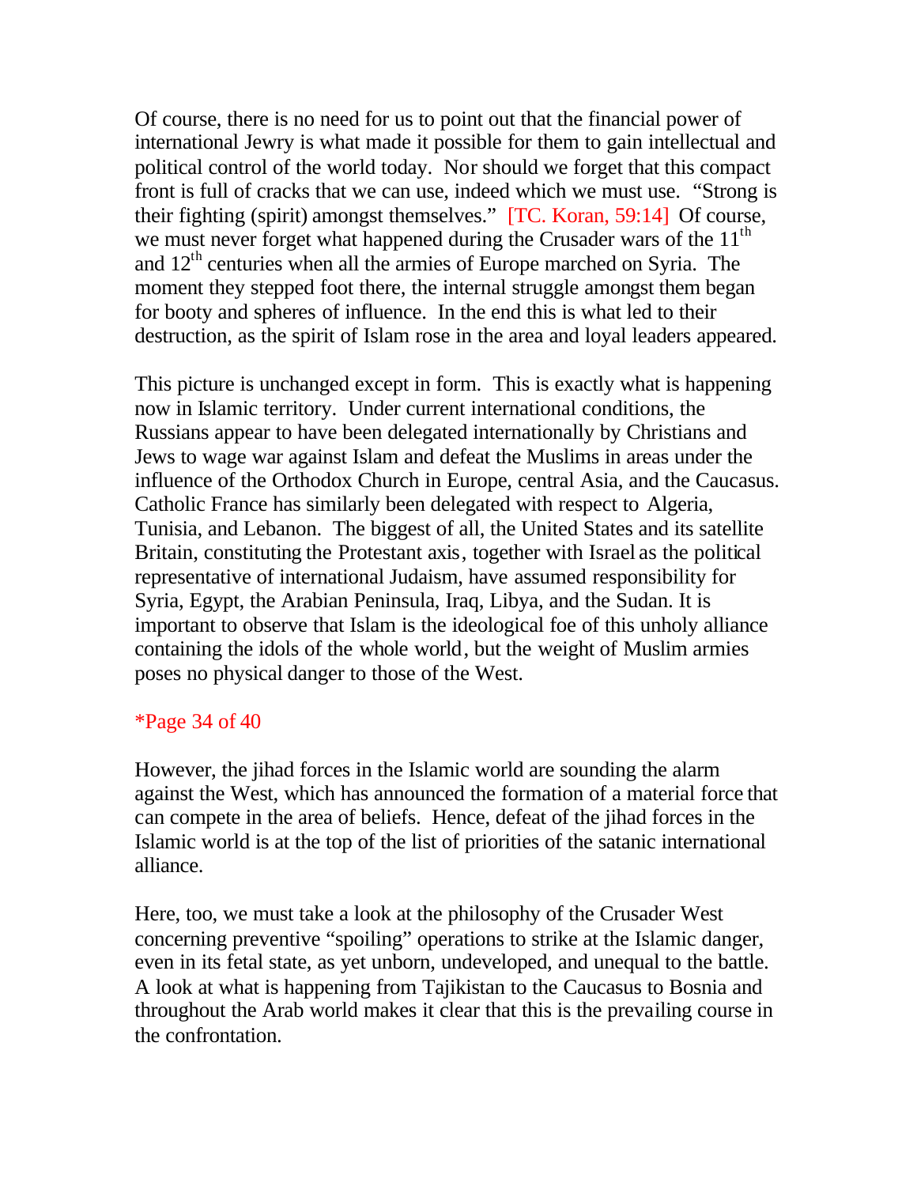Of course, there is no need for us to point out that the financial power of international Jewry is what made it possible for them to gain intellectual and political control of the world today. Nor should we forget that this compact front is full of cracks that we can use, indeed which we must use. "Strong is their fighting (spirit) amongst themselves." [TC. Koran, 59:14] Of course, we must never forget what happened during the Crusader wars of the 11th and 12th centuries when all the armies of Europe marched on Syria. The moment they stepped foot there, the internal struggle amongst them began for booty and spheres of influence. In the end this is what led to their destruction, as the spirit of Islam rose in the area and loyal leaders appeared.

This picture is unchanged except in form. This is exactly what is happening now in Islamic territory. Under current international conditions, the Russians appear to have been delegated internationally by Christians and Jews to wage war against Islam and defeat the Muslims in areas under the influence of the Orthodox Church in Europe, central Asia, and the Caucasus. Catholic France has similarly been delegated with respect to Algeria, Tunisia, and Lebanon. The biggest of all, the United States and its satellite Britain, constituting the Protestant axis, together with Israel as the political representative of international Judaism, have assumed responsibility for Syria, Egypt, the Arabian Peninsula, Iraq, Libya, and the Sudan. It is important to observe that Islam is the ideological foe of this unholy alliance containing the idols of the whole world, but the weight of Muslim armies poses no physical danger to those of the West.

*Page 34 of 40

However, the jihad forces in the Islamic world are sounding the alarm against the West, which has announced the formation of a material force that can compete in the area of beliefs. Hence, defeat of the jihad forces in the Islamic world is at the top of the list of priorities of the satanic international alliance.

Here, too, we must take a look at the philosophy of the Crusader West concerning preventive "spoiling" operations to strike at the Islamic danger, even in its fetal state, as yet unborn, undeveloped, and unequal to the battle. A look at what is happening from Tajikistan to the Caucasus to Bosnia and throughout the Arab world makes it clear that this is the prevailing course in the confrontation.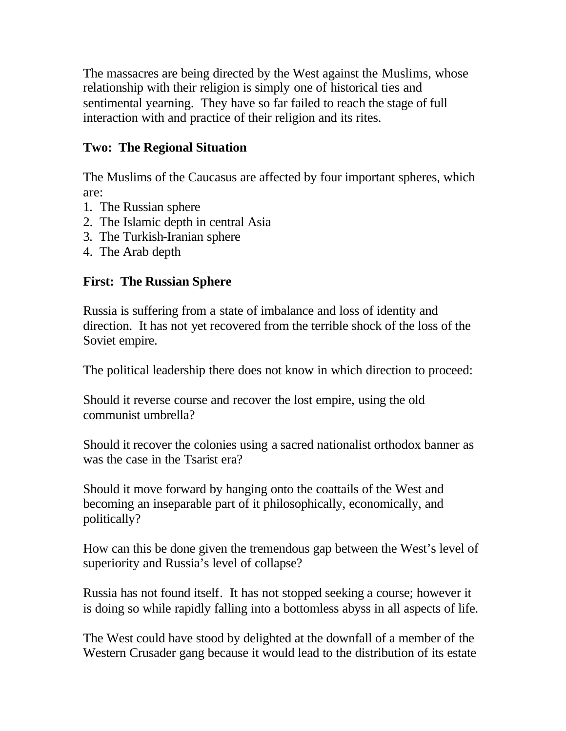The massacres are being directed by the West against the Muslims, whose relationship with their religion is simply one of historical ties and sentimental yearning. They have so far failed to reach the stage of full interaction with and practice of their religion and its rites.

**Two: The Regional Situation**

The Muslims of the Caucasus are affected by four important spheres, which are:

1. The Russian sphere
2. The Islamic depth in central Asia
3. The Turkish-Iranian sphere
4. The Arab depth

**First: The Russian Sphere**

Russia is suffering from a state of imbalance and loss of identity and direction. It has not yet recovered from the terrible shock of the loss of the Soviet empire.

The political leadership there does not know in which direction to proceed:

Should it reverse course and recover the lost empire, using the old communist umbrella?

Should it recover the colonies using a sacred nationalist orthodox banner as was the case in the Tsarist era?

Should it move forward by hanging onto the coattails of the West and becoming an inseparable part of it philosophically, economically, and politically?

How can this be done given the tremendous gap between the West's level of superiority and Russia's level of collapse?

Russia has not found itself. It has not stopped seeking a course; however it is doing so while rapidly falling into a bottomless abyss in all aspects of life.

The West could have stood by delighted at the downfall of a member of the Western Crusader gang because it would lead to the distribution of its estate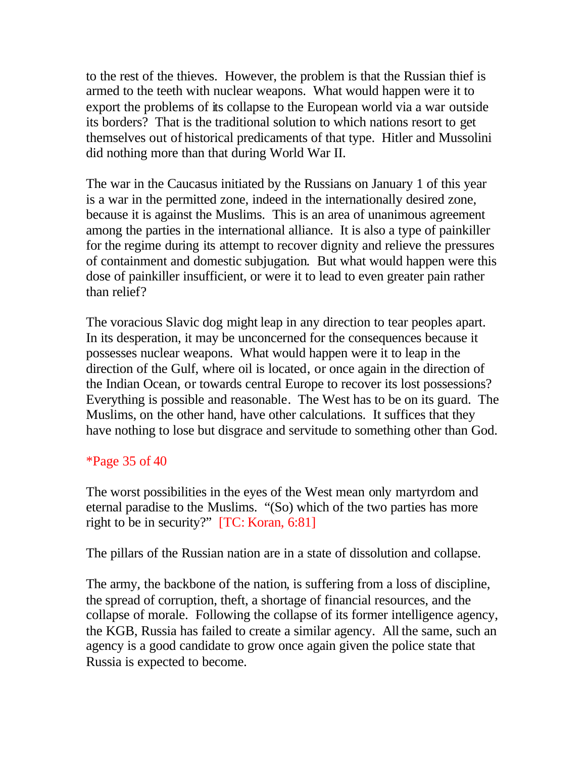to the rest of the thieves. However, the problem is that the Russian thief is armed to the teeth with nuclear weapons. What would happen were it to export the problems of its collapse to the European world via a war outside its borders? That is the traditional solution to which nations resort to get themselves out of historical predicaments of that type. Hitler and Mussolini did nothing more than that during World War II.

The war in the Caucasus initiated by the Russians on January 1 of this year is a war in the permitted zone, indeed in the internationally desired zone, because it is against the Muslims. This is an area of unanimous agreement among the parties in the international alliance. It is also a type of painkiller for the regime during its attempt to recover dignity and relieve the pressures of containment and domestic subjugation. But what would happen were this dose of painkiller insufficient, or were it to lead to even greater pain rather than relief?

The voracious Slavic dog might leap in any direction to tear peoples apart. In its desperation, it may be unconcerned for the consequences because it possesses nuclear weapons. What would happen were it to leap in the direction of the Gulf, where oil is located, or once again in the direction of the Indian Ocean, or towards central Europe to recover its lost possessions? Everything is possible and reasonable. The West has to be on its guard. The Muslims, on the other hand, have other calculations. It suffices that they have nothing to lose but disgrace and servitude to something other than God.

*Page 35 of 40

The worst possibilities in the eyes of the West mean only martyrdom and eternal paradise to the Muslims. "(So) which of the two parties has more right to be in security?" [TC: Koran, 6:81]

The pillars of the Russian nation are in a state of dissolution and collapse.

The army, the backbone of the nation, is suffering from a loss of discipline, the spread of corruption, theft, a shortage of financial resources, and the collapse of morale. Following the collapse of its former intelligence agency, the KGB, Russia has failed to create a similar agency. All the same, such an agency is a good candidate to grow once again given the police state that Russia is expected to become.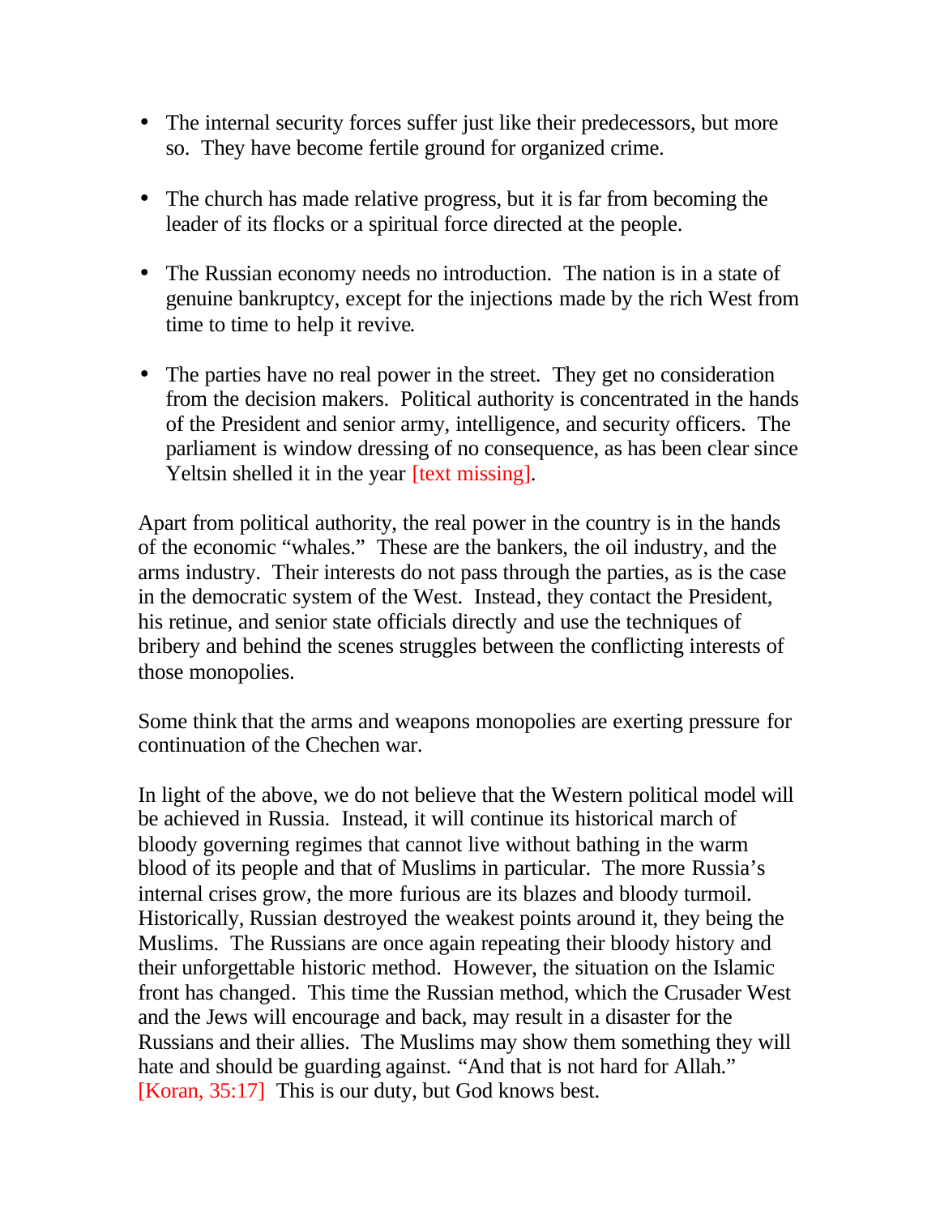- The internal security forces suffer just like their predecessors, but more so. They have become fertile ground for organized crime.

- The church has made relative progress, but it is far from becoming the leader of its flocks or a spiritual force directed at the people.

- The Russian economy needs no introduction. The nation is in a state of genuine bankruptcy, except for the injections made by the rich West from time to time to help it revive.

- The parties have no real power in the street. They get no consideration from the decision makers. Political authority is concentrated in the hands of the President and senior army, intelligence, and security officers. The parliament is window dressing of no consequence, as has been clear since Yeltsin shelled it in the year [text missing].

Apart from political authority, the real power in the country is in the hands of the economic "whales." These are the bankers, the oil industry, and the arms industry. Their interests do not pass through the parties, as is the case in the democratic system of the West. Instead, they contact the President, his retinue, and senior state officials directly and use the techniques of bribery and behind the scenes struggles between the conflicting interests of those monopolies.

Some think that the arms and weapons monopolies are exerting pressure for continuation of the Chechen war.

In light of the above, we do not believe that the Western political model will be achieved in Russia. Instead, it will continue its historical march of bloody governing regimes that cannot live without bathing in the warm blood of its people and that of Muslims in particular. The more Russia's internal crises grow, the more furious are its blazes and bloody turmoil. Historically, Russian destroyed the weakest points around it, they being the Muslims. The Russians are once again repeating their bloody history and their unforgettable historic method. However, the situation on the Islamic front has changed. This time the Russian method, which the Crusader West and the Jews will encourage and back, may result in a disaster for the Russians and their allies. The Muslims may show them something they will hate and should be guarding against. "And that is not hard for Allah." [Koran, 35:17] This is our duty, but God knows best.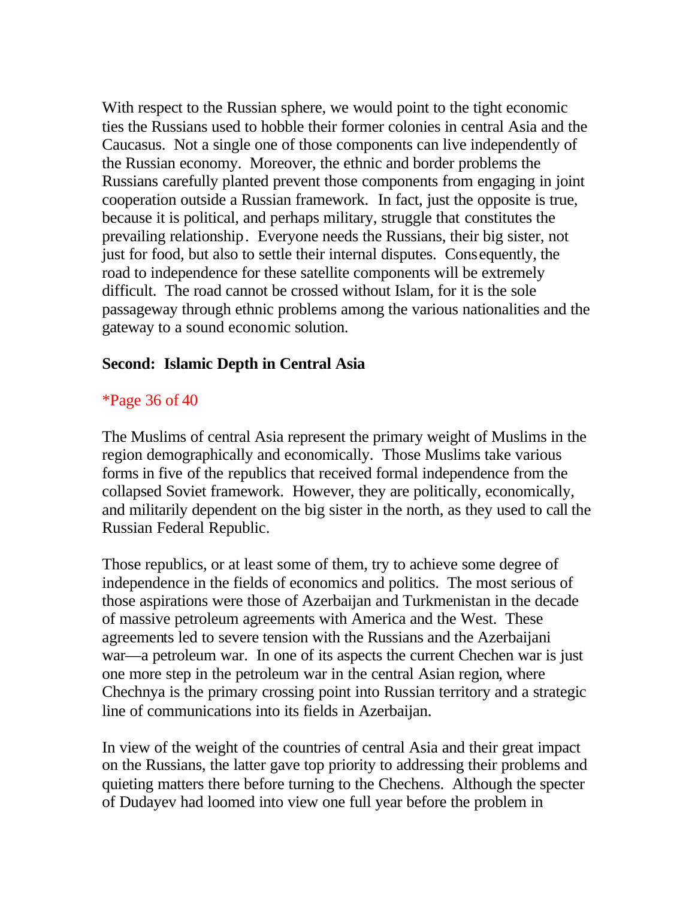With respect to the Russian sphere, we would point to the tight economic ties the Russians used to hobble their former colonies in central Asia and the Caucasus. Not a single one of those components can live independently of the Russian economy. Moreover, the ethnic and border problems the Russians carefully planted prevent those components from engaging in joint cooperation outside a Russian framework. In fact, just the opposite is true, because it is political, and perhaps military, struggle that constitutes the prevailing relationship. Everyone needs the Russians, their big sister, not just for food, but also to settle their internal disputes. Consequently, the road to independence for these satellite components will be extremely difficult. The road cannot be crossed without Islam, for it is the sole passageway through ethnic problems among the various nationalities and the gateway to a sound economic solution.

**Second: Islamic Depth in Central Asia**

*Page 36 of 40

The Muslims of central Asia represent the primary weight of Muslims in the region demographically and economically. Those Muslims take various forms in five of the republics that received formal independence from the collapsed Soviet framework. However, they are politically, economically, and militarily dependent on the big sister in the north, as they used to call the Russian Federal Republic.

Those republics, or at least some of them, try to achieve some degree of independence in the fields of economics and politics. The most serious of those aspirations were those of Azerbaijan and Turkmenistan in the decade of massive petroleum agreements with America and the West. These agreements led to severe tension with the Russians and the Azerbaijani war—a petroleum war. In one of its aspects the current Chechen war is just one more step in the petroleum war in the central Asian region, where Chechnya is the primary crossing point into Russian territory and a strategic line of communications into its fields in Azerbaijan.

In view of the weight of the countries of central Asia and their great impact on the Russians, the latter gave top priority to addressing their problems and quieting matters there before turning to the Chechens. Although the specter of Dudayev had loomed into view one full year before the problem in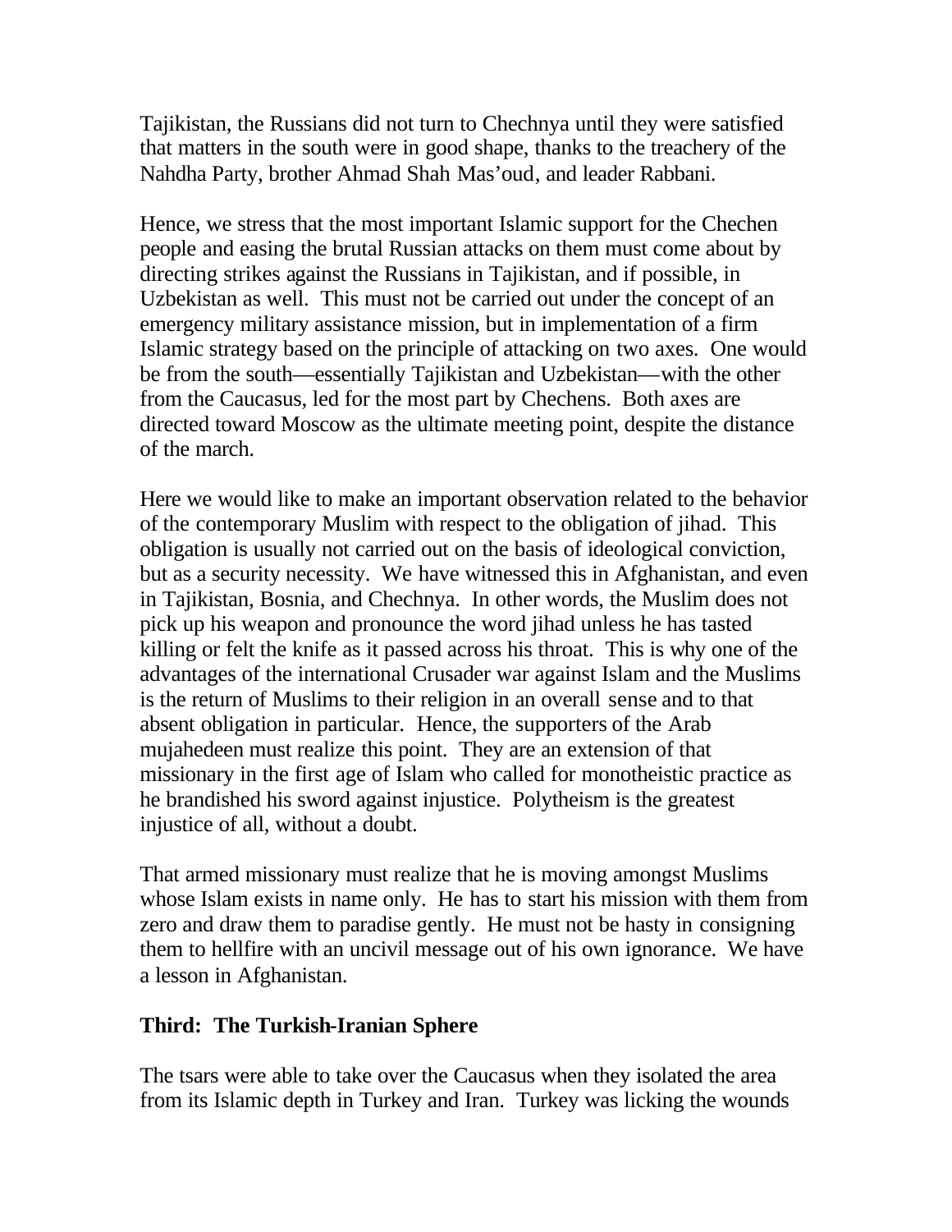Tajikistan, the Russians did not turn to Chechnya until they were satisfied that matters in the south were in good shape, thanks to the treachery of the Nahdha Party, brother Ahmad Shah Mas'oud, and leader Rabbani.

Hence, we stress that the most important Islamic support for the Chechen people and easing the brutal Russian attacks on them must come about by directing strikes against the Russians in Tajikistan, and if possible, in Uzbekistan as well. This must not be carried out under the concept of an emergency military assistance mission, but in implementation of a firm Islamic strategy based on the principle of attacking on two axes. One would be from the south—essentially Tajikistan and Uzbekistan—with the other from the Caucasus, led for the most part by Chechens. Both axes are directed toward Moscow as the ultimate meeting point, despite the distance of the march.

Here we would like to make an important observation related to the behavior of the contemporary Muslim with respect to the obligation of jihad. This obligation is usually not carried out on the basis of ideological conviction, but as a security necessity. We have witnessed this in Afghanistan, and even in Tajikistan, Bosnia, and Chechnya. In other words, the Muslim does not pick up his weapon and pronounce the word jihad unless he has tasted killing or felt the knife as it passed across his throat. This is why one of the advantages of the international Crusader war against Islam and the Muslims is the return of Muslims to their religion in an overall sense and to that absent obligation in particular. Hence, the supporters of the Arab mujahedeen must realize this point. They are an extension of that missionary in the first age of Islam who called for monotheistic practice as he brandished his sword against injustice. Polytheism is the greatest injustice of all, without a doubt.

That armed missionary must realize that he is moving amongst Muslims whose Islam exists in name only. He has to start his mission with them from zero and draw them to paradise gently. He must not be hasty in consigning them to hellfire with an uncivil message out of his own ignorance. We have a lesson in Afghanistan.

**Third: The Turkish-Iranian Sphere**

The tsars were able to take over the Caucasus when they isolated the area from its Islamic depth in Turkey and Iran. Turkey was licking the wounds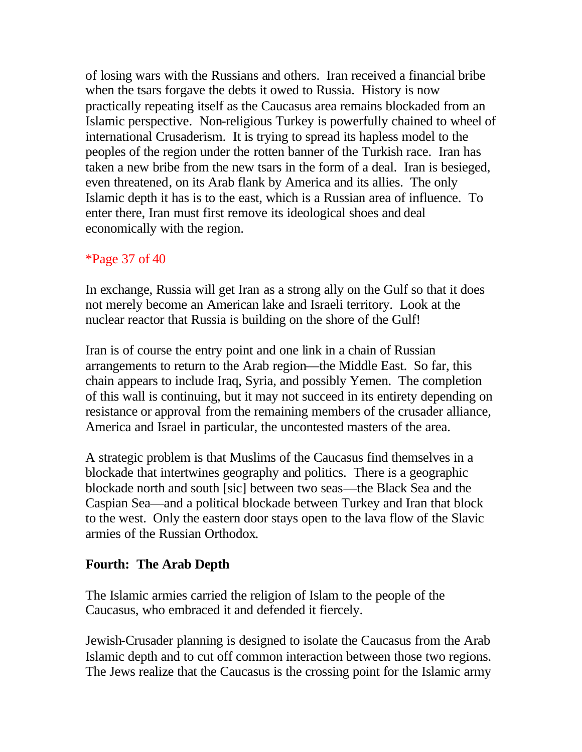of losing wars with the Russians and others. Iran received a financial bribe when the tsars forgave the debts it owed to Russia. History is now practically repeating itself as the Caucasus area remains blockaded from an Islamic perspective. Non-religious Turkey is powerfully chained to wheel of international Crusaderism. It is trying to spread its hapless model to the peoples of the region under the rotten banner of the Turkish race. Iran has taken a new bribe from the new tsars in the form of a deal. Iran is besieged, even threatened, on its Arab flank by America and its allies. The only Islamic depth it has is to the east, which is a Russian area of influence. To enter there, Iran must first remove its ideological shoes and deal economically with the region.

*Page 37 of 40

In exchange, Russia will get Iran as a strong ally on the Gulf so that it does not merely become an American lake and Israeli territory. Look at the nuclear reactor that Russia is building on the shore of the Gulf!

Iran is of course the entry point and one link in a chain of Russian arrangements to return to the Arab region—the Middle East. So far, this chain appears to include Iraq, Syria, and possibly Yemen. The completion of this wall is continuing, but it may not succeed in its entirety depending on resistance or approval from the remaining members of the crusader alliance, America and Israel in particular, the uncontested masters of the area.

A strategic problem is that Muslims of the Caucasus find themselves in a blockade that intertwines geography and politics. There is a geographic blockade north and south [sic] between two seas—the Black Sea and the Caspian Sea—and a political blockade between Turkey and Iran that block to the west. Only the eastern door stays open to the lava flow of the Slavic armies of the Russian Orthodox.

**Fourth: The Arab Depth**

The Islamic armies carried the religion of Islam to the people of the Caucasus, who embraced it and defended it fiercely.

Jewish-Crusader planning is designed to isolate the Caucasus from the Arab Islamic depth and to cut off common interaction between those two regions. The Jews realize that the Caucasus is the crossing point for the Islamic army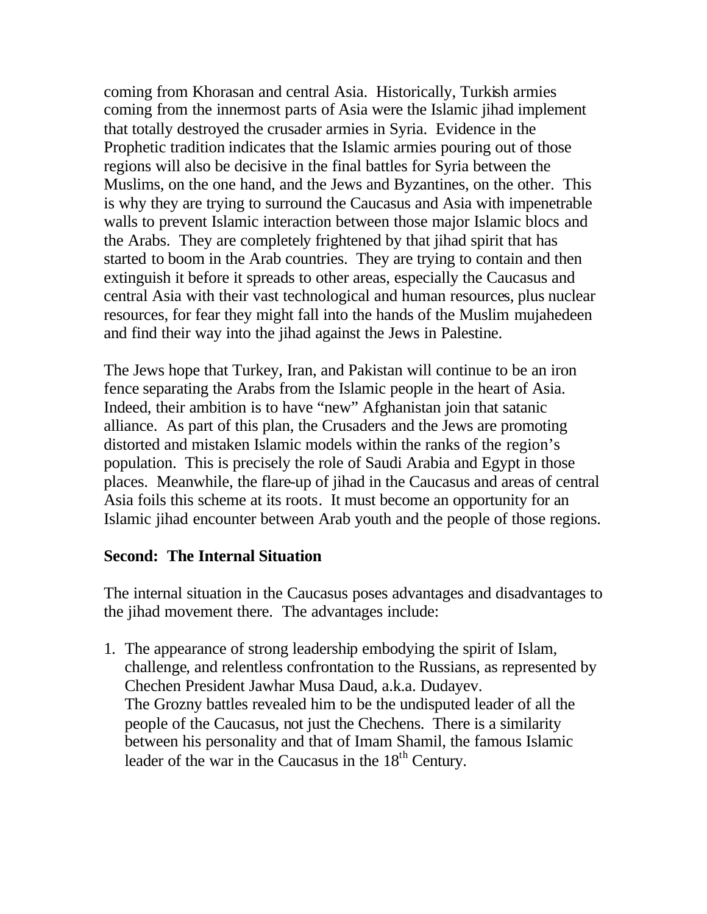coming from Khorasan and central Asia. Historically, Turkish armies coming from the innermost parts of Asia were the Islamic jihad implement that totally destroyed the crusader armies in Syria. Evidence in the Prophetic tradition indicates that the Islamic armies pouring out of those regions will also be decisive in the final battles for Syria between the Muslims, on the one hand, and the Jews and Byzantines, on the other. This is why they are trying to surround the Caucasus and Asia with impenetrable walls to prevent Islamic interaction between those major Islamic blocs and the Arabs. They are completely frightened by that jihad spirit that has started to boom in the Arab countries. They are trying to contain and then extinguish it before it spreads to other areas, especially the Caucasus and central Asia with their vast technological and human resources, plus nuclear resources, for fear they might fall into the hands of the Muslim mujahedeen and find their way into the jihad against the Jews in Palestine.

The Jews hope that Turkey, Iran, and Pakistan will continue to be an iron fence separating the Arabs from the Islamic people in the heart of Asia. Indeed, their ambition is to have "new" Afghanistan join that satanic alliance. As part of this plan, the Crusaders and the Jews are promoting distorted and mistaken Islamic models within the ranks of the region's population. This is precisely the role of Saudi Arabia and Egypt in those places. Meanwhile, the flare-up of jihad in the Caucasus and areas of central Asia foils this scheme at its roots. It must become an opportunity for an Islamic jihad encounter between Arab youth and the people of those regions.

**Second: The Internal Situation**

The internal situation in the Caucasus poses advantages and disadvantages to the jihad movement there. The advantages include:

1. The appearance of strong leadership embodying the spirit of Islam, challenge, and relentless confrontation to the Russians, as represented by Chechen President Jawhar Musa Daud, a.k.a. Dudayev.
   The Grozny battles revealed him to be the undisputed leader of all the people of the Caucasus, not just the Chechens. There is a similarity between his personality and that of Imam Shamil, the famous Islamic leader of the war in the Caucasus in the 18th Century.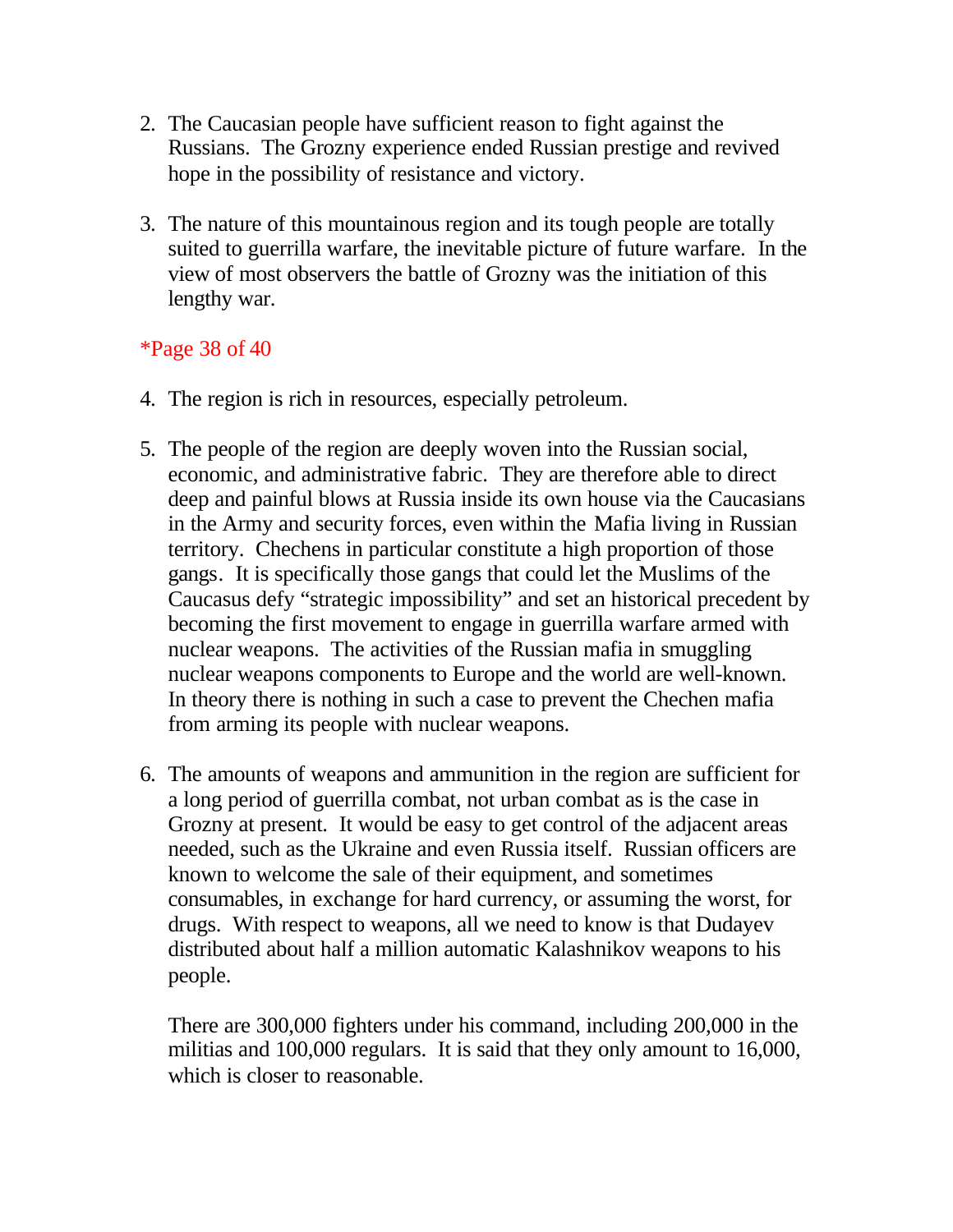2. The Caucasian people have sufficient reason to fight against the Russians. The Grozny experience ended Russian prestige and revived hope in the possibility of resistance and victory.

3. The nature of this mountainous region and its tough people are totally suited to guerrilla warfare, the inevitable picture of future warfare. In the view of most observers the battle of Grozny was the initiation of this lengthy war.

*Page 38 of 40

4. The region is rich in resources, especially petroleum.

5. The people of the region are deeply woven into the Russian social, economic, and administrative fabric. They are therefore able to direct deep and painful blows at Russia inside its own house via the Caucasians in the Army and security forces, even within the Mafia living in Russian territory. Chechens in particular constitute a high proportion of those gangs. It is specifically those gangs that could let the Muslims of the Caucasus defy "strategic impossibility" and set an historical precedent by becoming the first movement to engage in guerrilla warfare armed with nuclear weapons. The activities of the Russian mafia in smuggling nuclear weapons components to Europe and the world are well-known. In theory there is nothing in such a case to prevent the Chechen mafia from arming its people with nuclear weapons.

6. The amounts of weapons and ammunition in the region are sufficient for a long period of guerrilla combat, not urban combat as is the case in Grozny at present. It would be easy to get control of the adjacent areas needed, such as the Ukraine and even Russia itself. Russian officers are known to welcome the sale of their equipment, and sometimes consumables, in exchange for hard currency, or assuming the worst, for drugs. With respect to weapons, all we need to know is that Dudayev distributed about half a million automatic Kalashnikov weapons to his people.

   There are 300,000 fighters under his command, including 200,000 in the militias and 100,000 regulars. It is said that they only amount to 16,000, which is closer to reasonable.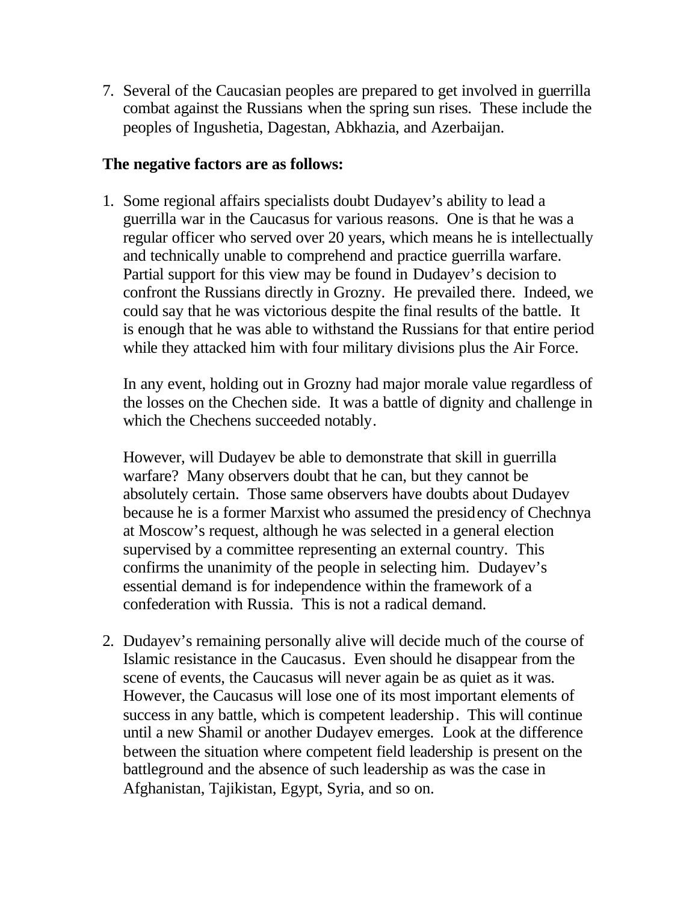7. Several of the Caucasian peoples are prepared to get involved in guerrilla combat against the Russians when the spring sun rises. These include the peoples of Ingushetia, Dagestan, Abkhazia, and Azerbaijan.

**The negative factors are as follows:**

1. Some regional affairs specialists doubt Dudayev's ability to lead a guerrilla war in the Caucasus for various reasons. One is that he was a regular officer who served over 20 years, which means he is intellectually and technically unable to comprehend and practice guerrilla warfare. Partial support for this view may be found in Dudayev's decision to confront the Russians directly in Grozny. He prevailed there. Indeed, we could say that he was victorious despite the final results of the battle. It is enough that he was able to withstand the Russians for that entire period while they attacked him with four military divisions plus the Air Force.

   In any event, holding out in Grozny had major morale value regardless of the losses on the Chechen side. It was a battle of dignity and challenge in which the Chechens succeeded notably.

   However, will Dudayev be able to demonstrate that skill in guerrilla warfare? Many observers doubt that he can, but they cannot be absolutely certain. Those same observers have doubts about Dudayev because he is a former Marxist who assumed the presidency of Chechnya at Moscow's request, although he was selected in a general election supervised by a committee representing an external country. This confirms the unanimity of the people in selecting him. Dudayev's essential demand is for independence within the framework of a confederation with Russia. This is not a radical demand.

2. Dudayev's remaining personally alive will decide much of the course of Islamic resistance in the Caucasus. Even should he disappear from the scene of events, the Caucasus will never again be as quiet as it was. However, the Caucasus will lose one of its most important elements of success in any battle, which is competent leadership. This will continue until a new Shamil or another Dudayev emerges. Look at the difference between the situation where competent field leadership is present on the battleground and the absence of such leadership as was the case in Afghanistan, Tajikistan, Egypt, Syria, and so on.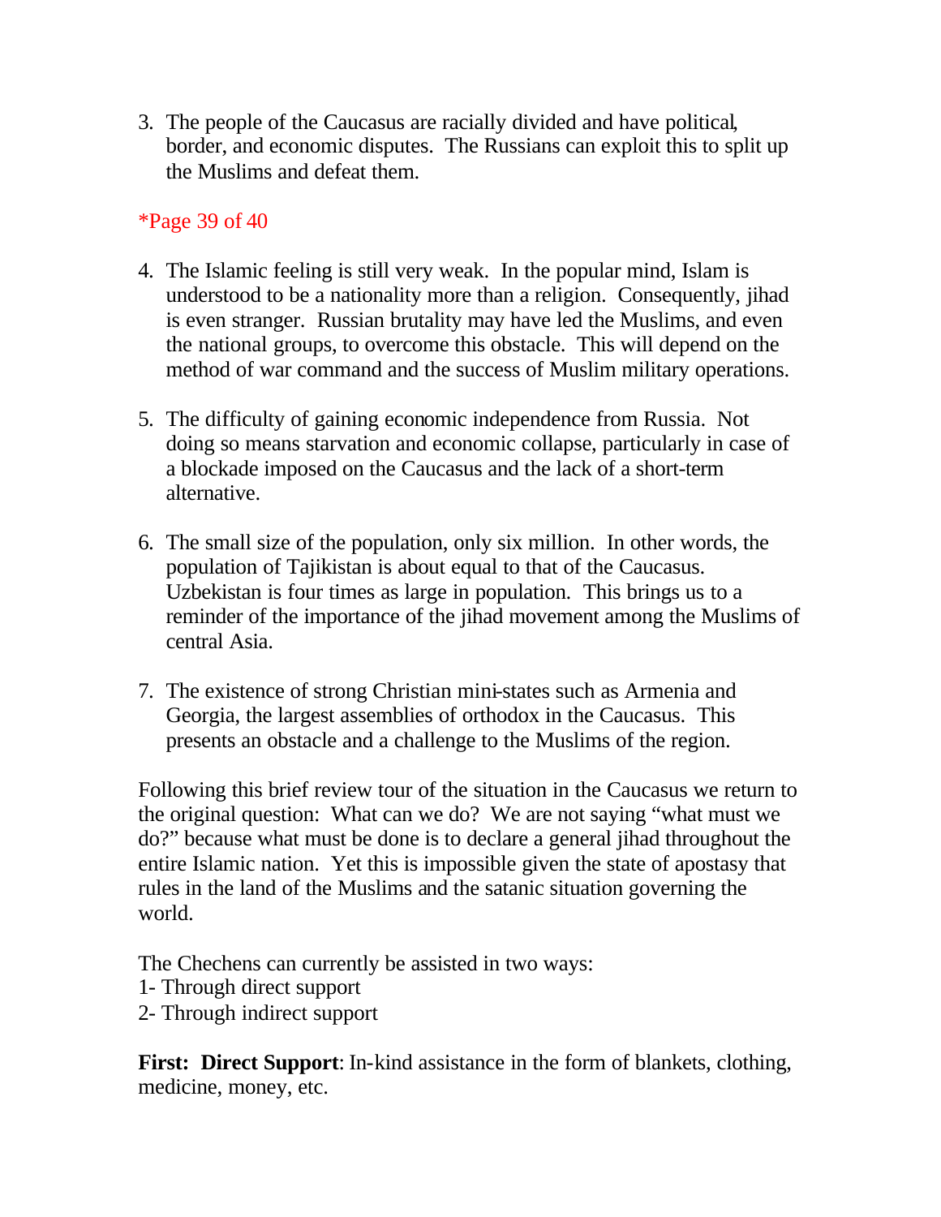3. The people of the Caucasus are racially divided and have political, border, and economic disputes. The Russians can exploit this to split up the Muslims and defeat them.

*Page 39 of 40

4. The Islamic feeling is still very weak. In the popular mind, Islam is understood to be a nationality more than a religion. Consequently, jihad is even stranger. Russian brutality may have led the Muslims, and even the national groups, to overcome this obstacle. This will depend on the method of war command and the success of Muslim military operations.

5. The difficulty of gaining economic independence from Russia. Not doing so means starvation and economic collapse, particularly in case of a blockade imposed on the Caucasus and the lack of a short-term alternative.

6. The small size of the population, only six million. In other words, the population of Tajikistan is about equal to that of the Caucasus. Uzbekistan is four times as large in population. This brings us to a reminder of the importance of the jihad movement among the Muslims of central Asia.

7. The existence of strong Christian mini-states such as Armenia and Georgia, the largest assemblies of orthodox in the Caucasus. This presents an obstacle and a challenge to the Muslims of the region.

Following this brief review tour of the situation in the Caucasus we return to the original question: What can we do? We are not saying "what must we do?" because what must be done is to declare a general jihad throughout the entire Islamic nation. Yet this is impossible given the state of apostasy that rules in the land of the Muslims and the satanic situation governing the world.

The Chechens can currently be assisted in two ways:
1- Through direct support
2- Through indirect support

**First: Direct Support**: In-kind assistance in the form of blankets, clothing, medicine, money, etc.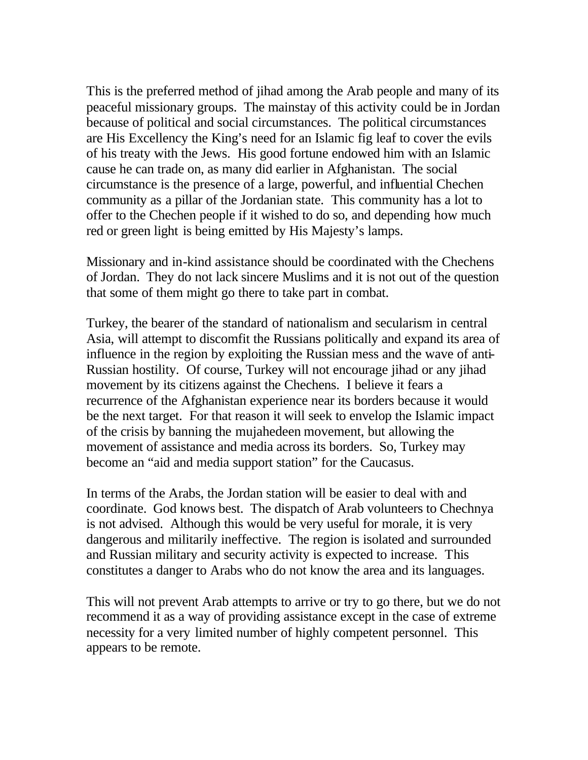This is the preferred method of jihad among the Arab people and many of its peaceful missionary groups. The mainstay of this activity could be in Jordan because of political and social circumstances. The political circumstances are His Excellency the King's need for an Islamic fig leaf to cover the evils of his treaty with the Jews. His good fortune endowed him with an Islamic cause he can trade on, as many did earlier in Afghanistan. The social circumstance is the presence of a large, powerful, and influential Chechen community as a pillar of the Jordanian state. This community has a lot to offer to the Chechen people if it wished to do so, and depending how much red or green light is being emitted by His Majesty's lamps.

Missionary and in-kind assistance should be coordinated with the Chechens of Jordan. They do not lack sincere Muslims and it is not out of the question that some of them might go there to take part in combat.

Turkey, the bearer of the standard of nationalism and secularism in central Asia, will attempt to discomfit the Russians politically and expand its area of influence in the region by exploiting the Russian mess and the wave of anti-Russian hostility. Of course, Turkey will not encourage jihad or any jihad movement by its citizens against the Chechens. I believe it fears a recurrence of the Afghanistan experience near its borders because it would be the next target. For that reason it will seek to envelop the Islamic impact of the crisis by banning the mujahedeen movement, but allowing the movement of assistance and media across its borders. So, Turkey may become an "aid and media support station" for the Caucasus.

In terms of the Arabs, the Jordan station will be easier to deal with and coordinate. God knows best. The dispatch of Arab volunteers to Chechnya is not advised. Although this would be very useful for morale, it is very dangerous and militarily ineffective. The region is isolated and surrounded and Russian military and security activity is expected to increase. This constitutes a danger to Arabs who do not know the area and its languages.

This will not prevent Arab attempts to arrive or try to go there, but we do not recommend it as a way of providing assistance except in the case of extreme necessity for a very limited number of highly competent personnel. This appears to be remote.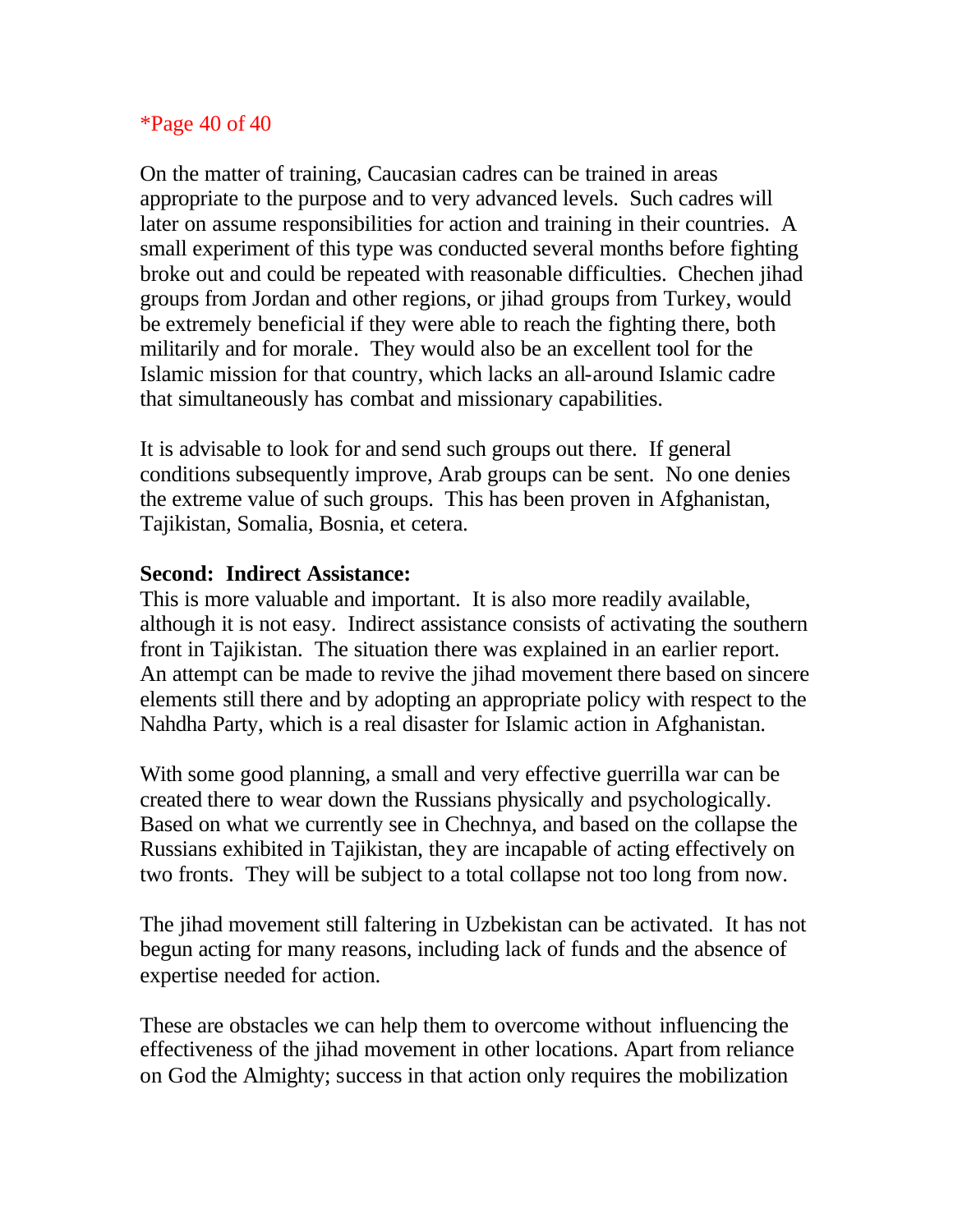*Page 40 of 40

On the matter of training, Caucasian cadres can be trained in areas appropriate to the purpose and to very advanced levels. Such cadres will later on assume responsibilities for action and training in their countries. A small experiment of this type was conducted several months before fighting broke out and could be repeated with reasonable difficulties. Chechen jihad groups from Jordan and other regions, or jihad groups from Turkey, would be extremely beneficial if they were able to reach the fighting there, both militarily and for morale. They would also be an excellent tool for the Islamic mission for that country, which lacks an all-around Islamic cadre that simultaneously has combat and missionary capabilities.

It is advisable to look for and send such groups out there. If general conditions subsequently improve, Arab groups can be sent. No one denies the extreme value of such groups. This has been proven in Afghanistan, Tajikistan, Somalia, Bosnia, et cetera.

**Second: Indirect Assistance:**

This is more valuable and important. It is also more readily available, although it is not easy. Indirect assistance consists of activating the southern front in Tajikistan. The situation there was explained in an earlier report. An attempt can be made to revive the jihad movement there based on sincere elements still there and by adopting an appropriate policy with respect to the Nahdha Party, which is a real disaster for Islamic action in Afghanistan.

With some good planning, a small and very effective guerrilla war can be created there to wear down the Russians physically and psychologically. Based on what we currently see in Chechnya, and based on the collapse the Russians exhibited in Tajikistan, they are incapable of acting effectively on two fronts. They will be subject to a total collapse not too long from now.

The jihad movement still faltering in Uzbekistan can be activated. It has not begun acting for many reasons, including lack of funds and the absence of expertise needed for action.

These are obstacles we can help them to overcome without influencing the effectiveness of the jihad movement in other locations. Apart from reliance on God the Almighty; success in that action only requires the mobilization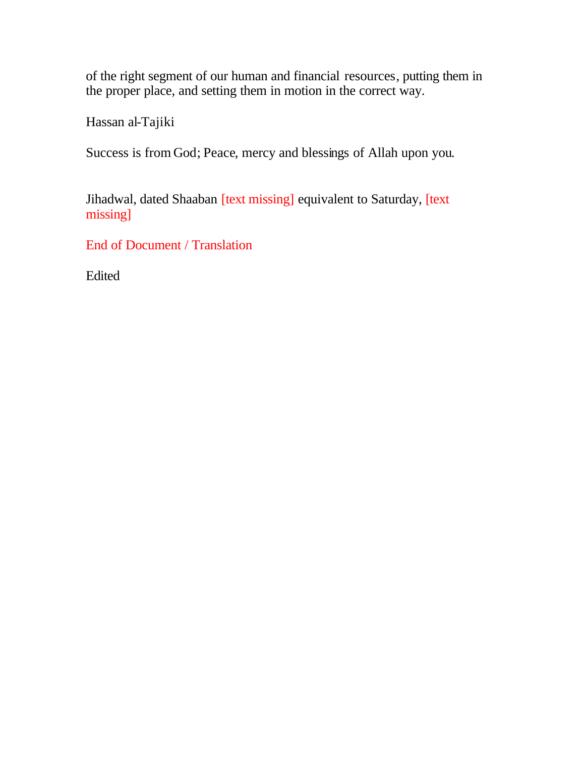of the right segment of our human and financial resources, putting them in the proper place, and setting them in motion in the correct way.

Hassan al-Tajiki

Success is from God; Peace, mercy and blessings of Allah upon you.

Jihadwal, dated Shaaban [text missing] equivalent to Saturday, [text missing]

End of Document / Translation

Edited